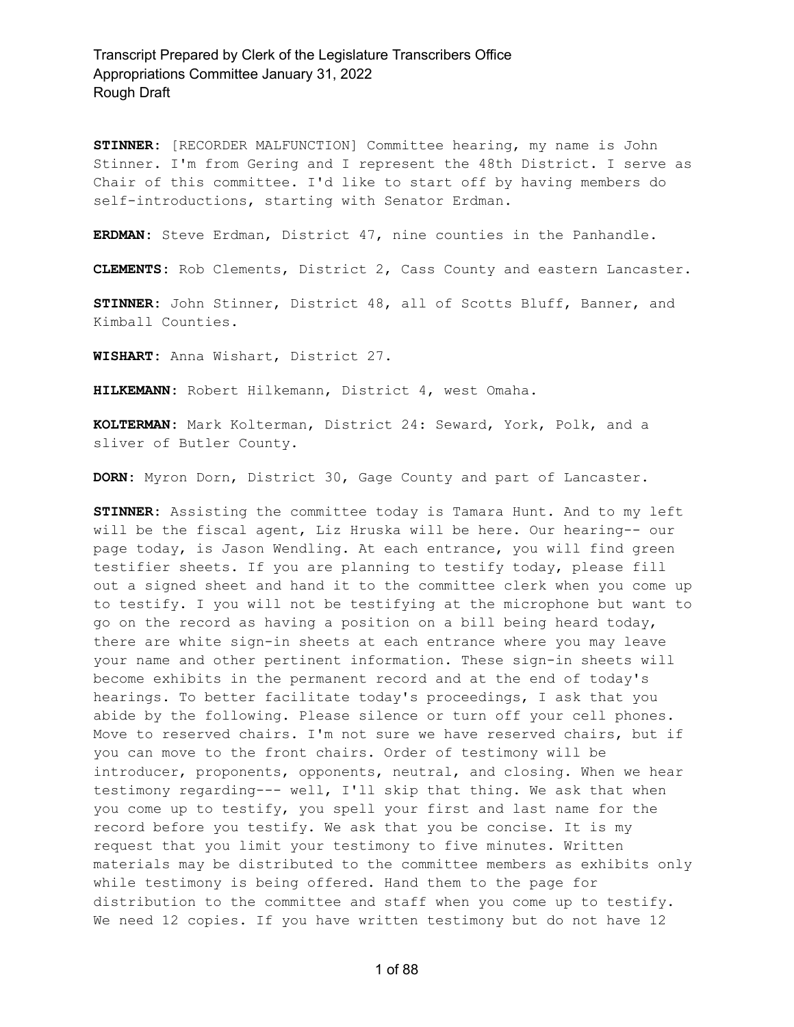**STINNER:** [RECORDER MALFUNCTION] Committee hearing, my name is John Stinner. I'm from Gering and I represent the 48th District. I serve as Chair of this committee. I'd like to start off by having members do self-introductions, starting with Senator Erdman.

**ERDMAN:** Steve Erdman, District 47, nine counties in the Panhandle.

**CLEMENTS:** Rob Clements, District 2, Cass County and eastern Lancaster.

**STINNER:** John Stinner, District 48, all of Scotts Bluff, Banner, and Kimball Counties.

**WISHART:** Anna Wishart, District 27.

**HILKEMANN:** Robert Hilkemann, District 4, west Omaha.

**KOLTERMAN:** Mark Kolterman, District 24: Seward, York, Polk, and a sliver of Butler County.

**DORN:** Myron Dorn, District 30, Gage County and part of Lancaster.

**STINNER:** Assisting the committee today is Tamara Hunt. And to my left will be the fiscal agent, Liz Hruska will be here. Our hearing-- our page today, is Jason Wendling. At each entrance, you will find green testifier sheets. If you are planning to testify today, please fill out a signed sheet and hand it to the committee clerk when you come up to testify. I you will not be testifying at the microphone but want to go on the record as having a position on a bill being heard today, there are white sign-in sheets at each entrance where you may leave your name and other pertinent information. These sign-in sheets will become exhibits in the permanent record and at the end of today's hearings. To better facilitate today's proceedings, I ask that you abide by the following. Please silence or turn off your cell phones. Move to reserved chairs. I'm not sure we have reserved chairs, but if you can move to the front chairs. Order of testimony will be introducer, proponents, opponents, neutral, and closing. When we hear testimony regarding--- well, I'll skip that thing. We ask that when you come up to testify, you spell your first and last name for the record before you testify. We ask that you be concise. It is my request that you limit your testimony to five minutes. Written materials may be distributed to the committee members as exhibits only while testimony is being offered. Hand them to the page for distribution to the committee and staff when you come up to testify. We need 12 copies. If you have written testimony but do not have 12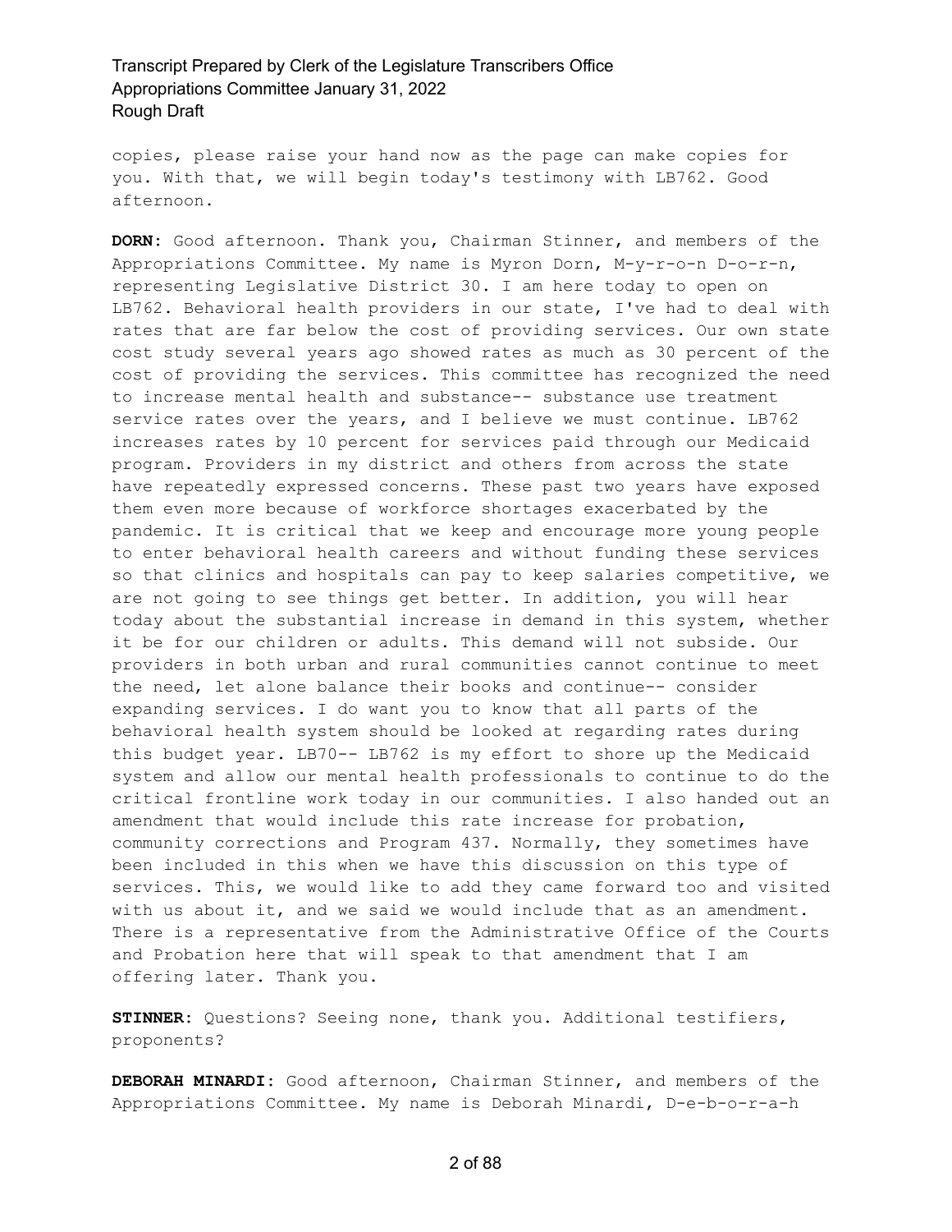copies, please raise your hand now as the page can make copies for you. With that, we will begin today's testimony with LB762. Good afternoon.

**DORN:** Good afternoon. Thank you, Chairman Stinner, and members of the Appropriations Committee. My name is Myron Dorn, M-y-r-o-n D-o-r-n, representing Legislative District 30. I am here today to open on LB762. Behavioral health providers in our state, I've had to deal with rates that are far below the cost of providing services. Our own state cost study several years ago showed rates as much as 30 percent of the cost of providing the services. This committee has recognized the need to increase mental health and substance-- substance use treatment service rates over the years, and I believe we must continue. LB762 increases rates by 10 percent for services paid through our Medicaid program. Providers in my district and others from across the state have repeatedly expressed concerns. These past two years have exposed them even more because of workforce shortages exacerbated by the pandemic. It is critical that we keep and encourage more young people to enter behavioral health careers and without funding these services so that clinics and hospitals can pay to keep salaries competitive, we are not going to see things get better. In addition, you will hear today about the substantial increase in demand in this system, whether it be for our children or adults. This demand will not subside. Our providers in both urban and rural communities cannot continue to meet the need, let alone balance their books and continue-- consider expanding services. I do want you to know that all parts of the behavioral health system should be looked at regarding rates during this budget year. LB70-- LB762 is my effort to shore up the Medicaid system and allow our mental health professionals to continue to do the critical frontline work today in our communities. I also handed out an amendment that would include this rate increase for probation, community corrections and Program 437. Normally, they sometimes have been included in this when we have this discussion on this type of services. This, we would like to add they came forward too and visited with us about it, and we said we would include that as an amendment. There is a representative from the Administrative Office of the Courts and Probation here that will speak to that amendment that I am offering later. Thank you.

**STINNER:** Questions? Seeing none, thank you. Additional testifiers, proponents?

**DEBORAH MINARDI:** Good afternoon, Chairman Stinner, and members of the Appropriations Committee. My name is Deborah Minardi, D-e-b-o-r-a-h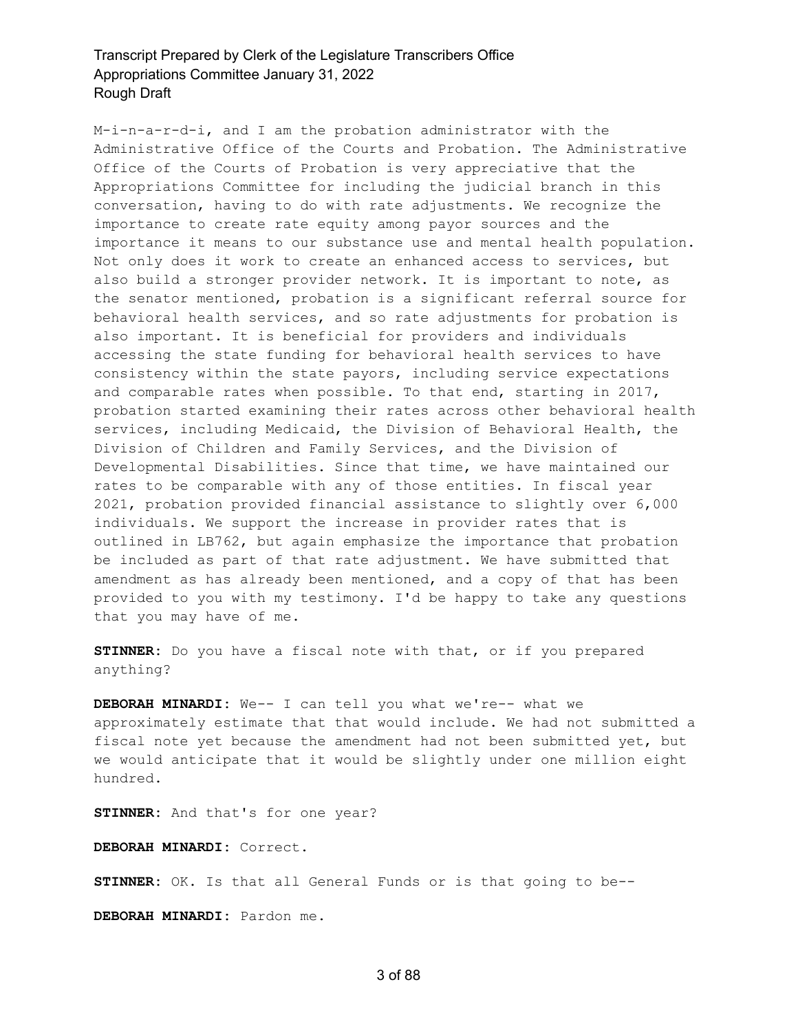M-i-n-a-r-d-i, and I am the probation administrator with the Administrative Office of the Courts and Probation. The Administrative Office of the Courts of Probation is very appreciative that the Appropriations Committee for including the judicial branch in this conversation, having to do with rate adjustments. We recognize the importance to create rate equity among payor sources and the importance it means to our substance use and mental health population. Not only does it work to create an enhanced access to services, but also build a stronger provider network. It is important to note, as the senator mentioned, probation is a significant referral source for behavioral health services, and so rate adjustments for probation is also important. It is beneficial for providers and individuals accessing the state funding for behavioral health services to have consistency within the state payors, including service expectations and comparable rates when possible. To that end, starting in 2017, probation started examining their rates across other behavioral health services, including Medicaid, the Division of Behavioral Health, the Division of Children and Family Services, and the Division of Developmental Disabilities. Since that time, we have maintained our rates to be comparable with any of those entities. In fiscal year 2021, probation provided financial assistance to slightly over 6,000 individuals. We support the increase in provider rates that is outlined in LB762, but again emphasize the importance that probation be included as part of that rate adjustment. We have submitted that amendment as has already been mentioned, and a copy of that has been provided to you with my testimony. I'd be happy to take any questions that you may have of me.

**STINNER:** Do you have a fiscal note with that, or if you prepared anything?

**DEBORAH MINARDI:** We-- I can tell you what we're-- what we approximately estimate that that would include. We had not submitted a fiscal note yet because the amendment had not been submitted yet, but we would anticipate that it would be slightly under one million eight hundred.

**STINNER:** And that's for one year?

**DEBORAH MINARDI:** Correct.

**STINNER:** OK. Is that all General Funds or is that going to be--

**DEBORAH MINARDI:** Pardon me.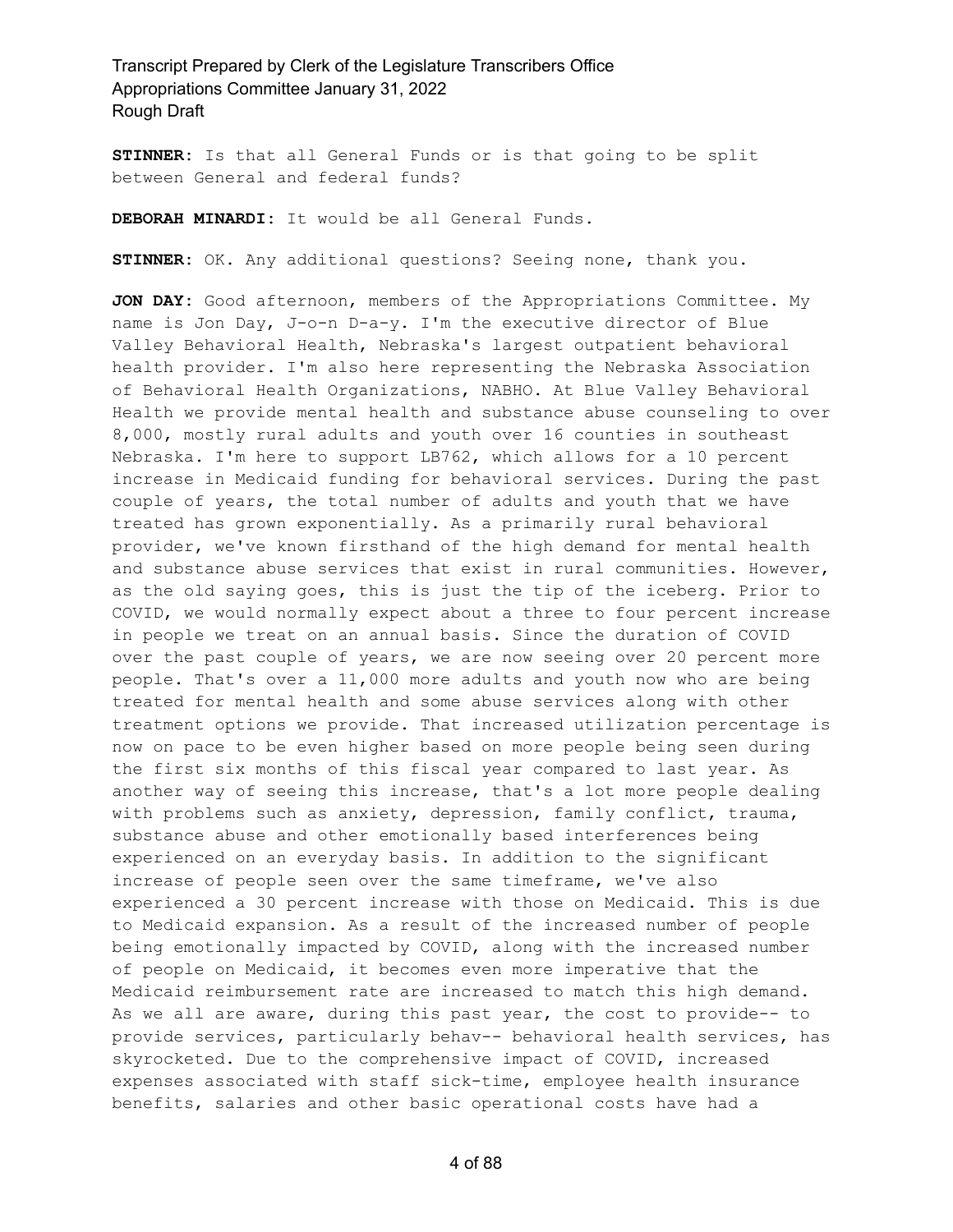**STINNER:** Is that all General Funds or is that going to be split between General and federal funds?

**DEBORAH MINARDI:** It would be all General Funds.

**STINNER:** OK. Any additional questions? Seeing none, thank you.

**JON DAY:** Good afternoon, members of the Appropriations Committee. My name is Jon Day, J-o-n D-a-y. I'm the executive director of Blue Valley Behavioral Health, Nebraska's largest outpatient behavioral health provider. I'm also here representing the Nebraska Association of Behavioral Health Organizations, NABHO. At Blue Valley Behavioral Health we provide mental health and substance abuse counseling to over 8,000, mostly rural adults and youth over 16 counties in southeast Nebraska. I'm here to support LB762, which allows for a 10 percent increase in Medicaid funding for behavioral services. During the past couple of years, the total number of adults and youth that we have treated has grown exponentially. As a primarily rural behavioral provider, we've known firsthand of the high demand for mental health and substance abuse services that exist in rural communities. However, as the old saying goes, this is just the tip of the iceberg. Prior to COVID, we would normally expect about a three to four percent increase in people we treat on an annual basis. Since the duration of COVID over the past couple of years, we are now seeing over 20 percent more people. That's over a 11,000 more adults and youth now who are being treated for mental health and some abuse services along with other treatment options we provide. That increased utilization percentage is now on pace to be even higher based on more people being seen during the first six months of this fiscal year compared to last year. As another way of seeing this increase, that's a lot more people dealing with problems such as anxiety, depression, family conflict, trauma, substance abuse and other emotionally based interferences being experienced on an everyday basis. In addition to the significant increase of people seen over the same timeframe, we've also experienced a 30 percent increase with those on Medicaid. This is due to Medicaid expansion. As a result of the increased number of people being emotionally impacted by COVID, along with the increased number of people on Medicaid, it becomes even more imperative that the Medicaid reimbursement rate are increased to match this high demand. As we all are aware, during this past year, the cost to provide-- to provide services, particularly behav-- behavioral health services, has skyrocketed. Due to the comprehensive impact of COVID, increased expenses associated with staff sick-time, employee health insurance benefits, salaries and other basic operational costs have had a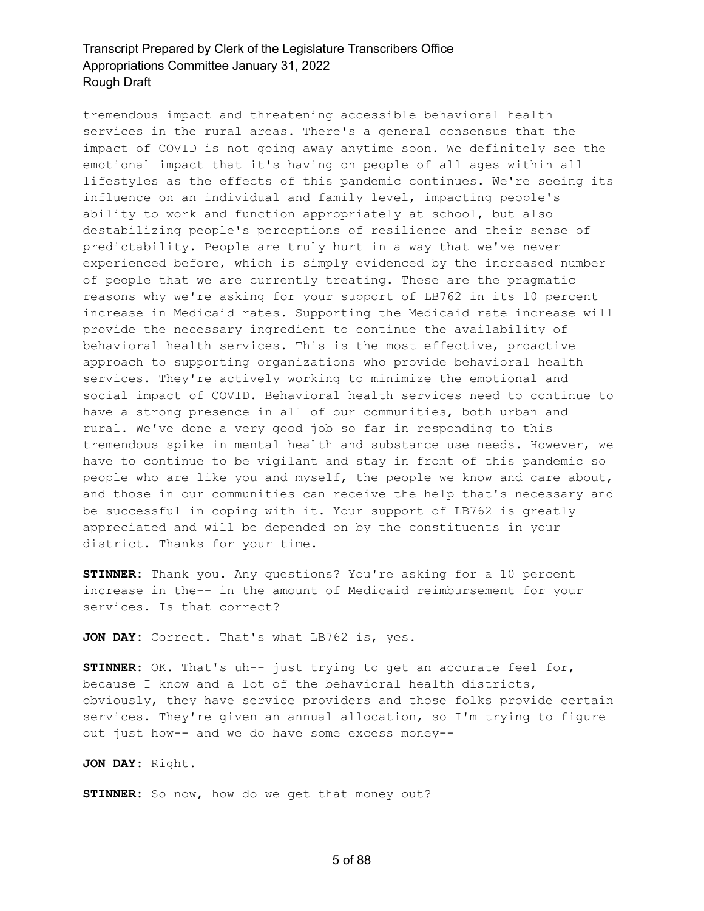tremendous impact and threatening accessible behavioral health services in the rural areas. There's a general consensus that the impact of COVID is not going away anytime soon. We definitely see the emotional impact that it's having on people of all ages within all lifestyles as the effects of this pandemic continues. We're seeing its influence on an individual and family level, impacting people's ability to work and function appropriately at school, but also destabilizing people's perceptions of resilience and their sense of predictability. People are truly hurt in a way that we've never experienced before, which is simply evidenced by the increased number of people that we are currently treating. These are the pragmatic reasons why we're asking for your support of LB762 in its 10 percent increase in Medicaid rates. Supporting the Medicaid rate increase will provide the necessary ingredient to continue the availability of behavioral health services. This is the most effective, proactive approach to supporting organizations who provide behavioral health services. They're actively working to minimize the emotional and social impact of COVID. Behavioral health services need to continue to have a strong presence in all of our communities, both urban and rural. We've done a very good job so far in responding to this tremendous spike in mental health and substance use needs. However, we have to continue to be vigilant and stay in front of this pandemic so people who are like you and myself, the people we know and care about, and those in our communities can receive the help that's necessary and be successful in coping with it. Your support of LB762 is greatly appreciated and will be depended on by the constituents in your district. Thanks for your time.

**STINNER:** Thank you. Any questions? You're asking for a 10 percent increase in the-- in the amount of Medicaid reimbursement for your services. Is that correct?

**JON DAY:** Correct. That's what LB762 is, yes.

**STINNER:** OK. That's uh-- just trying to get an accurate feel for, because I know and a lot of the behavioral health districts, obviously, they have service providers and those folks provide certain services. They're given an annual allocation, so I'm trying to figure out just how-- and we do have some excess money--

**JON DAY:** Right.

**STINNER:** So now, how do we get that money out?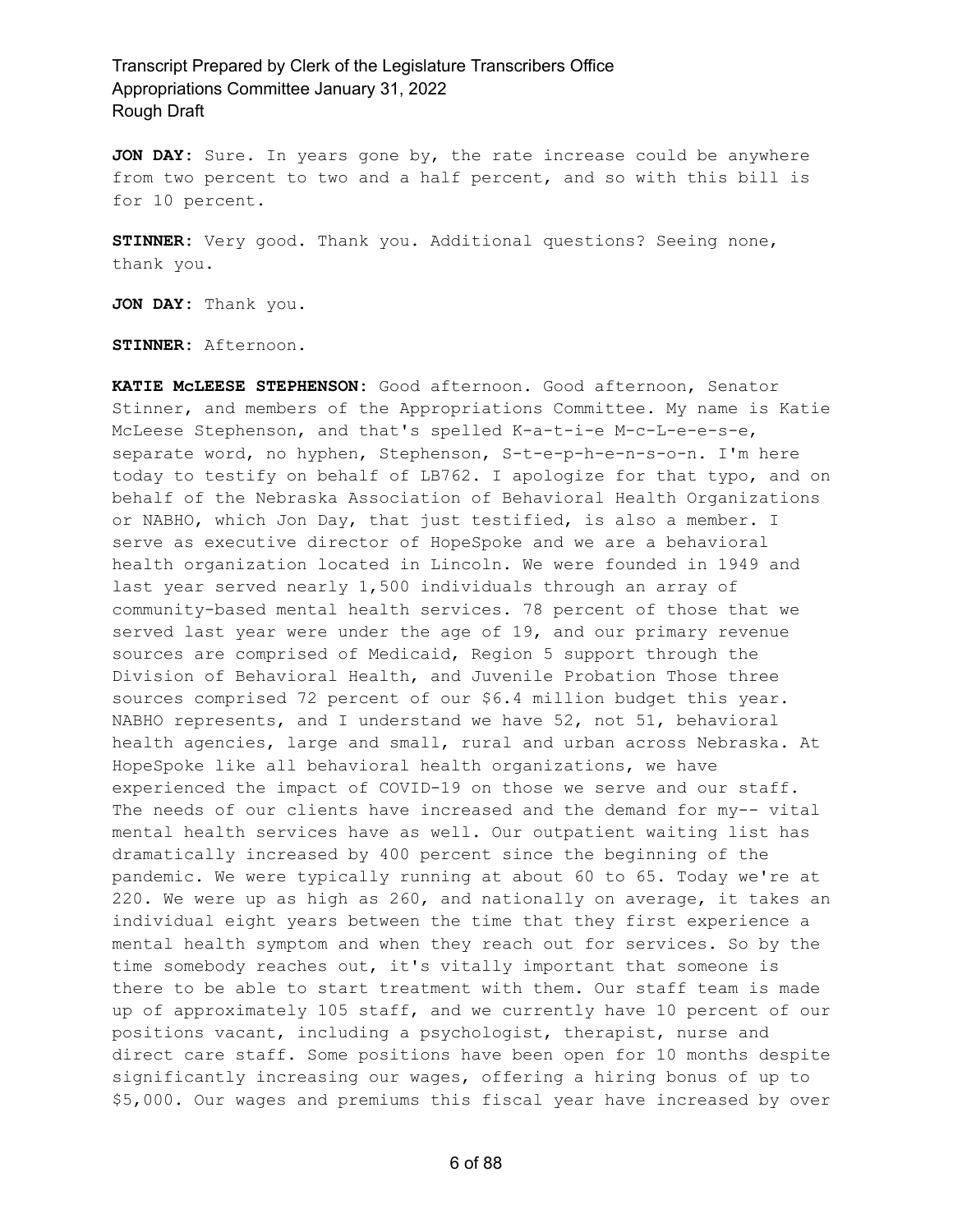**JON DAY:** Sure. In years gone by, the rate increase could be anywhere from two percent to two and a half percent, and so with this bill is for 10 percent.

**STINNER:** Very good. Thank you. Additional questions? Seeing none, thank you.

**JON DAY:** Thank you.

**STINNER:** Afternoon.

**KATIE McLEESE STEPHENSON:** Good afternoon. Good afternoon, Senator Stinner, and members of the Appropriations Committee. My name is Katie McLeese Stephenson, and that's spelled K-a-t-i-e M-c-L-e-e-s-e, separate word, no hyphen, Stephenson, S-t-e-p-h-e-n-s-o-n. I'm here today to testify on behalf of LB762. I apologize for that typo, and on behalf of the Nebraska Association of Behavioral Health Organizations or NABHO, which Jon Day, that just testified, is also a member. I serve as executive director of HopeSpoke and we are a behavioral health organization located in Lincoln. We were founded in 1949 and last year served nearly 1,500 individuals through an array of community-based mental health services. 78 percent of those that we served last year were under the age of 19, and our primary revenue sources are comprised of Medicaid, Region 5 support through the Division of Behavioral Health, and Juvenile Probation Those three sources comprised 72 percent of our $6.4 million budget this year. NABHO represents, and I understand we have 52, not 51, behavioral health agencies, large and small, rural and urban across Nebraska. At HopeSpoke like all behavioral health organizations, we have experienced the impact of COVID-19 on those we serve and our staff. The needs of our clients have increased and the demand for my-- vital mental health services have as well. Our outpatient waiting list has dramatically increased by 400 percent since the beginning of the pandemic. We were typically running at about 60 to 65. Today we're at 220. We were up as high as 260, and nationally on average, it takes an individual eight years between the time that they first experience a mental health symptom and when they reach out for services. So by the time somebody reaches out, it's vitally important that someone is there to be able to start treatment with them. Our staff team is made up of approximately 105 staff, and we currently have 10 percent of our positions vacant, including a psychologist, therapist, nurse and direct care staff. Some positions have been open for 10 months despite significantly increasing our wages, offering a hiring bonus of up to $5,000. Our wages and premiums this fiscal year have increased by over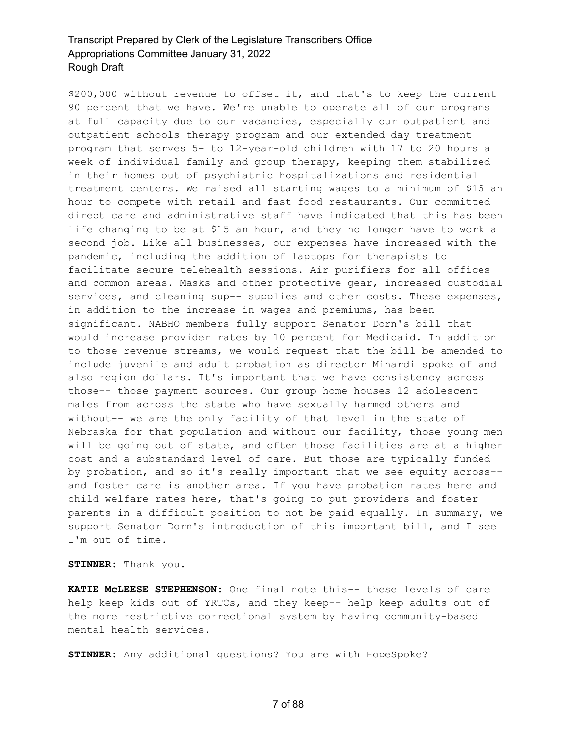$200,000 without revenue to offset it, and that's to keep the current 90 percent that we have. We're unable to operate all of our programs at full capacity due to our vacancies, especially our outpatient and outpatient schools therapy program and our extended day treatment program that serves 5- to 12-year-old children with 17 to 20 hours a week of individual family and group therapy, keeping them stabilized in their homes out of psychiatric hospitalizations and residential treatment centers. We raised all starting wages to a minimum of $15 an hour to compete with retail and fast food restaurants. Our committed direct care and administrative staff have indicated that this has been life changing to be at $15 an hour, and they no longer have to work a second job. Like all businesses, our expenses have increased with the pandemic, including the addition of laptops for therapists to facilitate secure telehealth sessions. Air purifiers for all offices and common areas. Masks and other protective gear, increased custodial services, and cleaning sup-- supplies and other costs. These expenses, in addition to the increase in wages and premiums, has been significant. NABHO members fully support Senator Dorn's bill that would increase provider rates by 10 percent for Medicaid. In addition to those revenue streams, we would request that the bill be amended to include juvenile and adult probation as director Minardi spoke of and also region dollars. It's important that we have consistency across those-- those payment sources. Our group home houses 12 adolescent males from across the state who have sexually harmed others and without-- we are the only facility of that level in the state of Nebraska for that population and without our facility, those young men will be going out of state, and often those facilities are at a higher cost and a substandard level of care. But those are typically funded by probation, and so it's really important that we see equity across-- and foster care is another area. If you have probation rates here and child welfare rates here, that's going to put providers and foster parents in a difficult position to not be paid equally. In summary, we support Senator Dorn's introduction of this important bill, and I see I'm out of time.

**STINNER:** Thank you.

**KATIE McLEESE STEPHENSON:** One final note this-- these levels of care help keep kids out of YRTCs, and they keep-- help keep adults out of the more restrictive correctional system by having community-based mental health services.

**STINNER:** Any additional questions? You are with HopeSpoke?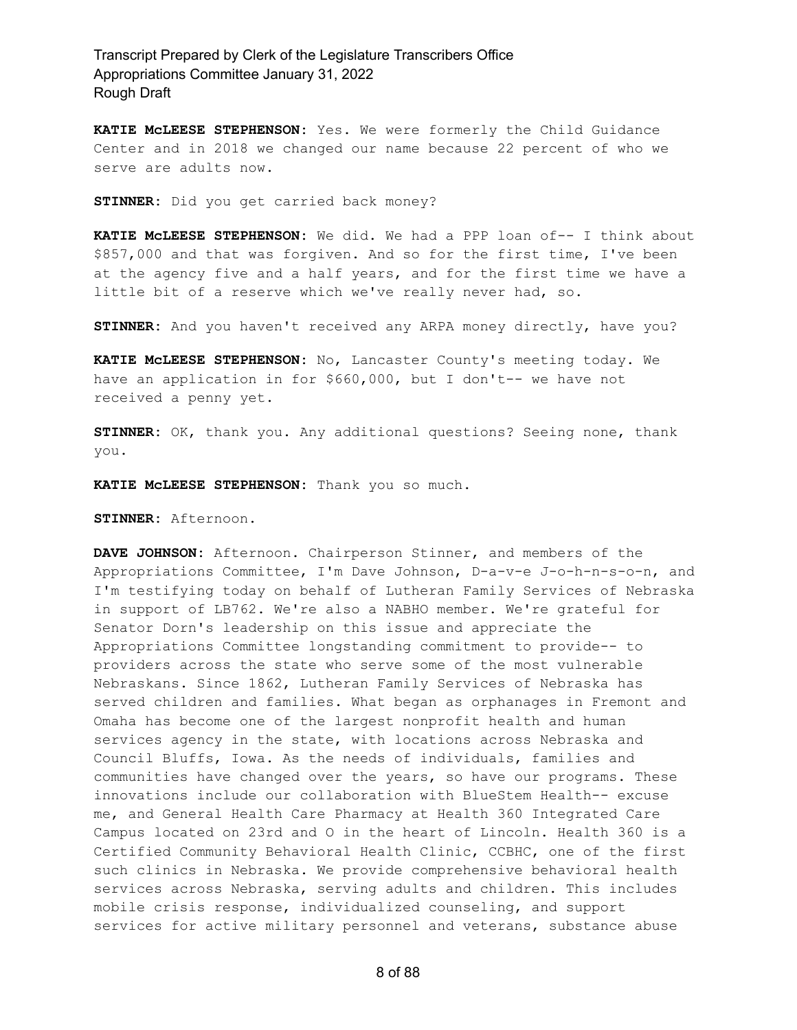**KATIE McLEESE STEPHENSON:** Yes. We were formerly the Child Guidance Center and in 2018 we changed our name because 22 percent of who we serve are adults now.

**STINNER:** Did you get carried back money?

**KATIE McLEESE STEPHENSON:** We did. We had a PPP loan of-- I think about $857,000 and that was forgiven. And so for the first time, I've been at the agency five and a half years, and for the first time we have a little bit of a reserve which we've really never had, so.

**STINNER:** And you haven't received any ARPA money directly, have you?

**KATIE McLEESE STEPHENSON:** No, Lancaster County's meeting today. We have an application in for $660,000, but I don't-- we have not received a penny yet.

**STINNER:** OK, thank you. Any additional questions? Seeing none, thank you.

**KATIE McLEESE STEPHENSON:** Thank you so much.

**STINNER:** Afternoon.

**DAVE JOHNSON:** Afternoon. Chairperson Stinner, and members of the Appropriations Committee, I'm Dave Johnson, D-a-v-e J-o-h-n-s-o-n, and I'm testifying today on behalf of Lutheran Family Services of Nebraska in support of LB762. We're also a NABHO member. We're grateful for Senator Dorn's leadership on this issue and appreciate the Appropriations Committee longstanding commitment to provide-- to providers across the state who serve some of the most vulnerable Nebraskans. Since 1862, Lutheran Family Services of Nebraska has served children and families. What began as orphanages in Fremont and Omaha has become one of the largest nonprofit health and human services agency in the state, with locations across Nebraska and Council Bluffs, Iowa. As the needs of individuals, families and communities have changed over the years, so have our programs. These innovations include our collaboration with BlueStem Health-- excuse me, and General Health Care Pharmacy at Health 360 Integrated Care Campus located on 23rd and O in the heart of Lincoln. Health 360 is a Certified Community Behavioral Health Clinic, CCBHC, one of the first such clinics in Nebraska. We provide comprehensive behavioral health services across Nebraska, serving adults and children. This includes mobile crisis response, individualized counseling, and support services for active military personnel and veterans, substance abuse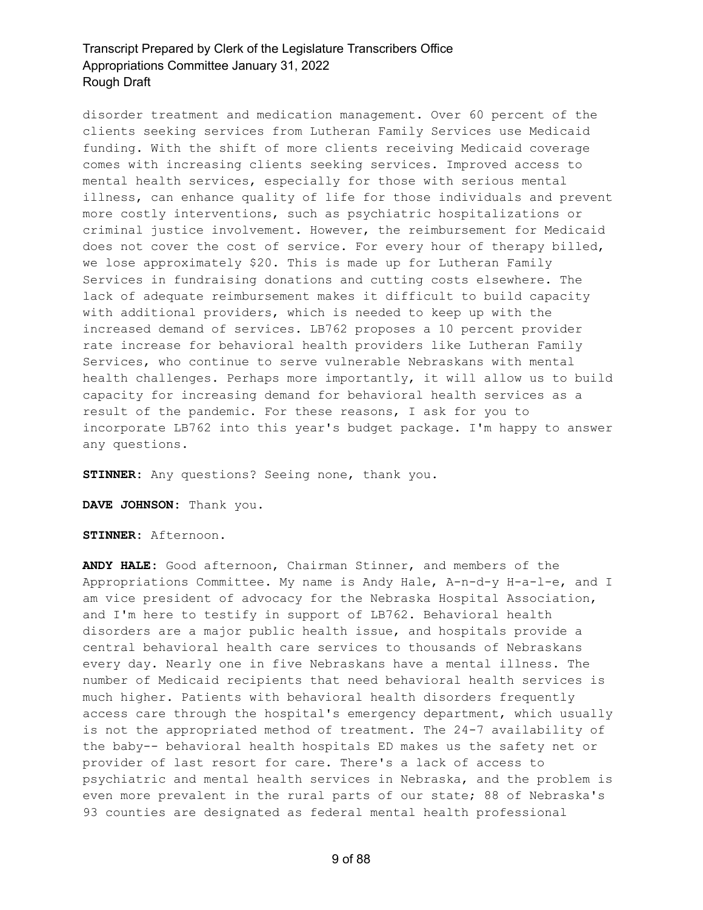disorder treatment and medication management. Over 60 percent of the clients seeking services from Lutheran Family Services use Medicaid funding. With the shift of more clients receiving Medicaid coverage comes with increasing clients seeking services. Improved access to mental health services, especially for those with serious mental illness, can enhance quality of life for those individuals and prevent more costly interventions, such as psychiatric hospitalizations or criminal justice involvement. However, the reimbursement for Medicaid does not cover the cost of service. For every hour of therapy billed, we lose approximately $20. This is made up for Lutheran Family Services in fundraising donations and cutting costs elsewhere. The lack of adequate reimbursement makes it difficult to build capacity with additional providers, which is needed to keep up with the increased demand of services. LB762 proposes a 10 percent provider rate increase for behavioral health providers like Lutheran Family Services, who continue to serve vulnerable Nebraskans with mental health challenges. Perhaps more importantly, it will allow us to build capacity for increasing demand for behavioral health services as a result of the pandemic. For these reasons, I ask for you to incorporate LB762 into this year's budget package. I'm happy to answer any questions.

**STINNER:** Any questions? Seeing none, thank you.

**DAVE JOHNSON:** Thank you.

**STINNER:** Afternoon.

**ANDY HALE:** Good afternoon, Chairman Stinner, and members of the Appropriations Committee. My name is Andy Hale, A-n-d-y H-a-l-e, and I am vice president of advocacy for the Nebraska Hospital Association, and I'm here to testify in support of LB762. Behavioral health disorders are a major public health issue, and hospitals provide a central behavioral health care services to thousands of Nebraskans every day. Nearly one in five Nebraskans have a mental illness. The number of Medicaid recipients that need behavioral health services is much higher. Patients with behavioral health disorders frequently access care through the hospital's emergency department, which usually is not the appropriated method of treatment. The 24-7 availability of the baby-- behavioral health hospitals ED makes us the safety net or provider of last resort for care. There's a lack of access to psychiatric and mental health services in Nebraska, and the problem is even more prevalent in the rural parts of our state; 88 of Nebraska's 93 counties are designated as federal mental health professional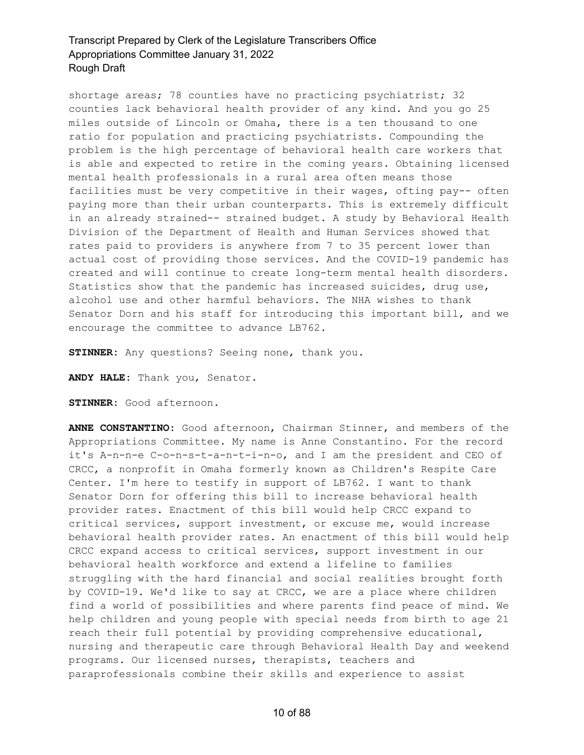shortage areas; 78 counties have no practicing psychiatrist; 32 counties lack behavioral health provider of any kind. And you go 25 miles outside of Lincoln or Omaha, there is a ten thousand to one ratio for population and practicing psychiatrists. Compounding the problem is the high percentage of behavioral health care workers that is able and expected to retire in the coming years. Obtaining licensed mental health professionals in a rural area often means those facilities must be very competitive in their wages, ofting pay-- often paying more than their urban counterparts. This is extremely difficult in an already strained-- strained budget. A study by Behavioral Health Division of the Department of Health and Human Services showed that rates paid to providers is anywhere from 7 to 35 percent lower than actual cost of providing those services. And the COVID-19 pandemic has created and will continue to create long-term mental health disorders. Statistics show that the pandemic has increased suicides, drug use, alcohol use and other harmful behaviors. The NHA wishes to thank Senator Dorn and his staff for introducing this important bill, and we encourage the committee to advance LB762.

**STINNER:** Any questions? Seeing none, thank you.

**ANDY HALE:** Thank you, Senator.

**STINNER:** Good afternoon.

**ANNE CONSTANTINO:** Good afternoon, Chairman Stinner, and members of the Appropriations Committee. My name is Anne Constantino. For the record it's A-n-n-e C-o-n-s-t-a-n-t-i-n-o, and I am the president and CEO of CRCC, a nonprofit in Omaha formerly known as Children's Respite Care Center. I'm here to testify in support of LB762. I want to thank Senator Dorn for offering this bill to increase behavioral health provider rates. Enactment of this bill would help CRCC expand to critical services, support investment, or excuse me, would increase behavioral health provider rates. An enactment of this bill would help CRCC expand access to critical services, support investment in our behavioral health workforce and extend a lifeline to families struggling with the hard financial and social realities brought forth by COVID-19. We'd like to say at CRCC, we are a place where children find a world of possibilities and where parents find peace of mind. We help children and young people with special needs from birth to age 21 reach their full potential by providing comprehensive educational, nursing and therapeutic care through Behavioral Health Day and weekend programs. Our licensed nurses, therapists, teachers and paraprofessionals combine their skills and experience to assist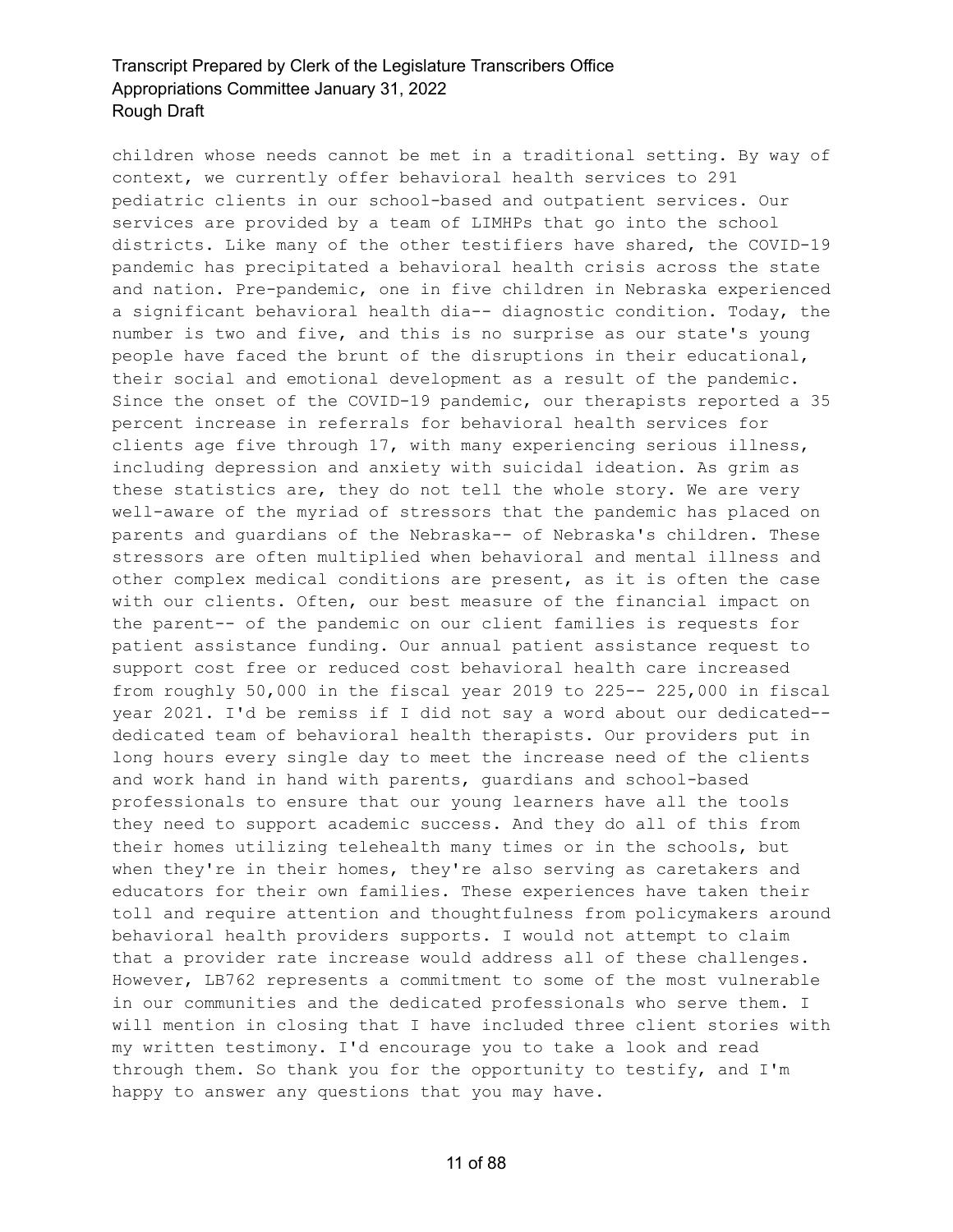children whose needs cannot be met in a traditional setting. By way of context, we currently offer behavioral health services to 291 pediatric clients in our school-based and outpatient services. Our services are provided by a team of LIMHPs that go into the school districts. Like many of the other testifiers have shared, the COVID-19 pandemic has precipitated a behavioral health crisis across the state and nation. Pre-pandemic, one in five children in Nebraska experienced a significant behavioral health dia-- diagnostic condition. Today, the number is two and five, and this is no surprise as our state's young people have faced the brunt of the disruptions in their educational, their social and emotional development as a result of the pandemic. Since the onset of the COVID-19 pandemic, our therapists reported a 35 percent increase in referrals for behavioral health services for clients age five through 17, with many experiencing serious illness, including depression and anxiety with suicidal ideation. As grim as these statistics are, they do not tell the whole story. We are very well-aware of the myriad of stressors that the pandemic has placed on parents and guardians of the Nebraska-- of Nebraska's children. These stressors are often multiplied when behavioral and mental illness and other complex medical conditions are present, as it is often the case with our clients. Often, our best measure of the financial impact on the parent-- of the pandemic on our client families is requests for patient assistance funding. Our annual patient assistance request to support cost free or reduced cost behavioral health care increased from roughly 50,000 in the fiscal year 2019 to 225-- 225,000 in fiscal year 2021. I'd be remiss if I did not say a word about our dedicated-- dedicated team of behavioral health therapists. Our providers put in long hours every single day to meet the increase need of the clients and work hand in hand with parents, guardians and school-based professionals to ensure that our young learners have all the tools they need to support academic success. And they do all of this from their homes utilizing telehealth many times or in the schools, but when they're in their homes, they're also serving as caretakers and educators for their own families. These experiences have taken their toll and require attention and thoughtfulness from policymakers around behavioral health providers supports. I would not attempt to claim that a provider rate increase would address all of these challenges. However, LB762 represents a commitment to some of the most vulnerable in our communities and the dedicated professionals who serve them. I will mention in closing that I have included three client stories with my written testimony. I'd encourage you to take a look and read through them. So thank you for the opportunity to testify, and I'm happy to answer any questions that you may have.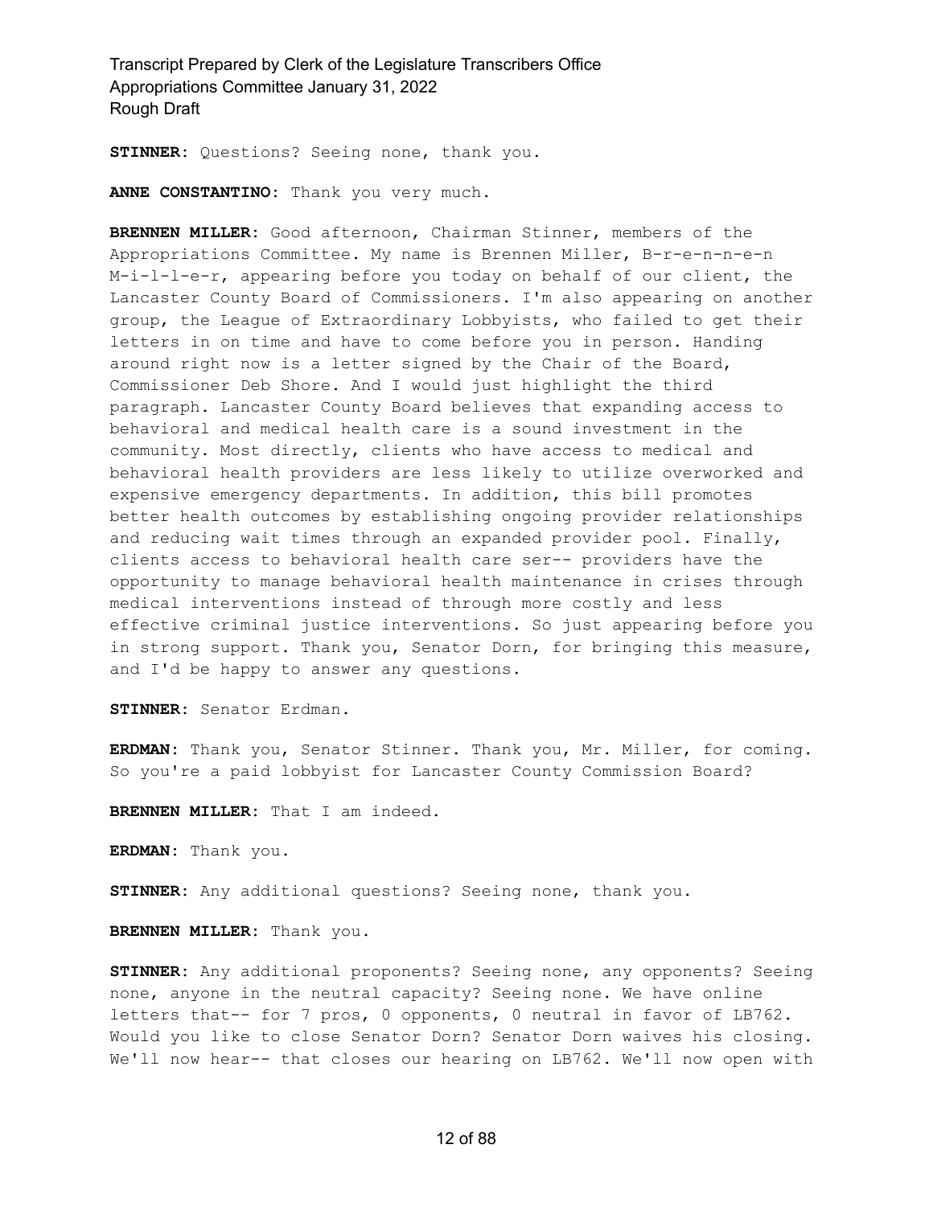**STINNER:** Questions? Seeing none, thank you.

**ANNE CONSTANTINO:** Thank you very much.

**BRENNEN MILLER:** Good afternoon, Chairman Stinner, members of the Appropriations Committee. My name is Brennen Miller, B-r-e-n-n-e-n M-i-l-l-e-r, appearing before you today on behalf of our client, the Lancaster County Board of Commissioners. I'm also appearing on another group, the League of Extraordinary Lobbyists, who failed to get their letters in on time and have to come before you in person. Handing around right now is a letter signed by the Chair of the Board, Commissioner Deb Shore. And I would just highlight the third paragraph. Lancaster County Board believes that expanding access to behavioral and medical health care is a sound investment in the community. Most directly, clients who have access to medical and behavioral health providers are less likely to utilize overworked and expensive emergency departments. In addition, this bill promotes better health outcomes by establishing ongoing provider relationships and reducing wait times through an expanded provider pool. Finally, clients access to behavioral health care ser-- providers have the opportunity to manage behavioral health maintenance in crises through medical interventions instead of through more costly and less effective criminal justice interventions. So just appearing before you in strong support. Thank you, Senator Dorn, for bringing this measure, and I'd be happy to answer any questions.

**STINNER:** Senator Erdman.

**ERDMAN:** Thank you, Senator Stinner. Thank you, Mr. Miller, for coming. So you're a paid lobbyist for Lancaster County Commission Board?

**BRENNEN MILLER:** That I am indeed.

**ERDMAN:** Thank you.

**STINNER:** Any additional questions? Seeing none, thank you.

**BRENNEN MILLER:** Thank you.

**STINNER:** Any additional proponents? Seeing none, any opponents? Seeing none, anyone in the neutral capacity? Seeing none. We have online letters that-- for 7 pros, 0 opponents, 0 neutral in favor of LB762. Would you like to close Senator Dorn? Senator Dorn waives his closing. We'll now hear-- that closes our hearing on LB762. We'll now open with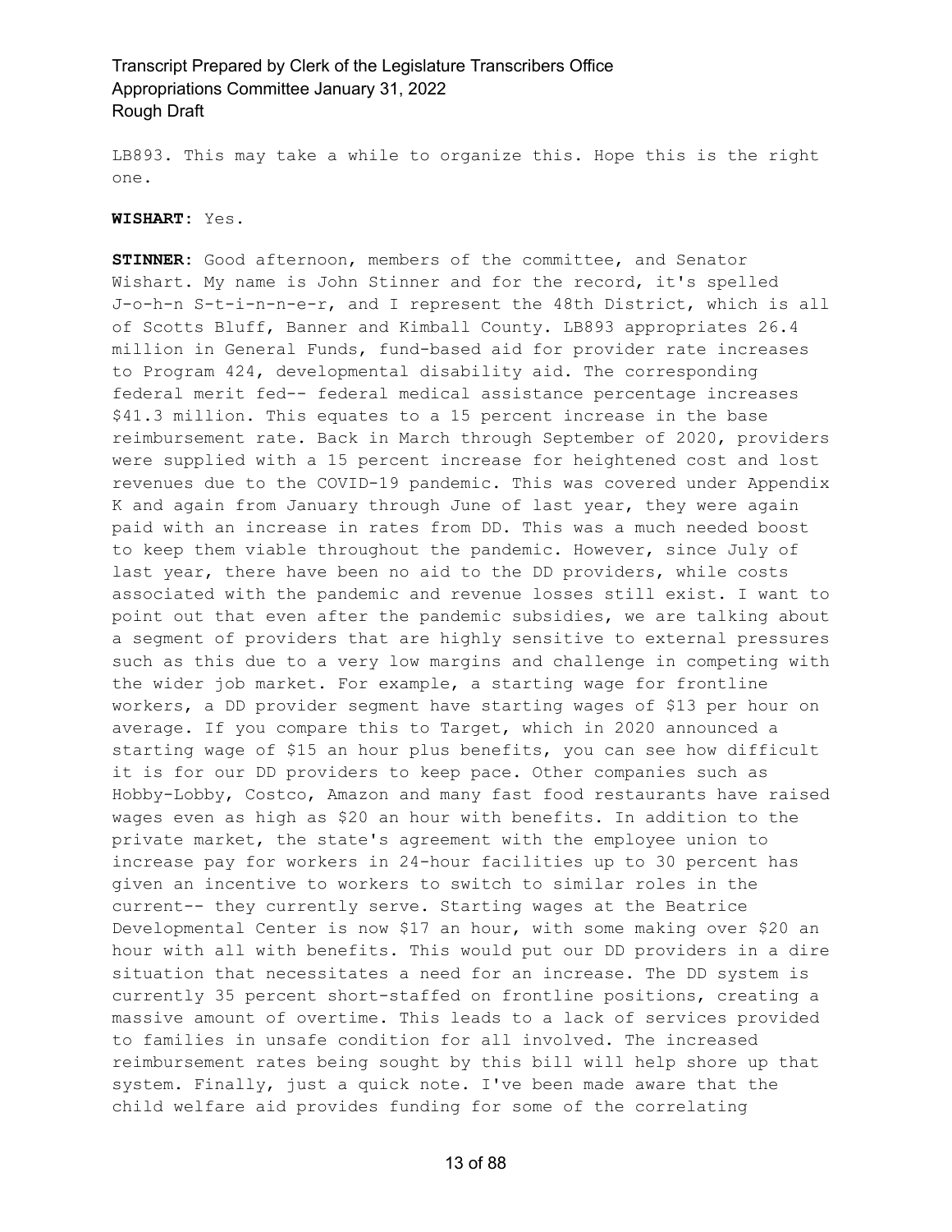LB893. This may take a while to organize this. Hope this is the right one.

**WISHART:** Yes.

**STINNER:** Good afternoon, members of the committee, and Senator Wishart. My name is John Stinner and for the record, it's spelled J-o-h-n S-t-i-n-n-e-r, and I represent the 48th District, which is all of Scotts Bluff, Banner and Kimball County. LB893 appropriates 26.4 million in General Funds, fund-based aid for provider rate increases to Program 424, developmental disability aid. The corresponding federal merit fed-- federal medical assistance percentage increases $41.3 million. This equates to a 15 percent increase in the base reimbursement rate. Back in March through September of 2020, providers were supplied with a 15 percent increase for heightened cost and lost revenues due to the COVID-19 pandemic. This was covered under Appendix K and again from January through June of last year, they were again paid with an increase in rates from DD. This was a much needed boost to keep them viable throughout the pandemic. However, since July of last year, there have been no aid to the DD providers, while costs associated with the pandemic and revenue losses still exist. I want to point out that even after the pandemic subsidies, we are talking about a segment of providers that are highly sensitive to external pressures such as this due to a very low margins and challenge in competing with the wider job market. For example, a starting wage for frontline workers, a DD provider segment have starting wages of $13 per hour on average. If you compare this to Target, which in 2020 announced a starting wage of $15 an hour plus benefits, you can see how difficult it is for our DD providers to keep pace. Other companies such as Hobby-Lobby, Costco, Amazon and many fast food restaurants have raised wages even as high as $20 an hour with benefits. In addition to the private market, the state's agreement with the employee union to increase pay for workers in 24-hour facilities up to 30 percent has given an incentive to workers to switch to similar roles in the current-- they currently serve. Starting wages at the Beatrice Developmental Center is now $17 an hour, with some making over $20 an hour with all with benefits. This would put our DD providers in a dire situation that necessitates a need for an increase. The DD system is currently 35 percent short-staffed on frontline positions, creating a massive amount of overtime. This leads to a lack of services provided to families in unsafe condition for all involved. The increased reimbursement rates being sought by this bill will help shore up that system. Finally, just a quick note. I've been made aware that the child welfare aid provides funding for some of the correlating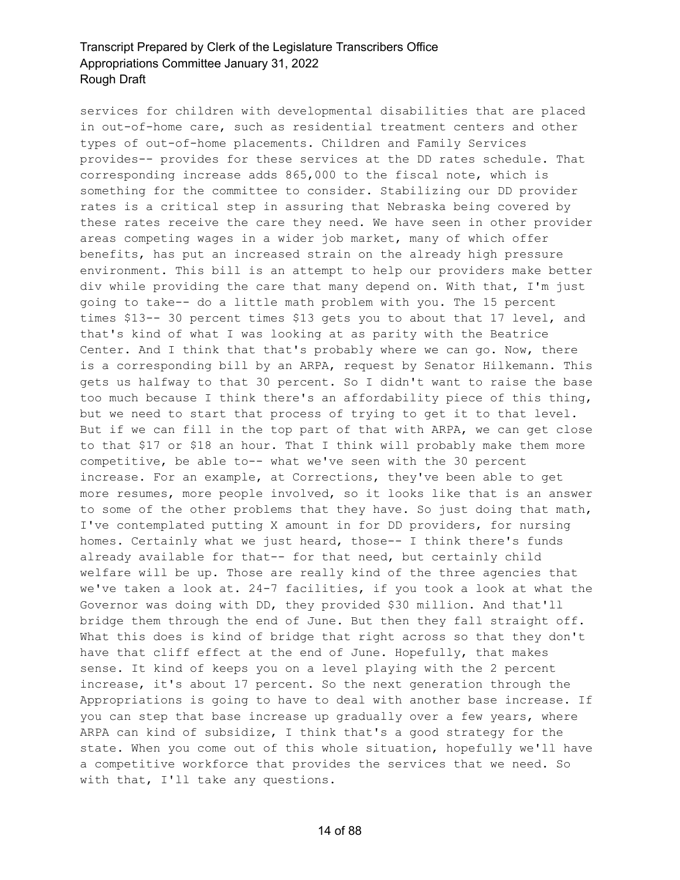services for children with developmental disabilities that are placed in out-of-home care, such as residential treatment centers and other types of out-of-home placements. Children and Family Services provides-- provides for these services at the DD rates schedule. That corresponding increase adds 865,000 to the fiscal note, which is something for the committee to consider. Stabilizing our DD provider rates is a critical step in assuring that Nebraska being covered by these rates receive the care they need. We have seen in other provider areas competing wages in a wider job market, many of which offer benefits, has put an increased strain on the already high pressure environment. This bill is an attempt to help our providers make better div while providing the care that many depend on. With that, I'm just going to take-- do a little math problem with you. The 15 percent times $13-- 30 percent times $13 gets you to about that 17 level, and that's kind of what I was looking at as parity with the Beatrice Center. And I think that that's probably where we can go. Now, there is a corresponding bill by an ARPA, request by Senator Hilkemann. This gets us halfway to that 30 percent. So I didn't want to raise the base too much because I think there's an affordability piece of this thing, but we need to start that process of trying to get it to that level. But if we can fill in the top part of that with ARPA, we can get close to that $17 or $18 an hour. That I think will probably make them more competitive, be able to-- what we've seen with the 30 percent increase. For an example, at Corrections, they've been able to get more resumes, more people involved, so it looks like that is an answer to some of the other problems that they have. So just doing that math, I've contemplated putting X amount in for DD providers, for nursing homes. Certainly what we just heard, those-- I think there's funds already available for that-- for that need, but certainly child welfare will be up. Those are really kind of the three agencies that we've taken a look at. 24-7 facilities, if you took a look at what the Governor was doing with DD, they provided $30 million. And that'll bridge them through the end of June. But then they fall straight off. What this does is kind of bridge that right across so that they don't have that cliff effect at the end of June. Hopefully, that makes sense. It kind of keeps you on a level playing with the 2 percent increase, it's about 17 percent. So the next generation through the Appropriations is going to have to deal with another base increase. If you can step that base increase up gradually over a few years, where ARPA can kind of subsidize, I think that's a good strategy for the state. When you come out of this whole situation, hopefully we'll have a competitive workforce that provides the services that we need. So with that, I'll take any questions.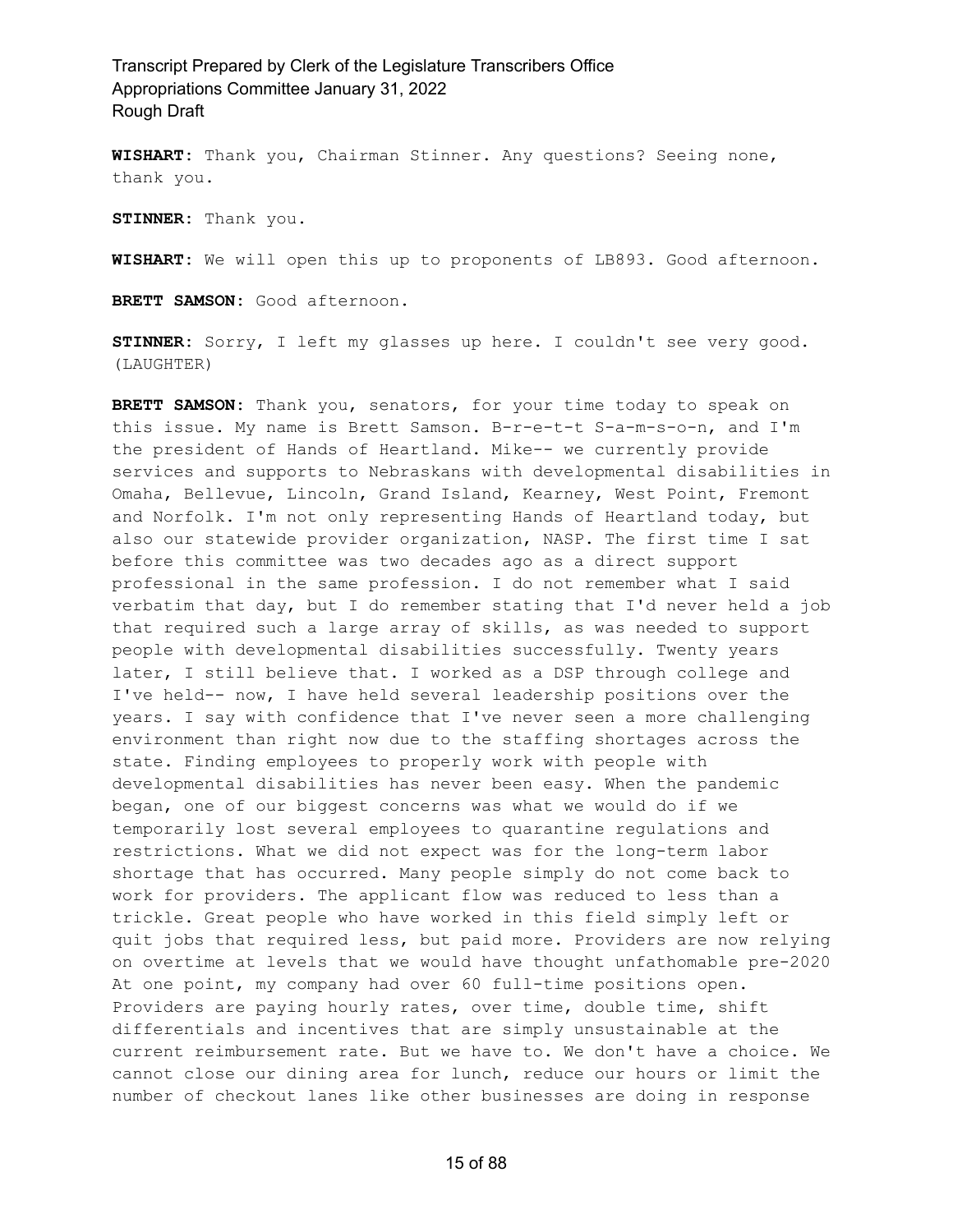**WISHART**: Thank you, Chairman Stinner. Any questions? Seeing none, thank you.

**STINNER**: Thank you.

**WISHART**: We will open this up to proponents of LB893. Good afternoon.

**BRETT SAMSON**: Good afternoon.

**STINNER**: Sorry, I left my glasses up here. I couldn't see very good. (LAUGHTER)

**BRETT SAMSON**: Thank you, senators, for your time today to speak on this issue. My name is Brett Samson. B-r-e-t-t S-a-m-s-o-n, and I'm the president of Hands of Heartland. Mike-- we currently provide services and supports to Nebraskans with developmental disabilities in Omaha, Bellevue, Lincoln, Grand Island, Kearney, West Point, Fremont and Norfolk. I'm not only representing Hands of Heartland today, but also our statewide provider organization, NASP. The first time I sat before this committee was two decades ago as a direct support professional in the same profession. I do not remember what I said verbatim that day, but I do remember stating that I'd never held a job that required such a large array of skills, as was needed to support people with developmental disabilities successfully. Twenty years later, I still believe that. I worked as a DSP through college and I've held-- now, I have held several leadership positions over the years. I say with confidence that I've never seen a more challenging environment than right now due to the staffing shortages across the state. Finding employees to properly work with people with developmental disabilities has never been easy. When the pandemic began, one of our biggest concerns was what we would do if we temporarily lost several employees to quarantine regulations and restrictions. What we did not expect was for the long-term labor shortage that has occurred. Many people simply do not come back to work for providers. The applicant flow was reduced to less than a trickle. Great people who have worked in this field simply left or quit jobs that required less, but paid more. Providers are now relying on overtime at levels that we would have thought unfathomable pre-2020 At one point, my company had over 60 full-time positions open. Providers are paying hourly rates, over time, double time, shift differentials and incentives that are simply unsustainable at the current reimbursement rate. But we have to. We don't have a choice. We cannot close our dining area for lunch, reduce our hours or limit the number of checkout lanes like other businesses are doing in response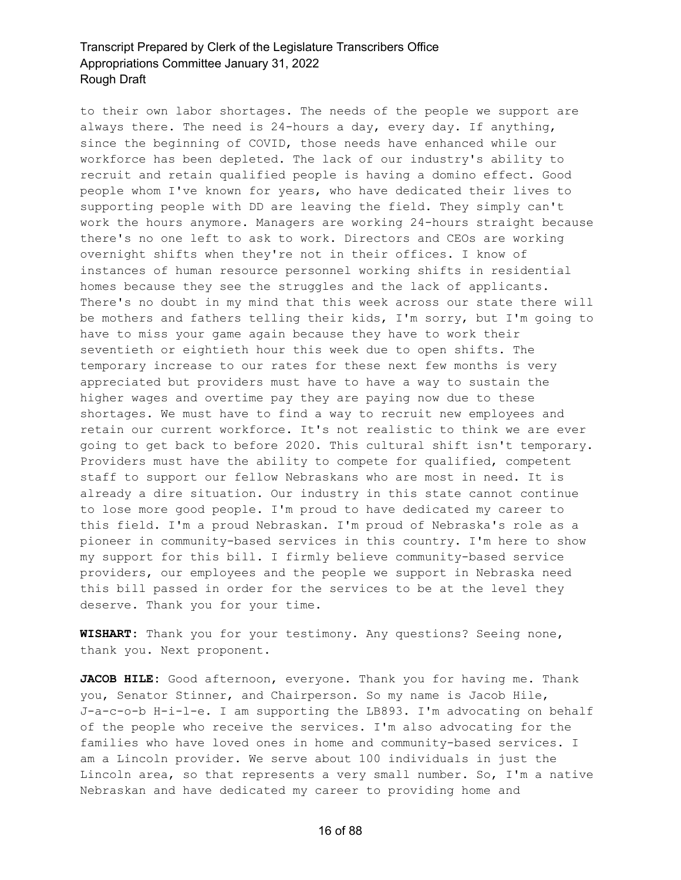to their own labor shortages. The needs of the people we support are always there. The need is 24-hours a day, every day. If anything, since the beginning of COVID, those needs have enhanced while our workforce has been depleted. The lack of our industry's ability to recruit and retain qualified people is having a domino effect. Good people whom I've known for years, who have dedicated their lives to supporting people with DD are leaving the field. They simply can't work the hours anymore. Managers are working 24-hours straight because there's no one left to ask to work. Directors and CEOs are working overnight shifts when they're not in their offices. I know of instances of human resource personnel working shifts in residential homes because they see the struggles and the lack of applicants. There's no doubt in my mind that this week across our state there will be mothers and fathers telling their kids, I'm sorry, but I'm going to have to miss your game again because they have to work their seventieth or eightieth hour this week due to open shifts. The temporary increase to our rates for these next few months is very appreciated but providers must have to have a way to sustain the higher wages and overtime pay they are paying now due to these shortages. We must have to find a way to recruit new employees and retain our current workforce. It's not realistic to think we are ever going to get back to before 2020. This cultural shift isn't temporary. Providers must have the ability to compete for qualified, competent staff to support our fellow Nebraskans who are most in need. It is already a dire situation. Our industry in this state cannot continue to lose more good people. I'm proud to have dedicated my career to this field. I'm a proud Nebraskan. I'm proud of Nebraska's role as a pioneer in community-based services in this country. I'm here to show my support for this bill. I firmly believe community-based service providers, our employees and the people we support in Nebraska need this bill passed in order for the services to be at the level they deserve. Thank you for your time.

**WISHART:** Thank you for your testimony. Any questions? Seeing none, thank you. Next proponent.

**JACOB HILE:** Good afternoon, everyone. Thank you for having me. Thank you, Senator Stinner, and Chairperson. So my name is Jacob Hile, J-a-c-o-b H-i-l-e. I am supporting the LB893. I'm advocating on behalf of the people who receive the services. I'm also advocating for the families who have loved ones in home and community-based services. I am a Lincoln provider. We serve about 100 individuals in just the Lincoln area, so that represents a very small number. So, I'm a native Nebraskan and have dedicated my career to providing home and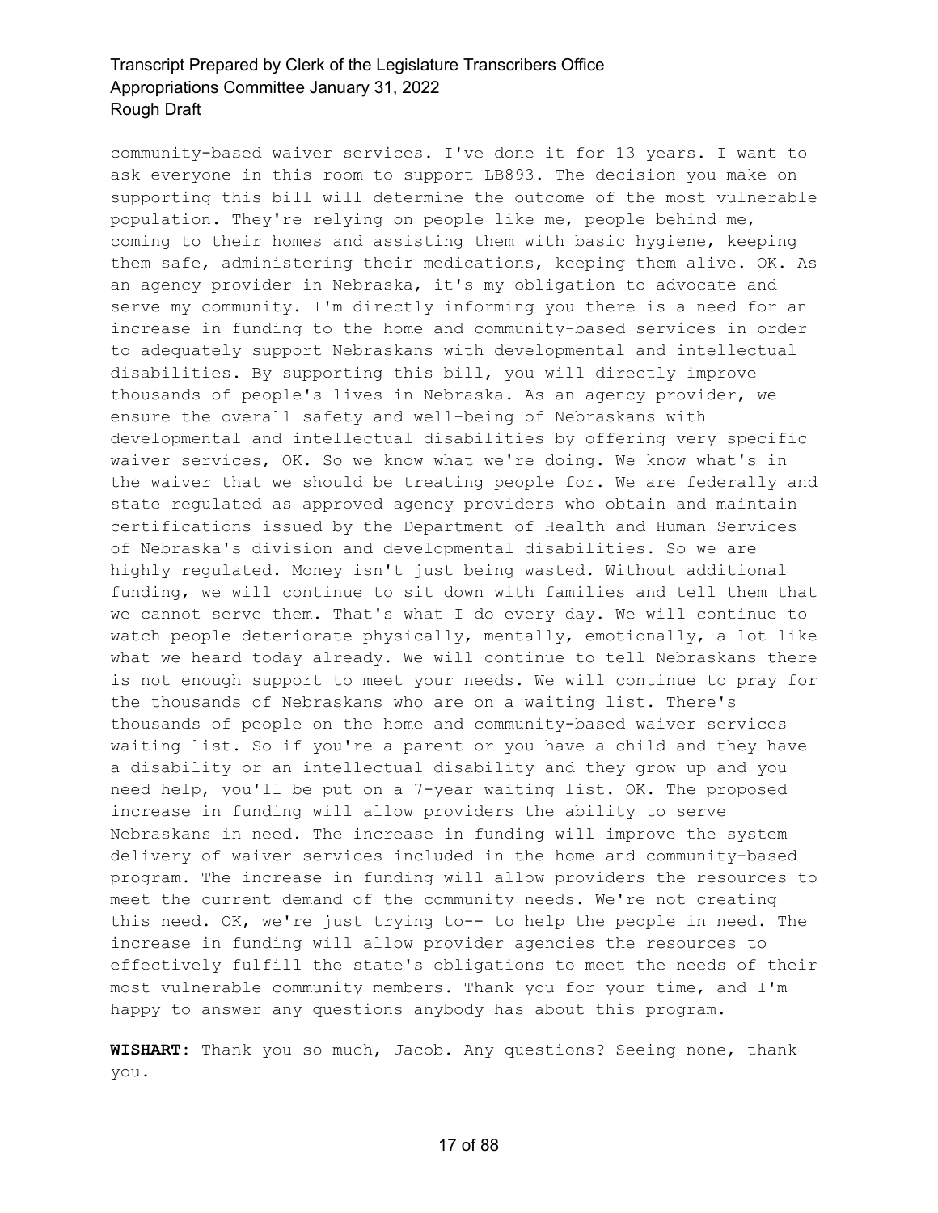community-based waiver services. I've done it for 13 years. I want to ask everyone in this room to support LB893. The decision you make on supporting this bill will determine the outcome of the most vulnerable population. They're relying on people like me, people behind me, coming to their homes and assisting them with basic hygiene, keeping them safe, administering their medications, keeping them alive. OK. As an agency provider in Nebraska, it's my obligation to advocate and serve my community. I'm directly informing you there is a need for an increase in funding to the home and community-based services in order to adequately support Nebraskans with developmental and intellectual disabilities. By supporting this bill, you will directly improve thousands of people's lives in Nebraska. As an agency provider, we ensure the overall safety and well-being of Nebraskans with developmental and intellectual disabilities by offering very specific waiver services, OK. So we know what we're doing. We know what's in the waiver that we should be treating people for. We are federally and state regulated as approved agency providers who obtain and maintain certifications issued by the Department of Health and Human Services of Nebraska's division and developmental disabilities. So we are highly regulated. Money isn't just being wasted. Without additional funding, we will continue to sit down with families and tell them that we cannot serve them. That's what I do every day. We will continue to watch people deteriorate physically, mentally, emotionally, a lot like what we heard today already. We will continue to tell Nebraskans there is not enough support to meet your needs. We will continue to pray for the thousands of Nebraskans who are on a waiting list. There's thousands of people on the home and community-based waiver services waiting list. So if you're a parent or you have a child and they have a disability or an intellectual disability and they grow up and you need help, you'll be put on a 7-year waiting list. OK. The proposed increase in funding will allow providers the ability to serve Nebraskans in need. The increase in funding will improve the system delivery of waiver services included in the home and community-based program. The increase in funding will allow providers the resources to meet the current demand of the community needs. We're not creating this need. OK, we're just trying to-- to help the people in need. The increase in funding will allow provider agencies the resources to effectively fulfill the state's obligations to meet the needs of their most vulnerable community members. Thank you for your time, and I'm happy to answer any questions anybody has about this program.

**WISHART:** Thank you so much, Jacob. Any questions? Seeing none, thank you.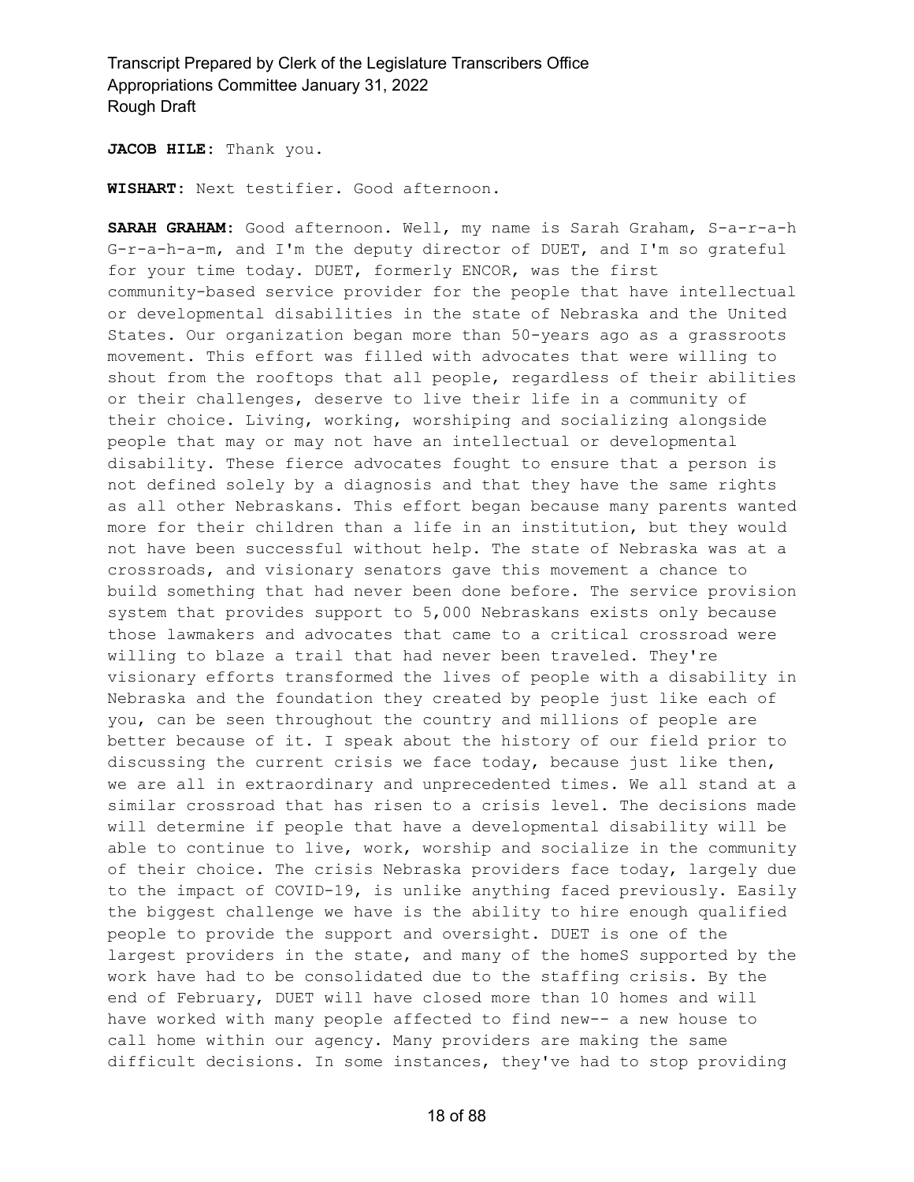**JACOB HILE:** Thank you.

**WISHART:** Next testifier. Good afternoon.

**SARAH GRAHAM:** Good afternoon. Well, my name is Sarah Graham, S-a-r-a-h G-r-a-h-a-m, and I'm the deputy director of DUET, and I'm so grateful for your time today. DUET, formerly ENCOR, was the first community-based service provider for the people that have intellectual or developmental disabilities in the state of Nebraska and the United States. Our organization began more than 50-years ago as a grassroots movement. This effort was filled with advocates that were willing to shout from the rooftops that all people, regardless of their abilities or their challenges, deserve to live their life in a community of their choice. Living, working, worshiping and socializing alongside people that may or may not have an intellectual or developmental disability. These fierce advocates fought to ensure that a person is not defined solely by a diagnosis and that they have the same rights as all other Nebraskans. This effort began because many parents wanted more for their children than a life in an institution, but they would not have been successful without help. The state of Nebraska was at a crossroads, and visionary senators gave this movement a chance to build something that had never been done before. The service provision system that provides support to 5,000 Nebraskans exists only because those lawmakers and advocates that came to a critical crossroad were willing to blaze a trail that had never been traveled. They're visionary efforts transformed the lives of people with a disability in Nebraska and the foundation they created by people just like each of you, can be seen throughout the country and millions of people are better because of it. I speak about the history of our field prior to discussing the current crisis we face today, because just like then, we are all in extraordinary and unprecedented times. We all stand at a similar crossroad that has risen to a crisis level. The decisions made will determine if people that have a developmental disability will be able to continue to live, work, worship and socialize in the community of their choice. The crisis Nebraska providers face today, largely due to the impact of COVID-19, is unlike anything faced previously. Easily the biggest challenge we have is the ability to hire enough qualified people to provide the support and oversight. DUET is one of the largest providers in the state, and many of the homeS supported by the work have had to be consolidated due to the staffing crisis. By the end of February, DUET will have closed more than 10 homes and will have worked with many people affected to find new-- a new house to call home within our agency. Many providers are making the same difficult decisions. In some instances, they've had to stop providing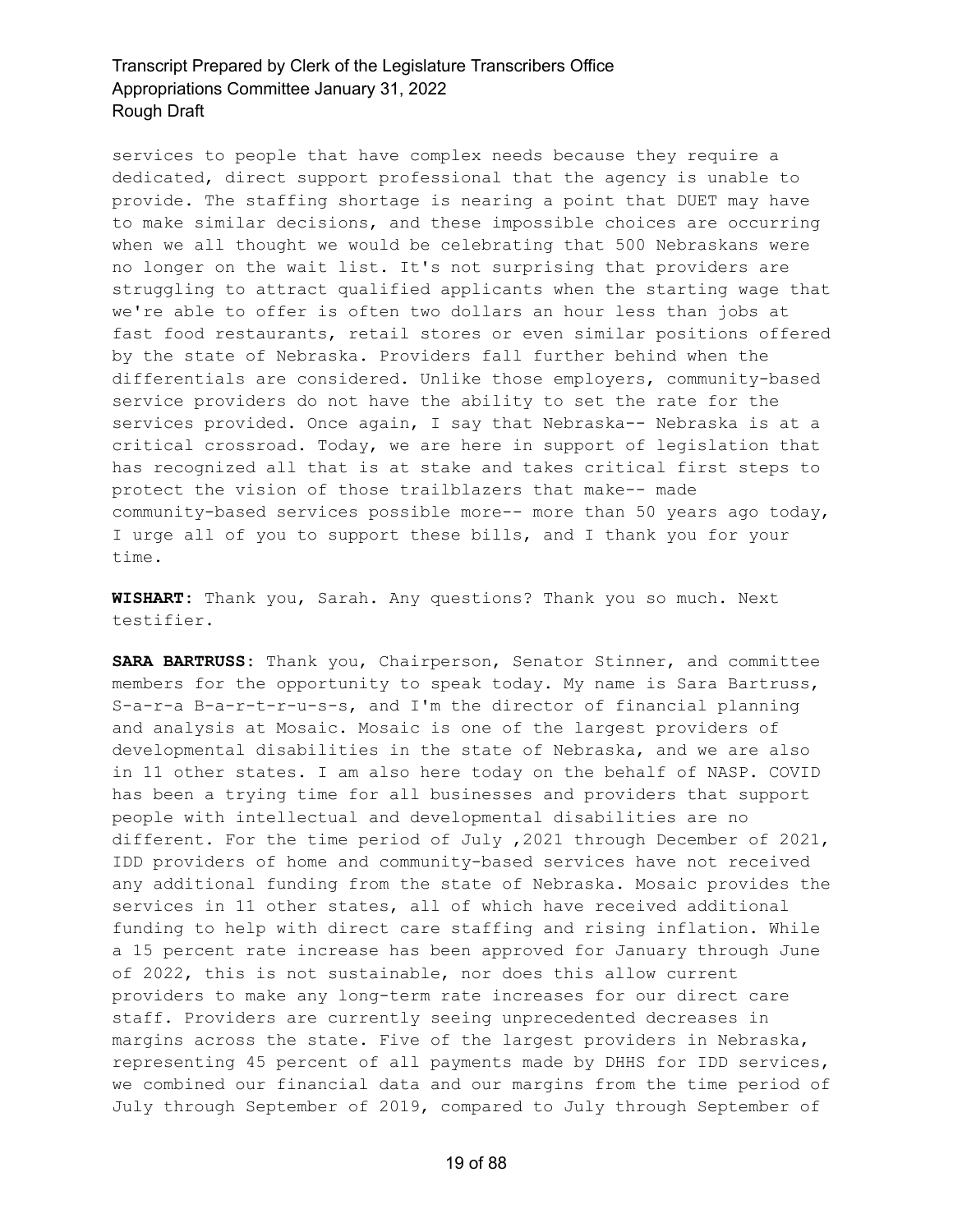services to people that have complex needs because they require a dedicated, direct support professional that the agency is unable to provide. The staffing shortage is nearing a point that DUET may have to make similar decisions, and these impossible choices are occurring when we all thought we would be celebrating that 500 Nebraskans were no longer on the wait list. It's not surprising that providers are struggling to attract qualified applicants when the starting wage that we're able to offer is often two dollars an hour less than jobs at fast food restaurants, retail stores or even similar positions offered by the state of Nebraska. Providers fall further behind when the differentials are considered. Unlike those employers, community-based service providers do not have the ability to set the rate for the services provided. Once again, I say that Nebraska-- Nebraska is at a critical crossroad. Today, we are here in support of legislation that has recognized all that is at stake and takes critical first steps to protect the vision of those trailblazers that make-- made community-based services possible more-- more than 50 years ago today, I urge all of you to support these bills, and I thank you for your time.

**WISHART:** Thank you, Sarah. Any questions? Thank you so much. Next testifier.

**SARA BARTRUSS:** Thank you, Chairperson, Senator Stinner, and committee members for the opportunity to speak today. My name is Sara Bartruss, S-a-r-a B-a-r-t-r-u-s-s, and I'm the director of financial planning and analysis at Mosaic. Mosaic is one of the largest providers of developmental disabilities in the state of Nebraska, and we are also in 11 other states. I am also here today on the behalf of NASP. COVID has been a trying time for all businesses and providers that support people with intellectual and developmental disabilities are no different. For the time period of July ,2021 through December of 2021, IDD providers of home and community-based services have not received any additional funding from the state of Nebraska. Mosaic provides the services in 11 other states, all of which have received additional funding to help with direct care staffing and rising inflation. While a 15 percent rate increase has been approved for January through June of 2022, this is not sustainable, nor does this allow current providers to make any long-term rate increases for our direct care staff. Providers are currently seeing unprecedented decreases in margins across the state. Five of the largest providers in Nebraska, representing 45 percent of all payments made by DHHS for IDD services, we combined our financial data and our margins from the time period of July through September of 2019, compared to July through September of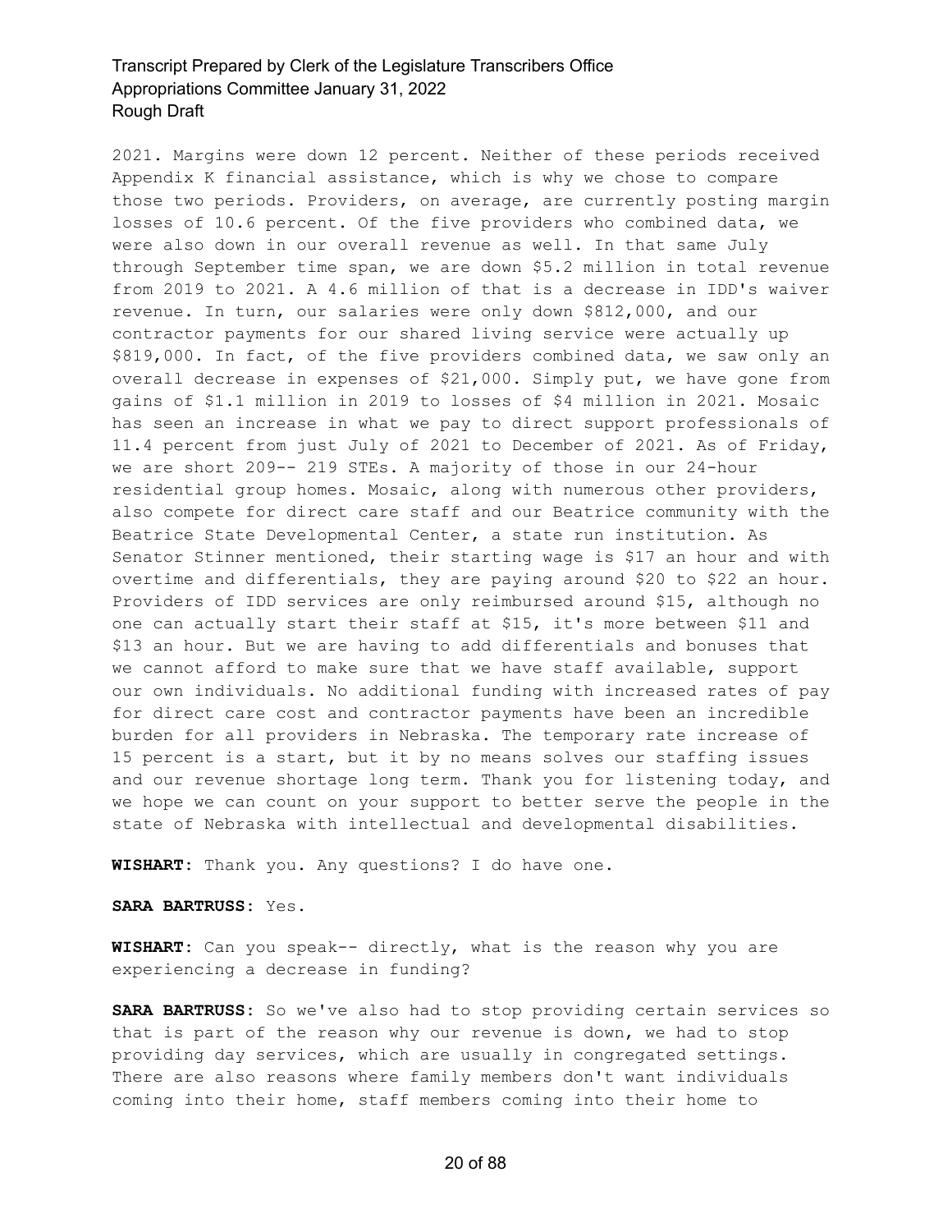2021. Margins were down 12 percent. Neither of these periods received Appendix K financial assistance, which is why we chose to compare those two periods. Providers, on average, are currently posting margin losses of 10.6 percent. Of the five providers who combined data, we were also down in our overall revenue as well. In that same July through September time span, we are down $5.2 million in total revenue from 2019 to 2021. A 4.6 million of that is a decrease in IDD's waiver revenue. In turn, our salaries were only down $812,000, and our contractor payments for our shared living service were actually up $819,000. In fact, of the five providers combined data, we saw only an overall decrease in expenses of $21,000. Simply put, we have gone from gains of $1.1 million in 2019 to losses of $4 million in 2021. Mosaic has seen an increase in what we pay to direct support professionals of 11.4 percent from just July of 2021 to December of 2021. As of Friday, we are short 209-- 219 STEs. A majority of those in our 24-hour residential group homes. Mosaic, along with numerous other providers, also compete for direct care staff and our Beatrice community with the Beatrice State Developmental Center, a state run institution. As Senator Stinner mentioned, their starting wage is $17 an hour and with overtime and differentials, they are paying around $20 to $22 an hour. Providers of IDD services are only reimbursed around $15, although no one can actually start their staff at $15, it's more between $11 and $13 an hour. But we are having to add differentials and bonuses that we cannot afford to make sure that we have staff available, support our own individuals. No additional funding with increased rates of pay for direct care cost and contractor payments have been an incredible burden for all providers in Nebraska. The temporary rate increase of 15 percent is a start, but it by no means solves our staffing issues and our revenue shortage long term. Thank you for listening today, and we hope we can count on your support to better serve the people in the state of Nebraska with intellectual and developmental disabilities.

**WISHART:** Thank you. Any questions? I do have one.

**SARA BARTRUSS:** Yes.

**WISHART:** Can you speak-- directly, what is the reason why you are experiencing a decrease in funding?

**SARA BARTRUSS:** So we've also had to stop providing certain services so that is part of the reason why our revenue is down, we had to stop providing day services, which are usually in congregated settings. There are also reasons where family members don't want individuals coming into their home, staff members coming into their home to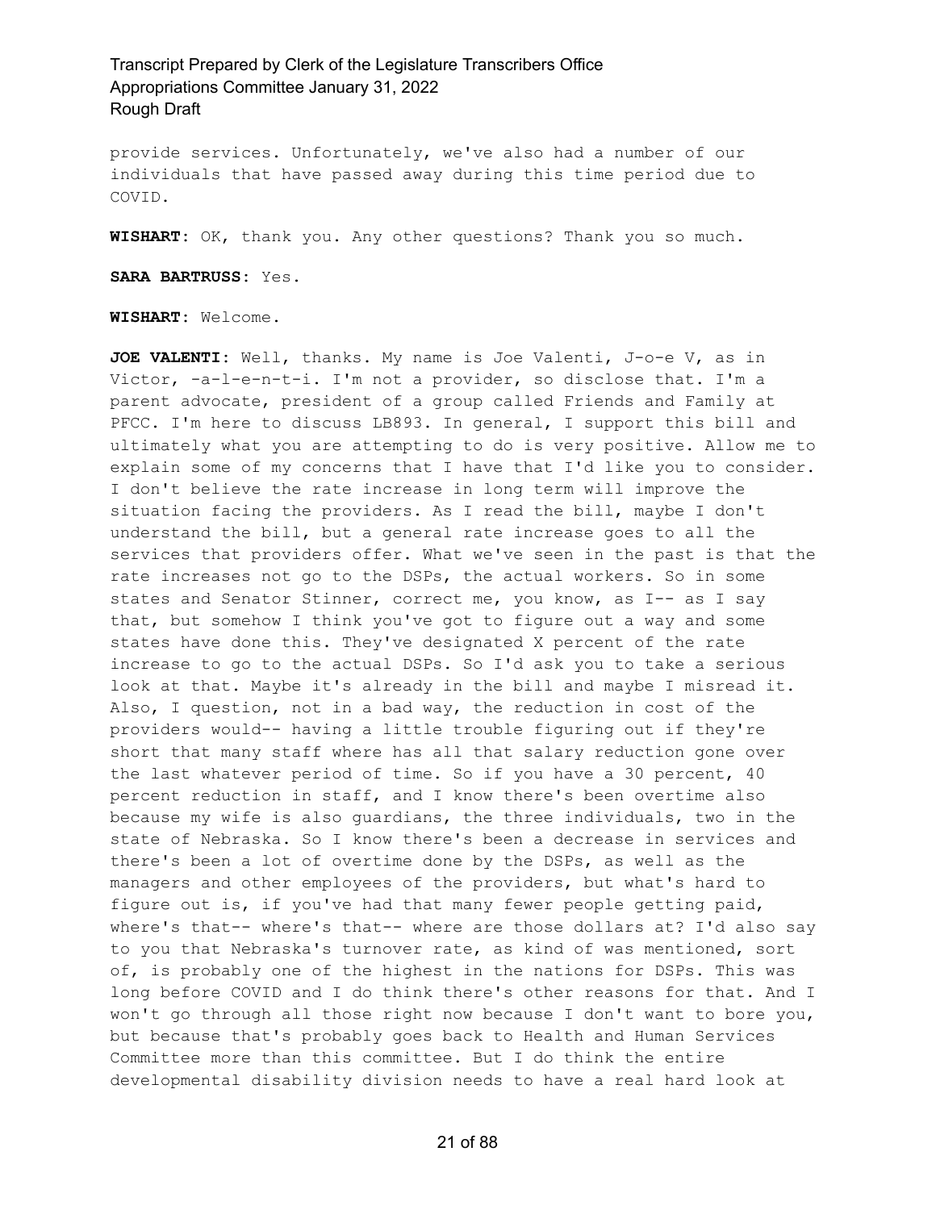provide services. Unfortunately, we've also had a number of our individuals that have passed away during this time period due to COVID.

**WISHART:** OK, thank you. Any other questions? Thank you so much.

**SARA BARTRUSS:** Yes.

**WISHART:** Welcome.

**JOE VALENTI:** Well, thanks. My name is Joe Valenti, J-o-e V, as in Victor, -a-l-e-n-t-i. I'm not a provider, so disclose that. I'm a parent advocate, president of a group called Friends and Family at PFCC. I'm here to discuss LB893. In general, I support this bill and ultimately what you are attempting to do is very positive. Allow me to explain some of my concerns that I have that I'd like you to consider. I don't believe the rate increase in long term will improve the situation facing the providers. As I read the bill, maybe I don't understand the bill, but a general rate increase goes to all the services that providers offer. What we've seen in the past is that the rate increases not go to the DSPs, the actual workers. So in some states and Senator Stinner, correct me, you know, as I-- as I say that, but somehow I think you've got to figure out a way and some states have done this. They've designated X percent of the rate increase to go to the actual DSPs. So I'd ask you to take a serious look at that. Maybe it's already in the bill and maybe I misread it. Also, I question, not in a bad way, the reduction in cost of the providers would-- having a little trouble figuring out if they're short that many staff where has all that salary reduction gone over the last whatever period of time. So if you have a 30 percent, 40 percent reduction in staff, and I know there's been overtime also because my wife is also guardians, the three individuals, two in the state of Nebraska. So I know there's been a decrease in services and there's been a lot of overtime done by the DSPs, as well as the managers and other employees of the providers, but what's hard to figure out is, if you've had that many fewer people getting paid, where's that-- where's that-- where are those dollars at? I'd also say to you that Nebraska's turnover rate, as kind of was mentioned, sort of, is probably one of the highest in the nations for DSPs. This was long before COVID and I do think there's other reasons for that. And I won't go through all those right now because I don't want to bore you, but because that's probably goes back to Health and Human Services Committee more than this committee. But I do think the entire developmental disability division needs to have a real hard look at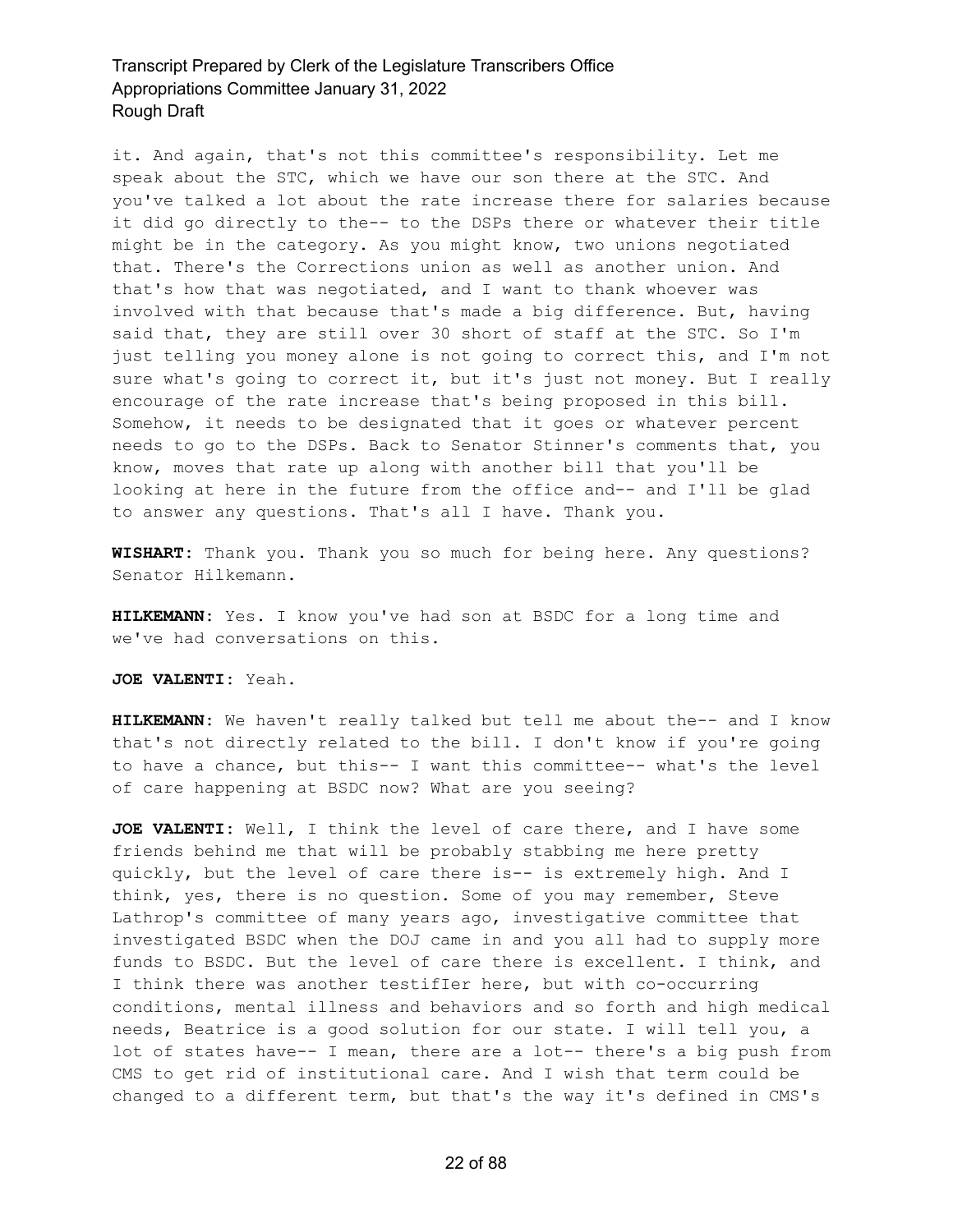it. And again, that's not this committee's responsibility. Let me speak about the STC, which we have our son there at the STC. And you've talked a lot about the rate increase there for salaries because it did go directly to the-- to the DSPs there or whatever their title might be in the category. As you might know, two unions negotiated that. There's the Corrections union as well as another union. And that's how that was negotiated, and I want to thank whoever was involved with that because that's made a big difference. But, having said that, they are still over 30 short of staff at the STC. So I'm just telling you money alone is not going to correct this, and I'm not sure what's going to correct it, but it's just not money. But I really encourage of the rate increase that's being proposed in this bill. Somehow, it needs to be designated that it goes or whatever percent needs to go to the DSPs. Back to Senator Stinner's comments that, you know, moves that rate up along with another bill that you'll be looking at here in the future from the office and-- and I'll be glad to answer any questions. That's all I have. Thank you.

**WISHART:** Thank you. Thank you so much for being here. Any questions? Senator Hilkemann.

**HILKEMANN:** Yes. I know you've had son at BSDC for a long time and we've had conversations on this.

**JOE VALENTI:** Yeah.

**HILKEMANN:** We haven't really talked but tell me about the-- and I know that's not directly related to the bill. I don't know if you're going to have a chance, but this-- I want this committee-- what's the level of care happening at BSDC now? What are you seeing?

**JOE VALENTI:** Well, I think the level of care there, and I have some friends behind me that will be probably stabbing me here pretty quickly, but the level of care there is-- is extremely high. And I think, yes, there is no question. Some of you may remember, Steve Lathrop's committee of many years ago, investigative committee that investigated BSDC when the DOJ came in and you all had to supply more funds to BSDC. But the level of care there is excellent. I think, and I think there was another testifIer here, but with co-occurring conditions, mental illness and behaviors and so forth and high medical needs, Beatrice is a good solution for our state. I will tell you, a lot of states have-- I mean, there are a lot-- there's a big push from CMS to get rid of institutional care. And I wish that term could be changed to a different term, but that's the way it's defined in CMS's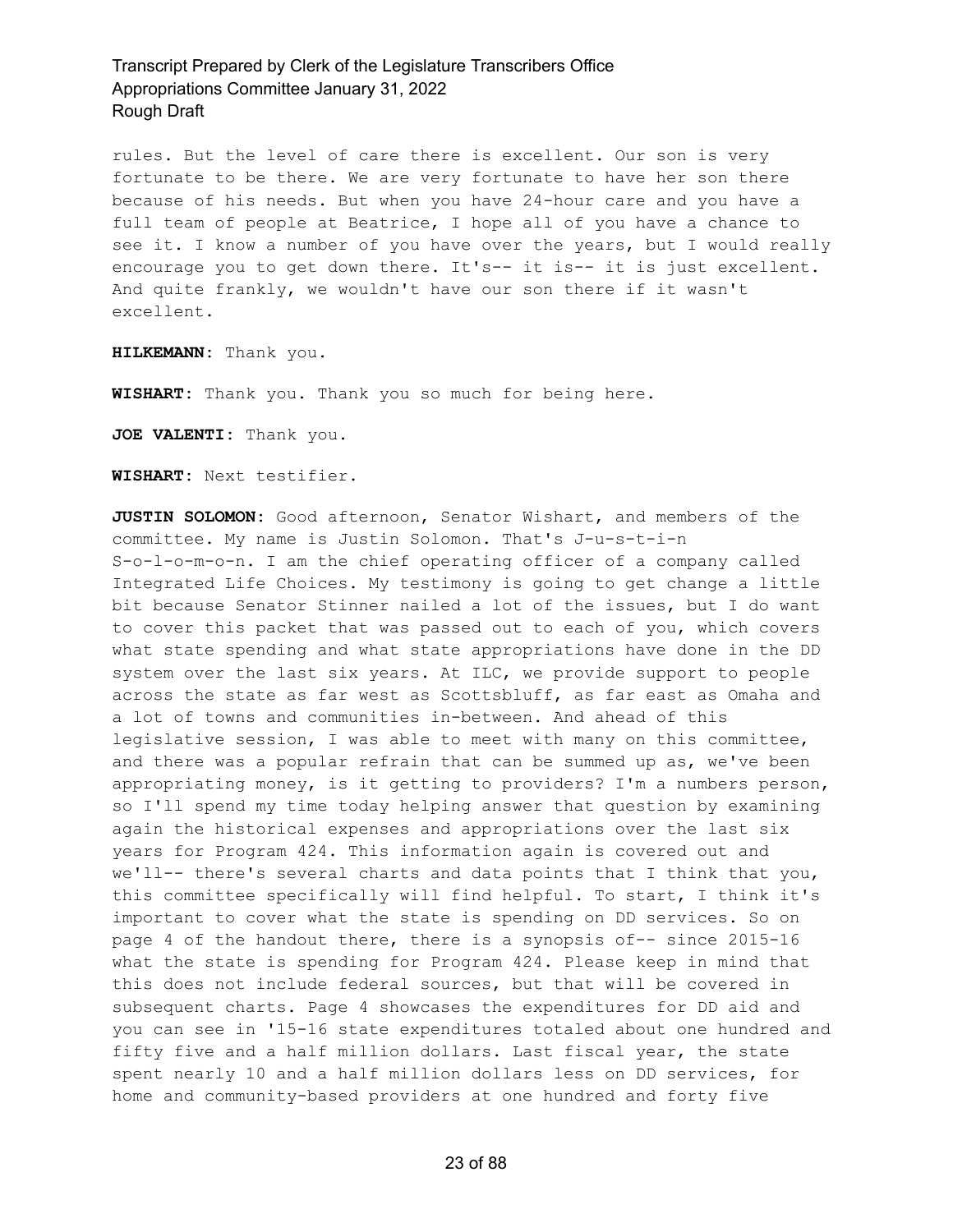rules. But the level of care there is excellent. Our son is very fortunate to be there. We are very fortunate to have her son there because of his needs. But when you have 24-hour care and you have a full team of people at Beatrice, I hope all of you have a chance to see it. I know a number of you have over the years, but I would really encourage you to get down there. It's-- it is-- it is just excellent. And quite frankly, we wouldn't have our son there if it wasn't excellent.

**HILKEMANN:** Thank you.

**WISHART:** Thank you. Thank you so much for being here.

**JOE VALENTI:** Thank you.

**WISHART:** Next testifier.

**JUSTIN SOLOMON:** Good afternoon, Senator Wishart, and members of the committee. My name is Justin Solomon. That's J-u-s-t-i-n S-o-l-o-m-o-n. I am the chief operating officer of a company called Integrated Life Choices. My testimony is going to get change a little bit because Senator Stinner nailed a lot of the issues, but I do want to cover this packet that was passed out to each of you, which covers what state spending and what state appropriations have done in the DD system over the last six years. At ILC, we provide support to people across the state as far west as Scottsbluff, as far east as Omaha and a lot of towns and communities in-between. And ahead of this legislative session, I was able to meet with many on this committee, and there was a popular refrain that can be summed up as, we've been appropriating money, is it getting to providers? I'm a numbers person, so I'll spend my time today helping answer that question by examining again the historical expenses and appropriations over the last six years for Program 424. This information again is covered out and we'll-- there's several charts and data points that I think that you, this committee specifically will find helpful. To start, I think it's important to cover what the state is spending on DD services. So on page 4 of the handout there, there is a synopsis of-- since 2015-16 what the state is spending for Program 424. Please keep in mind that this does not include federal sources, but that will be covered in subsequent charts. Page 4 showcases the expenditures for DD aid and you can see in '15-16 state expenditures totaled about one hundred and fifty five and a half million dollars. Last fiscal year, the state spent nearly 10 and a half million dollars less on DD services, for home and community-based providers at one hundred and forty five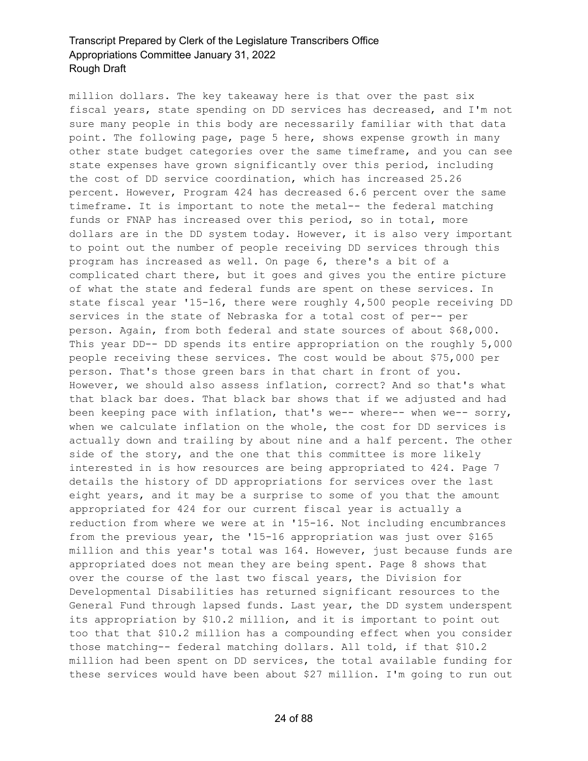million dollars. The key takeaway here is that over the past six fiscal years, state spending on DD services has decreased, and I'm not sure many people in this body are necessarily familiar with that data point. The following page, page 5 here, shows expense growth in many other state budget categories over the same timeframe, and you can see state expenses have grown significantly over this period, including the cost of DD service coordination, which has increased 25.26 percent. However, Program 424 has decreased 6.6 percent over the same timeframe. It is important to note the metal-- the federal matching funds or FNAP has increased over this period, so in total, more dollars are in the DD system today. However, it is also very important to point out the number of people receiving DD services through this program has increased as well. On page 6, there's a bit of a complicated chart there, but it goes and gives you the entire picture of what the state and federal funds are spent on these services. In state fiscal year '15-16, there were roughly 4,500 people receiving DD services in the state of Nebraska for a total cost of per-- per person. Again, from both federal and state sources of about $68,000. This year DD-- DD spends its entire appropriation on the roughly 5,000 people receiving these services. The cost would be about $75,000 per person. That's those green bars in that chart in front of you. However, we should also assess inflation, correct? And so that's what that black bar does. That black bar shows that if we adjusted and had been keeping pace with inflation, that's we-- where-- when we-- sorry, when we calculate inflation on the whole, the cost for DD services is actually down and trailing by about nine and a half percent. The other side of the story, and the one that this committee is more likely interested in is how resources are being appropriated to 424. Page 7 details the history of DD appropriations for services over the last eight years, and it may be a surprise to some of you that the amount appropriated for 424 for our current fiscal year is actually a reduction from where we were at in '15-16. Not including encumbrances from the previous year, the '15-16 appropriation was just over $165 million and this year's total was 164. However, just because funds are appropriated does not mean they are being spent. Page 8 shows that over the course of the last two fiscal years, the Division for Developmental Disabilities has returned significant resources to the General Fund through lapsed funds. Last year, the DD system underspent its appropriation by $10.2 million, and it is important to point out too that that $10.2 million has a compounding effect when you consider those matching-- federal matching dollars. All told, if that $10.2 million had been spent on DD services, the total available funding for these services would have been about $27 million. I'm going to run out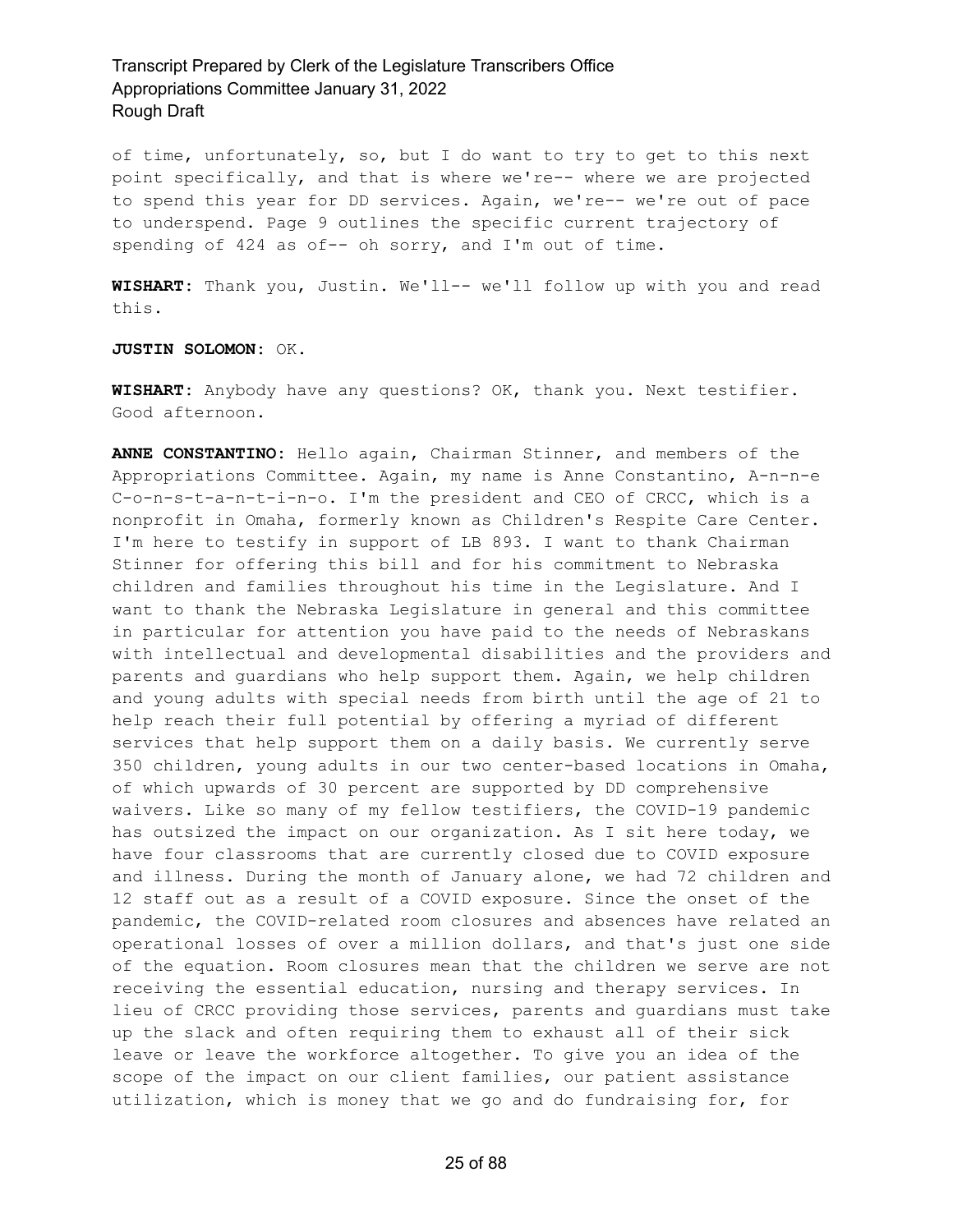of time, unfortunately, so, but I do want to try to get to this next point specifically, and that is where we're-- where we are projected to spend this year for DD services. Again, we're-- we're out of pace to underspend. Page 9 outlines the specific current trajectory of spending of 424 as of-- oh sorry, and I'm out of time.

**WISHART:** Thank you, Justin. We'll-- we'll follow up with you and read this.

**JUSTIN SOLOMON:** OK.

**WISHART:** Anybody have any questions? OK, thank you. Next testifier. Good afternoon.

**ANNE CONSTANTINO:** Hello again, Chairman Stinner, and members of the Appropriations Committee. Again, my name is Anne Constantino, A-n-n-e C-o-n-s-t-a-n-t-i-n-o. I'm the president and CEO of CRCC, which is a nonprofit in Omaha, formerly known as Children's Respite Care Center. I'm here to testify in support of LB 893. I want to thank Chairman Stinner for offering this bill and for his commitment to Nebraska children and families throughout his time in the Legislature. And I want to thank the Nebraska Legislature in general and this committee in particular for attention you have paid to the needs of Nebraskans with intellectual and developmental disabilities and the providers and parents and guardians who help support them. Again, we help children and young adults with special needs from birth until the age of 21 to help reach their full potential by offering a myriad of different services that help support them on a daily basis. We currently serve 350 children, young adults in our two center-based locations in Omaha, of which upwards of 30 percent are supported by DD comprehensive waivers. Like so many of my fellow testifiers, the COVID-19 pandemic has outsized the impact on our organization. As I sit here today, we have four classrooms that are currently closed due to COVID exposure and illness. During the month of January alone, we had 72 children and 12 staff out as a result of a COVID exposure. Since the onset of the pandemic, the COVID-related room closures and absences have related an operational losses of over a million dollars, and that's just one side of the equation. Room closures mean that the children we serve are not receiving the essential education, nursing and therapy services. In lieu of CRCC providing those services, parents and guardians must take up the slack and often requiring them to exhaust all of their sick leave or leave the workforce altogether. To give you an idea of the scope of the impact on our client families, our patient assistance utilization, which is money that we go and do fundraising for, for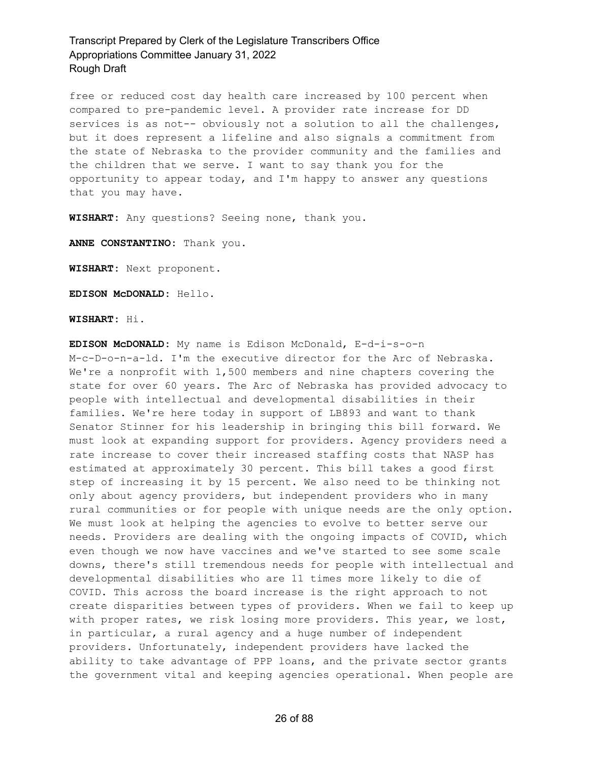free or reduced cost day health care increased by 100 percent when compared to pre-pandemic level. A provider rate increase for DD services is as not-- obviously not a solution to all the challenges, but it does represent a lifeline and also signals a commitment from the state of Nebraska to the provider community and the families and the children that we serve. I want to say thank you for the opportunity to appear today, and I'm happy to answer any questions that you may have.

**WISHART:** Any questions? Seeing none, thank you.

**ANNE CONSTANTINO:** Thank you.

**WISHART:** Next proponent.

**EDISON McDONALD:** Hello.

**WISHART:** Hi.

**EDISON McDONALD:** My name is Edison McDonald, E-d-i-s-o-n M-c-D-o-n-a-ld. I'm the executive director for the Arc of Nebraska. We're a nonprofit with 1,500 members and nine chapters covering the state for over 60 years. The Arc of Nebraska has provided advocacy to people with intellectual and developmental disabilities in their families. We're here today in support of LB893 and want to thank Senator Stinner for his leadership in bringing this bill forward. We must look at expanding support for providers. Agency providers need a rate increase to cover their increased staffing costs that NASP has estimated at approximately 30 percent. This bill takes a good first step of increasing it by 15 percent. We also need to be thinking not only about agency providers, but independent providers who in many rural communities or for people with unique needs are the only option. We must look at helping the agencies to evolve to better serve our needs. Providers are dealing with the ongoing impacts of COVID, which even though we now have vaccines and we've started to see some scale downs, there's still tremendous needs for people with intellectual and developmental disabilities who are 11 times more likely to die of COVID. This across the board increase is the right approach to not create disparities between types of providers. When we fail to keep up with proper rates, we risk losing more providers. This year, we lost, in particular, a rural agency and a huge number of independent providers. Unfortunately, independent providers have lacked the ability to take advantage of PPP loans, and the private sector grants the government vital and keeping agencies operational. When people are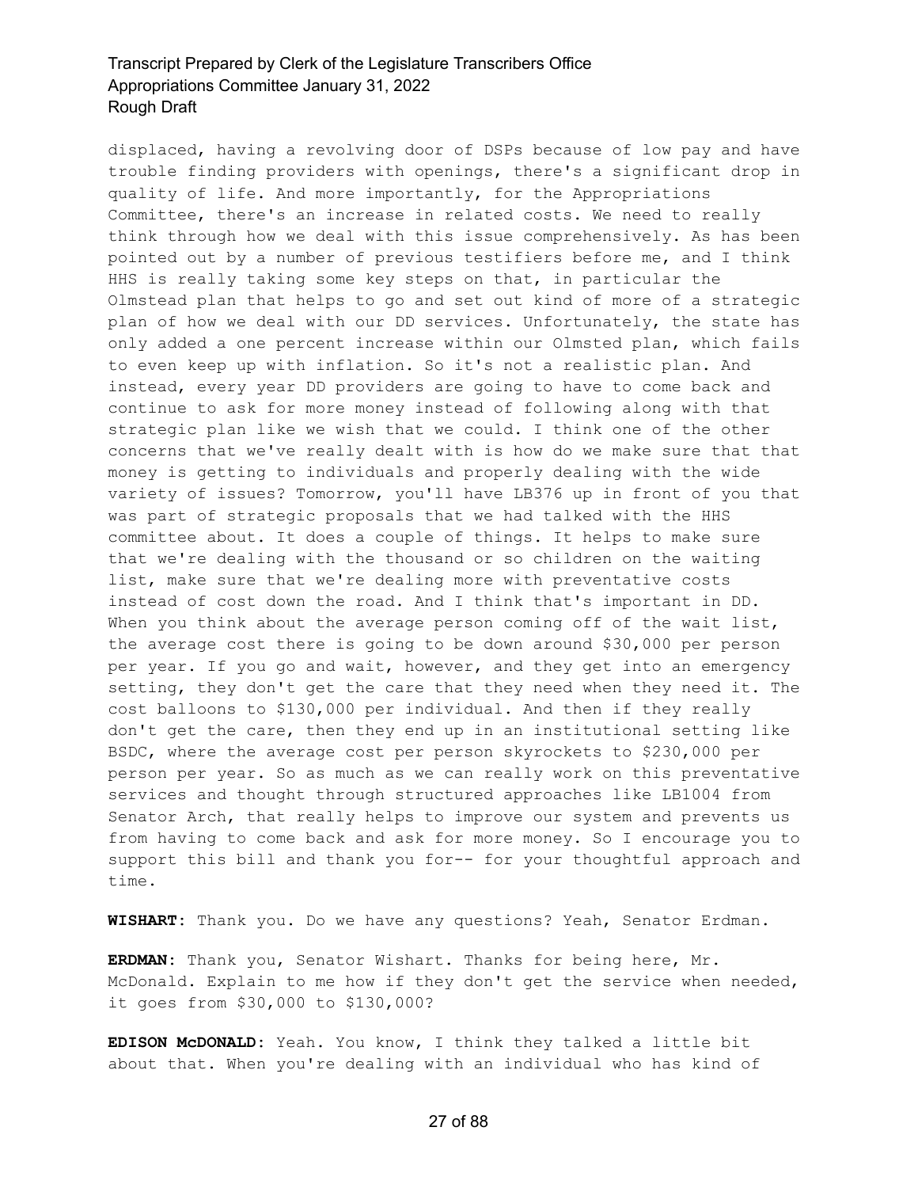displaced, having a revolving door of DSPs because of low pay and have trouble finding providers with openings, there's a significant drop in quality of life. And more importantly, for the Appropriations Committee, there's an increase in related costs. We need to really think through how we deal with this issue comprehensively. As has been pointed out by a number of previous testifiers before me, and I think HHS is really taking some key steps on that, in particular the Olmstead plan that helps to go and set out kind of more of a strategic plan of how we deal with our DD services. Unfortunately, the state has only added a one percent increase within our Olmsted plan, which fails to even keep up with inflation. So it's not a realistic plan. And instead, every year DD providers are going to have to come back and continue to ask for more money instead of following along with that strategic plan like we wish that we could. I think one of the other concerns that we've really dealt with is how do we make sure that that money is getting to individuals and properly dealing with the wide variety of issues? Tomorrow, you'll have LB376 up in front of you that was part of strategic proposals that we had talked with the HHS committee about. It does a couple of things. It helps to make sure that we're dealing with the thousand or so children on the waiting list, make sure that we're dealing more with preventative costs instead of cost down the road. And I think that's important in DD. When you think about the average person coming off of the wait list, the average cost there is going to be down around $30,000 per person per year. If you go and wait, however, and they get into an emergency setting, they don't get the care that they need when they need it. The cost balloons to $130,000 per individual. And then if they really don't get the care, then they end up in an institutional setting like BSDC, where the average cost per person skyrockets to $230,000 per person per year. So as much as we can really work on this preventative services and thought through structured approaches like LB1004 from Senator Arch, that really helps to improve our system and prevents us from having to come back and ask for more money. So I encourage you to support this bill and thank you for-- for your thoughtful approach and time.

**WISHART:** Thank you. Do we have any questions? Yeah, Senator Erdman.

**ERDMAN:** Thank you, Senator Wishart. Thanks for being here, Mr. McDonald. Explain to me how if they don't get the service when needed, it goes from $30,000 to $130,000?

**EDISON McDONALD:** Yeah. You know, I think they talked a little bit about that. When you're dealing with an individual who has kind of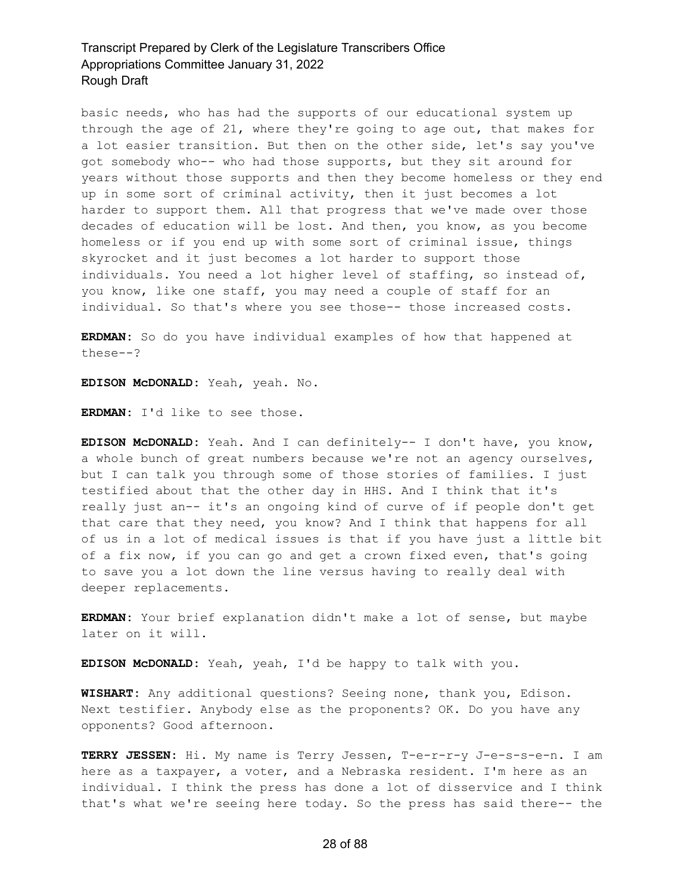basic needs, who has had the supports of our educational system up through the age of 21, where they're going to age out, that makes for a lot easier transition. But then on the other side, let's say you've got somebody who-- who had those supports, but they sit around for years without those supports and then they become homeless or they end up in some sort of criminal activity, then it just becomes a lot harder to support them. All that progress that we've made over those decades of education will be lost. And then, you know, as you become homeless or if you end up with some sort of criminal issue, things skyrocket and it just becomes a lot harder to support those individuals. You need a lot higher level of staffing, so instead of, you know, like one staff, you may need a couple of staff for an individual. So that's where you see those-- those increased costs.

**ERDMAN:** So do you have individual examples of how that happened at these--?

**EDISON McDONALD:** Yeah, yeah. No.

**ERDMAN:** I'd like to see those.

**EDISON McDONALD:** Yeah. And I can definitely-- I don't have, you know, a whole bunch of great numbers because we're not an agency ourselves, but I can talk you through some of those stories of families. I just testified about that the other day in HHS. And I think that it's really just an-- it's an ongoing kind of curve of if people don't get that care that they need, you know? And I think that happens for all of us in a lot of medical issues is that if you have just a little bit of a fix now, if you can go and get a crown fixed even, that's going to save you a lot down the line versus having to really deal with deeper replacements.

**ERDMAN:** Your brief explanation didn't make a lot of sense, but maybe later on it will.

**EDISON McDONALD:** Yeah, yeah, I'd be happy to talk with you.

**WISHART:** Any additional questions? Seeing none, thank you, Edison. Next testifier. Anybody else as the proponents? OK. Do you have any opponents? Good afternoon.

**TERRY JESSEN:** Hi. My name is Terry Jessen, T-e-r-r-y J-e-s-s-e-n. I am here as a taxpayer, a voter, and a Nebraska resident. I'm here as an individual. I think the press has done a lot of disservice and I think that's what we're seeing here today. So the press has said there-- the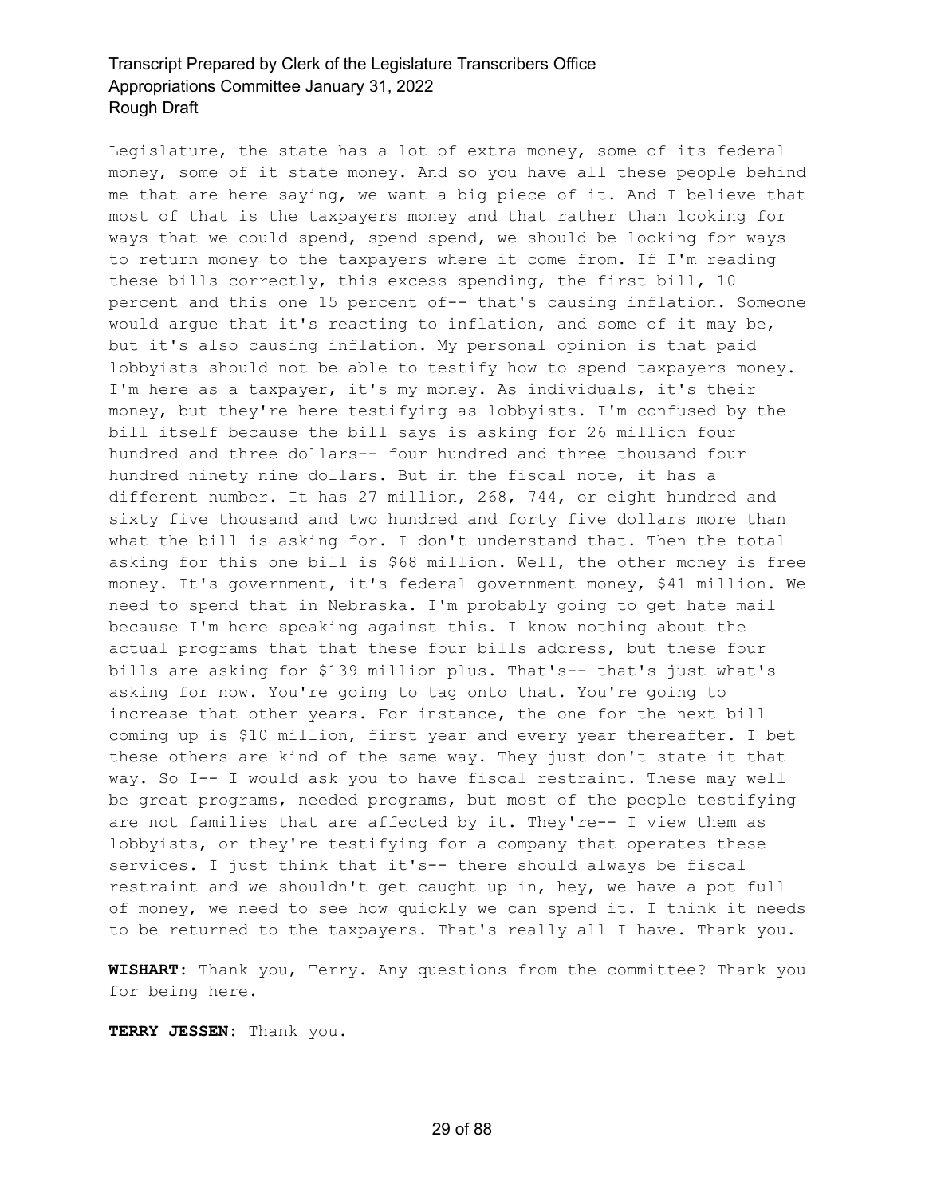Legislature, the state has a lot of extra money, some of its federal money, some of it state money. And so you have all these people behind me that are here saying, we want a big piece of it. And I believe that most of that is the taxpayers money and that rather than looking for ways that we could spend, spend spend, we should be looking for ways to return money to the taxpayers where it come from. If I'm reading these bills correctly, this excess spending, the first bill, 10 percent and this one 15 percent of-- that's causing inflation. Someone would argue that it's reacting to inflation, and some of it may be, but it's also causing inflation. My personal opinion is that paid lobbyists should not be able to testify how to spend taxpayers money. I'm here as a taxpayer, it's my money. As individuals, it's their money, but they're here testifying as lobbyists. I'm confused by the bill itself because the bill says is asking for 26 million four hundred and three dollars-- four hundred and three thousand four hundred ninety nine dollars. But in the fiscal note, it has a different number. It has 27 million, 268, 744, or eight hundred and sixty five thousand and two hundred and forty five dollars more than what the bill is asking for. I don't understand that. Then the total asking for this one bill is $68 million. Well, the other money is free money. It's government, it's federal government money, $41 million. We need to spend that in Nebraska. I'm probably going to get hate mail because I'm here speaking against this. I know nothing about the actual programs that that these four bills address, but these four bills are asking for $139 million plus. That's-- that's just what's asking for now. You're going to tag onto that. You're going to increase that other years. For instance, the one for the next bill coming up is $10 million, first year and every year thereafter. I bet these others are kind of the same way. They just don't state it that way. So I-- I would ask you to have fiscal restraint. These may well be great programs, needed programs, but most of the people testifying are not families that are affected by it. They're-- I view them as lobbyists, or they're testifying for a company that operates these services. I just think that it's-- there should always be fiscal restraint and we shouldn't get caught up in, hey, we have a pot full of money, we need to see how quickly we can spend it. I think it needs to be returned to the taxpayers. That's really all I have. Thank you.

**WISHART:** Thank you, Terry. Any questions from the committee? Thank you for being here.

**TERRY JESSEN:** Thank you.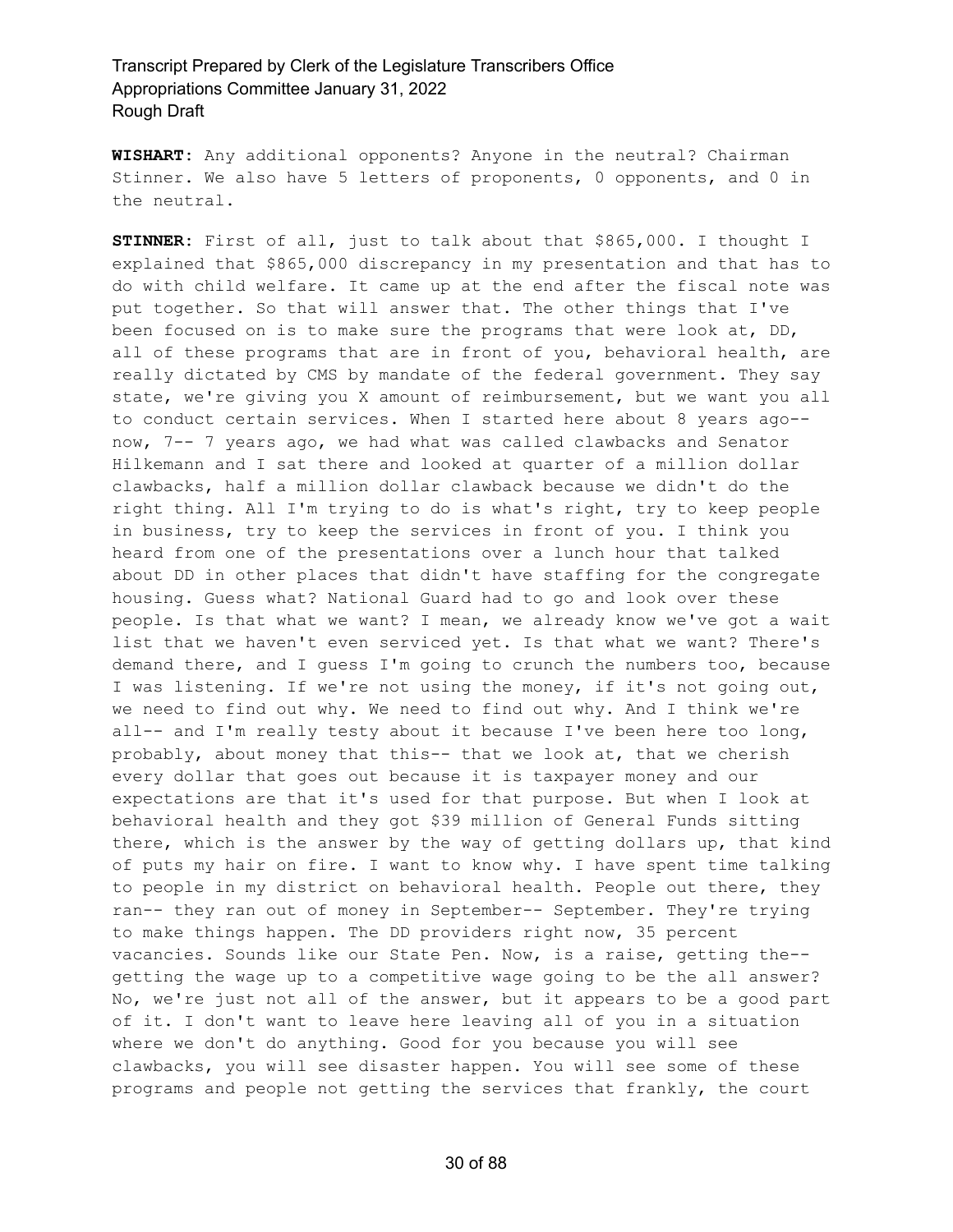**WISHART**: Any additional opponents? Anyone in the neutral? Chairman Stinner. We also have 5 letters of proponents, 0 opponents, and 0 in the neutral.

**STINNER**: First of all, just to talk about that $865,000. I thought I explained that $865,000 discrepancy in my presentation and that has to do with child welfare. It came up at the end after the fiscal note was put together. So that will answer that. The other things that I've been focused on is to make sure the programs that were look at, DD, all of these programs that are in front of you, behavioral health, are really dictated by CMS by mandate of the federal government. They say state, we're giving you X amount of reimbursement, but we want you all to conduct certain services. When I started here about 8 years ago-- now, 7-- 7 years ago, we had what was called clawbacks and Senator Hilkemann and I sat there and looked at quarter of a million dollar clawbacks, half a million dollar clawback because we didn't do the right thing. All I'm trying to do is what's right, try to keep people in business, try to keep the services in front of you. I think you heard from one of the presentations over a lunch hour that talked about DD in other places that didn't have staffing for the congregate housing. Guess what? National Guard had to go and look over these people. Is that what we want? I mean, we already know we've got a wait list that we haven't even serviced yet. Is that what we want? There's demand there, and I guess I'm going to crunch the numbers too, because I was listening. If we're not using the money, if it's not going out, we need to find out why. We need to find out why. And I think we're all-- and I'm really testy about it because I've been here too long, probably, about money that this-- that we look at, that we cherish every dollar that goes out because it is taxpayer money and our expectations are that it's used for that purpose. But when I look at behavioral health and they got $39 million of General Funds sitting there, which is the answer by the way of getting dollars up, that kind of puts my hair on fire. I want to know why. I have spent time talking to people in my district on behavioral health. People out there, they ran-- they ran out of money in September-- September. They're trying to make things happen. The DD providers right now, 35 percent vacancies. Sounds like our State Pen. Now, is a raise, getting the-- getting the wage up to a competitive wage going to be the all answer? No, we're just not all of the answer, but it appears to be a good part of it. I don't want to leave here leaving all of you in a situation where we don't do anything. Good for you because you will see clawbacks, you will see disaster happen. You will see some of these programs and people not getting the services that frankly, the court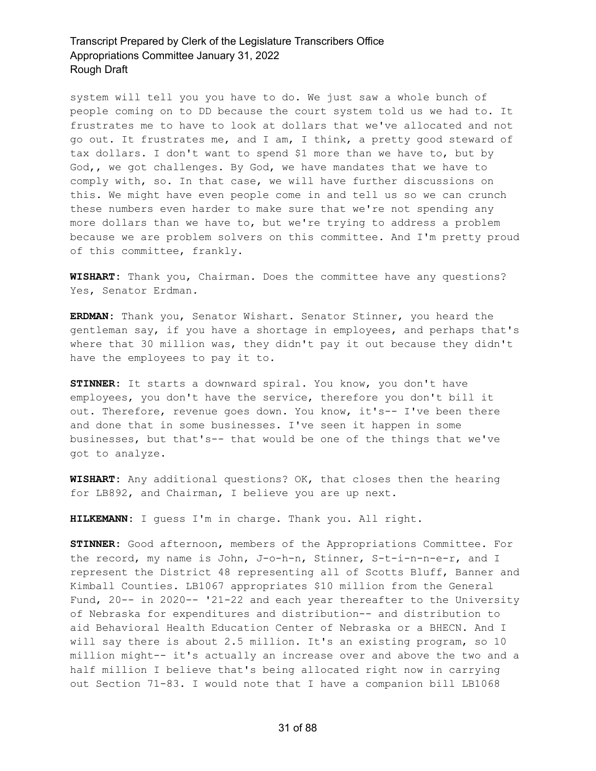system will tell you you have to do. We just saw a whole bunch of people coming on to DD because the court system told us we had to. It frustrates me to have to look at dollars that we've allocated and not go out. It frustrates me, and I am, I think, a pretty good steward of tax dollars. I don't want to spend $1 more than we have to, but by God,, we got challenges. By God, we have mandates that we have to comply with, so. In that case, we will have further discussions on this. We might have even people come in and tell us so we can crunch these numbers even harder to make sure that we're not spending any more dollars than we have to, but we're trying to address a problem because we are problem solvers on this committee. And I'm pretty proud of this committee, frankly.

**WISHART:** Thank you, Chairman. Does the committee have any questions? Yes, Senator Erdman.

**ERDMAN:** Thank you, Senator Wishart. Senator Stinner, you heard the gentleman say, if you have a shortage in employees, and perhaps that's where that 30 million was, they didn't pay it out because they didn't have the employees to pay it to.

**STINNER:** It starts a downward spiral. You know, you don't have employees, you don't have the service, therefore you don't bill it out. Therefore, revenue goes down. You know, it's-- I've been there and done that in some businesses. I've seen it happen in some businesses, but that's-- that would be one of the things that we've got to analyze.

**WISHART:** Any additional questions? OK, that closes then the hearing for LB892, and Chairman, I believe you are up next.

**HILKEMANN:** I guess I'm in charge. Thank you. All right.

**STINNER:** Good afternoon, members of the Appropriations Committee. For the record, my name is John, J-o-h-n, Stinner, S-t-i-n-n-e-r, and I represent the District 48 representing all of Scotts Bluff, Banner and Kimball Counties. LB1067 appropriates $10 million from the General Fund, 20-- in 2020-- '21-22 and each year thereafter to the University of Nebraska for expenditures and distribution-- and distribution to aid Behavioral Health Education Center of Nebraska or a BHECN. And I will say there is about 2.5 million. It's an existing program, so 10 million might-- it's actually an increase over and above the two and a half million I believe that's being allocated right now in carrying out Section 71-83. I would note that I have a companion bill LB1068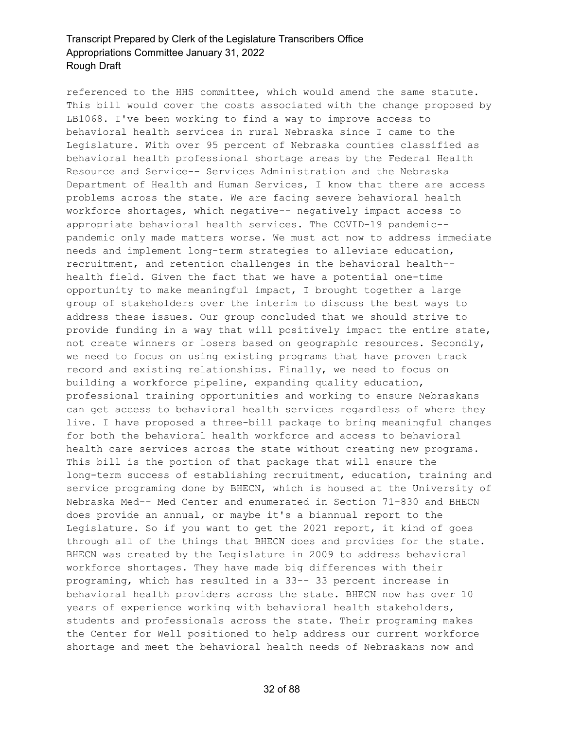referenced to the HHS committee, which would amend the same statute. This bill would cover the costs associated with the change proposed by LB1068. I've been working to find a way to improve access to behavioral health services in rural Nebraska since I came to the Legislature. With over 95 percent of Nebraska counties classified as behavioral health professional shortage areas by the Federal Health Resource and Service-- Services Administration and the Nebraska Department of Health and Human Services, I know that there are access problems across the state. We are facing severe behavioral health workforce shortages, which negative-- negatively impact access to appropriate behavioral health services. The COVID-19 pandemic-- pandemic only made matters worse. We must act now to address immediate needs and implement long-term strategies to alleviate education, recruitment, and retention challenges in the behavioral health-- health field. Given the fact that we have a potential one-time opportunity to make meaningful impact, I brought together a large group of stakeholders over the interim to discuss the best ways to address these issues. Our group concluded that we should strive to provide funding in a way that will positively impact the entire state, not create winners or losers based on geographic resources. Secondly, we need to focus on using existing programs that have proven track record and existing relationships. Finally, we need to focus on building a workforce pipeline, expanding quality education, professional training opportunities and working to ensure Nebraskans can get access to behavioral health services regardless of where they live. I have proposed a three-bill package to bring meaningful changes for both the behavioral health workforce and access to behavioral health care services across the state without creating new programs. This bill is the portion of that package that will ensure the long-term success of establishing recruitment, education, training and service programing done by BHECN, which is housed at the University of Nebraska Med-- Med Center and enumerated in Section 71-830 and BHECN does provide an annual, or maybe it's a biannual report to the Legislature. So if you want to get the 2021 report, it kind of goes through all of the things that BHECN does and provides for the state. BHECN was created by the Legislature in 2009 to address behavioral workforce shortages. They have made big differences with their programing, which has resulted in a 33-- 33 percent increase in behavioral health providers across the state. BHECN now has over 10 years of experience working with behavioral health stakeholders, students and professionals across the state. Their programing makes the Center for Well positioned to help address our current workforce shortage and meet the behavioral health needs of Nebraskans now and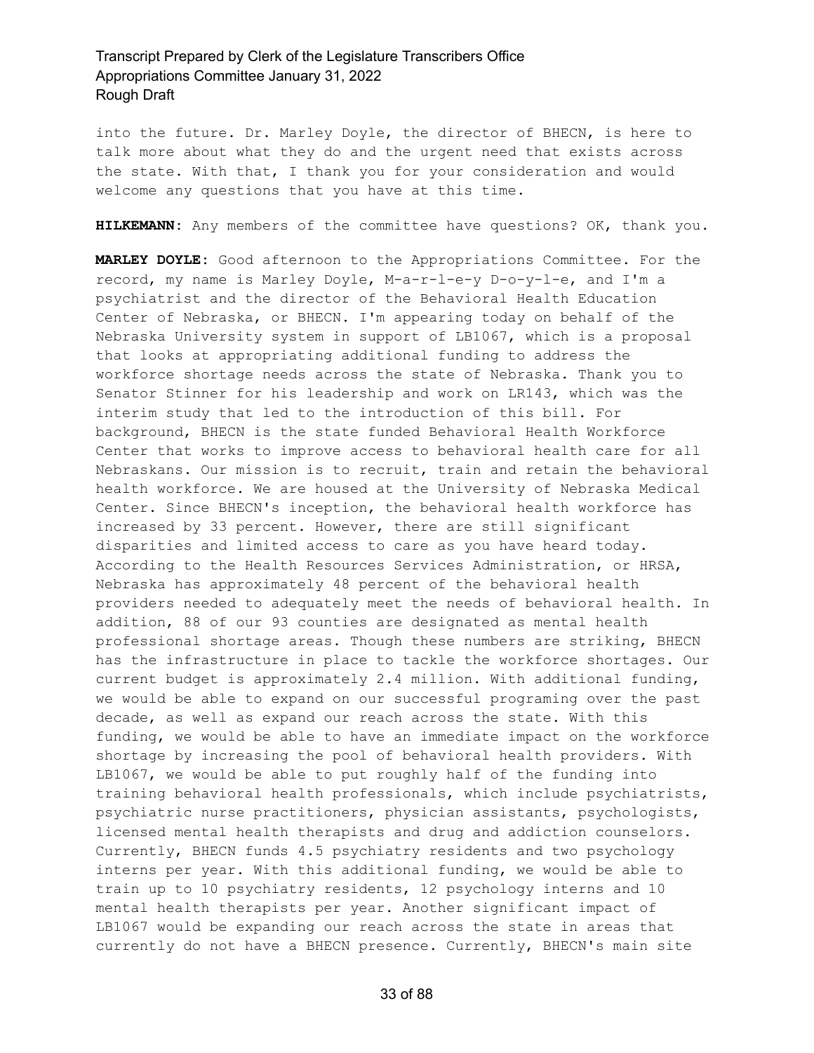into the future. Dr. Marley Doyle, the director of BHECN, is here to talk more about what they do and the urgent need that exists across the state. With that, I thank you for your consideration and would welcome any questions that you have at this time.

**HILKEMANN:** Any members of the committee have questions? OK, thank you.

**MARLEY DOYLE:** Good afternoon to the Appropriations Committee. For the record, my name is Marley Doyle, M-a-r-l-e-y D-o-y-l-e, and I'm a psychiatrist and the director of the Behavioral Health Education Center of Nebraska, or BHECN. I'm appearing today on behalf of the Nebraska University system in support of LB1067, which is a proposal that looks at appropriating additional funding to address the workforce shortage needs across the state of Nebraska. Thank you to Senator Stinner for his leadership and work on LR143, which was the interim study that led to the introduction of this bill. For background, BHECN is the state funded Behavioral Health Workforce Center that works to improve access to behavioral health care for all Nebraskans. Our mission is to recruit, train and retain the behavioral health workforce. We are housed at the University of Nebraska Medical Center. Since BHECN's inception, the behavioral health workforce has increased by 33 percent. However, there are still significant disparities and limited access to care as you have heard today. According to the Health Resources Services Administration, or HRSA, Nebraska has approximately 48 percent of the behavioral health providers needed to adequately meet the needs of behavioral health. In addition, 88 of our 93 counties are designated as mental health professional shortage areas. Though these numbers are striking, BHECN has the infrastructure in place to tackle the workforce shortages. Our current budget is approximately 2.4 million. With additional funding, we would be able to expand on our successful programing over the past decade, as well as expand our reach across the state. With this funding, we would be able to have an immediate impact on the workforce shortage by increasing the pool of behavioral health providers. With LB1067, we would be able to put roughly half of the funding into training behavioral health professionals, which include psychiatrists, psychiatric nurse practitioners, physician assistants, psychologists, licensed mental health therapists and drug and addiction counselors. Currently, BHECN funds 4.5 psychiatry residents and two psychology interns per year. With this additional funding, we would be able to train up to 10 psychiatry residents, 12 psychology interns and 10 mental health therapists per year. Another significant impact of LB1067 would be expanding our reach across the state in areas that currently do not have a BHECN presence. Currently, BHECN's main site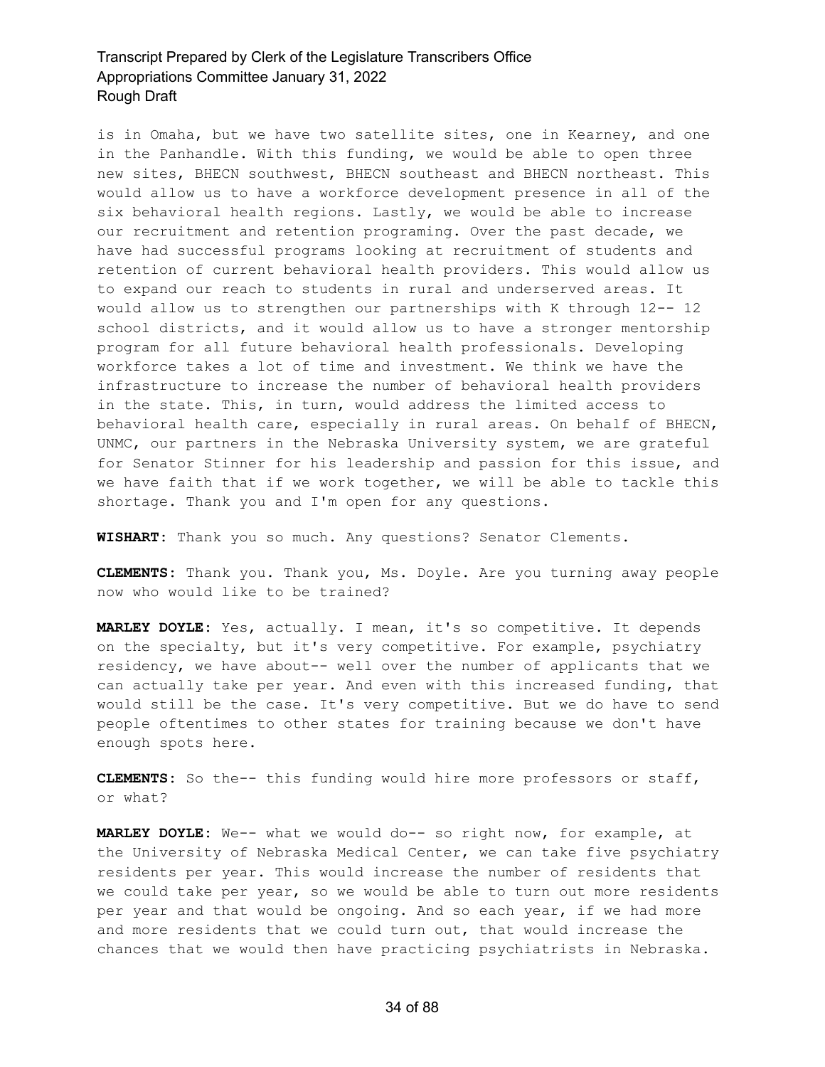is in Omaha, but we have two satellite sites, one in Kearney, and one in the Panhandle. With this funding, we would be able to open three new sites, BHECN southwest, BHECN southeast and BHECN northeast. This would allow us to have a workforce development presence in all of the six behavioral health regions. Lastly, we would be able to increase our recruitment and retention programing. Over the past decade, we have had successful programs looking at recruitment of students and retention of current behavioral health providers. This would allow us to expand our reach to students in rural and underserved areas. It would allow us to strengthen our partnerships with K through 12-- 12 school districts, and it would allow us to have a stronger mentorship program for all future behavioral health professionals. Developing workforce takes a lot of time and investment. We think we have the infrastructure to increase the number of behavioral health providers in the state. This, in turn, would address the limited access to behavioral health care, especially in rural areas. On behalf of BHECN, UNMC, our partners in the Nebraska University system, we are grateful for Senator Stinner for his leadership and passion for this issue, and we have faith that if we work together, we will be able to tackle this shortage. Thank you and I'm open for any questions.

**WISHART:** Thank you so much. Any questions? Senator Clements.

**CLEMENTS:** Thank you. Thank you, Ms. Doyle. Are you turning away people now who would like to be trained?

**MARLEY DOYLE:** Yes, actually. I mean, it's so competitive. It depends on the specialty, but it's very competitive. For example, psychiatry residency, we have about-- well over the number of applicants that we can actually take per year. And even with this increased funding, that would still be the case. It's very competitive. But we do have to send people oftentimes to other states for training because we don't have enough spots here.

**CLEMENTS:** So the-- this funding would hire more professors or staff, or what?

**MARLEY DOYLE:** We-- what we would do-- so right now, for example, at the University of Nebraska Medical Center, we can take five psychiatry residents per year. This would increase the number of residents that we could take per year, so we would be able to turn out more residents per year and that would be ongoing. And so each year, if we had more and more residents that we could turn out, that would increase the chances that we would then have practicing psychiatrists in Nebraska.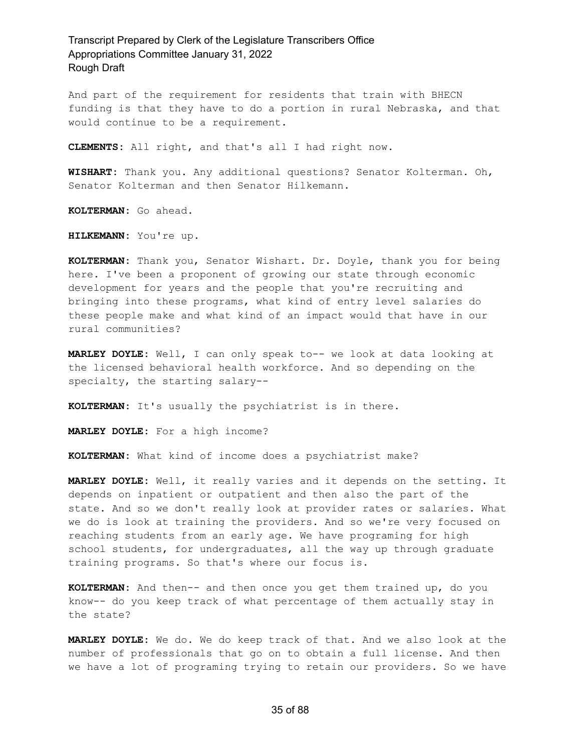And part of the requirement for residents that train with BHECN funding is that they have to do a portion in rural Nebraska, and that would continue to be a requirement.

**CLEMENTS:** All right, and that's all I had right now.

**WISHART:** Thank you. Any additional questions? Senator Kolterman. Oh, Senator Kolterman and then Senator Hilkemann.

**KOLTERMAN:** Go ahead.

**HILKEMANN:** You're up.

**KOLTERMAN:** Thank you, Senator Wishart. Dr. Doyle, thank you for being here. I've been a proponent of growing our state through economic development for years and the people that you're recruiting and bringing into these programs, what kind of entry level salaries do these people make and what kind of an impact would that have in our rural communities?

**MARLEY DOYLE:** Well, I can only speak to-- we look at data looking at the licensed behavioral health workforce. And so depending on the specialty, the starting salary--

**KOLTERMAN:** It's usually the psychiatrist is in there.

**MARLEY DOYLE:** For a high income?

**KOLTERMAN:** What kind of income does a psychiatrist make?

**MARLEY DOYLE:** Well, it really varies and it depends on the setting. It depends on inpatient or outpatient and then also the part of the state. And so we don't really look at provider rates or salaries. What we do is look at training the providers. And so we're very focused on reaching students from an early age. We have programing for high school students, for undergraduates, all the way up through graduate training programs. So that's where our focus is.

**KOLTERMAN:** And then-- and then once you get them trained up, do you know-- do you keep track of what percentage of them actually stay in the state?

**MARLEY DOYLE:** We do. We do keep track of that. And we also look at the number of professionals that go on to obtain a full license. And then we have a lot of programing trying to retain our providers. So we have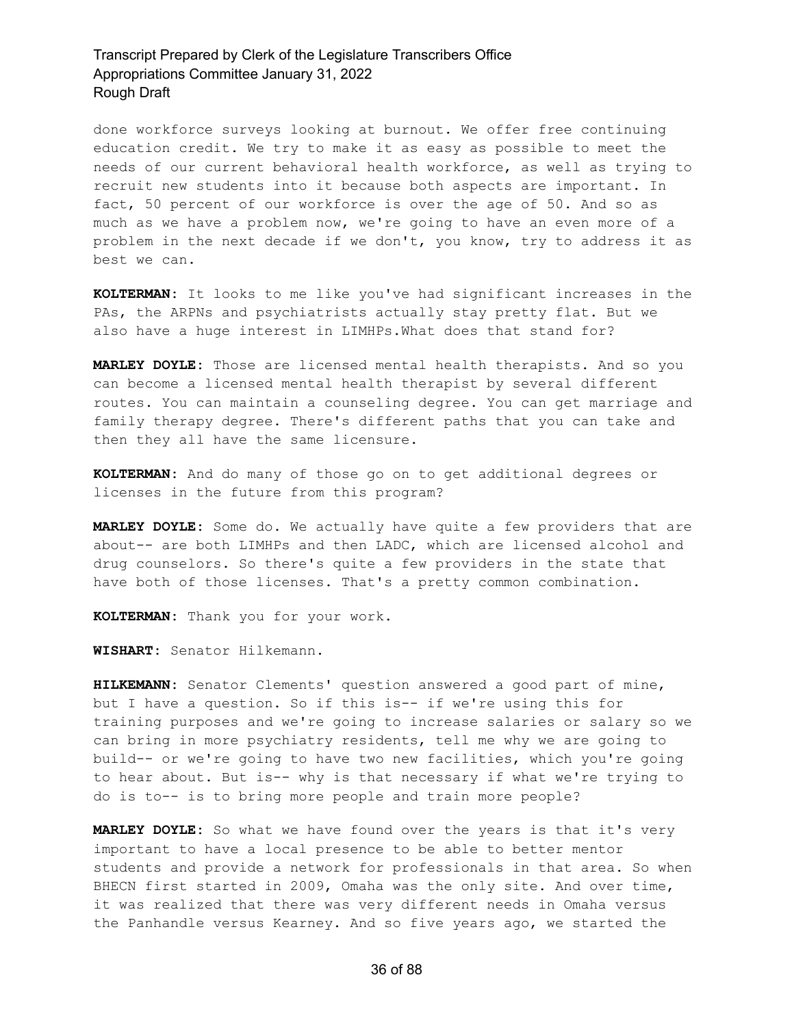done workforce surveys looking at burnout. We offer free continuing education credit. We try to make it as easy as possible to meet the needs of our current behavioral health workforce, as well as trying to recruit new students into it because both aspects are important. In fact, 50 percent of our workforce is over the age of 50. And so as much as we have a problem now, we're going to have an even more of a problem in the next decade if we don't, you know, try to address it as best we can.

**KOLTERMAN:** It looks to me like you've had significant increases in the PAs, the ARPNs and psychiatrists actually stay pretty flat. But we also have a huge interest in LIMHPs.What does that stand for?

**MARLEY DOYLE:** Those are licensed mental health therapists. And so you can become a licensed mental health therapist by several different routes. You can maintain a counseling degree. You can get marriage and family therapy degree. There's different paths that you can take and then they all have the same licensure.

**KOLTERMAN:** And do many of those go on to get additional degrees or licenses in the future from this program?

**MARLEY DOYLE:** Some do. We actually have quite a few providers that are about-- are both LIMHPs and then LADC, which are licensed alcohol and drug counselors. So there's quite a few providers in the state that have both of those licenses. That's a pretty common combination.

**KOLTERMAN:** Thank you for your work.

**WISHART:** Senator Hilkemann.

**HILKEMANN:** Senator Clements' question answered a good part of mine, but I have a question. So if this is-- if we're using this for training purposes and we're going to increase salaries or salary so we can bring in more psychiatry residents, tell me why we are going to build-- or we're going to have two new facilities, which you're going to hear about. But is-- why is that necessary if what we're trying to do is to-- is to bring more people and train more people?

**MARLEY DOYLE:** So what we have found over the years is that it's very important to have a local presence to be able to better mentor students and provide a network for professionals in that area. So when BHECN first started in 2009, Omaha was the only site. And over time, it was realized that there was very different needs in Omaha versus the Panhandle versus Kearney. And so five years ago, we started the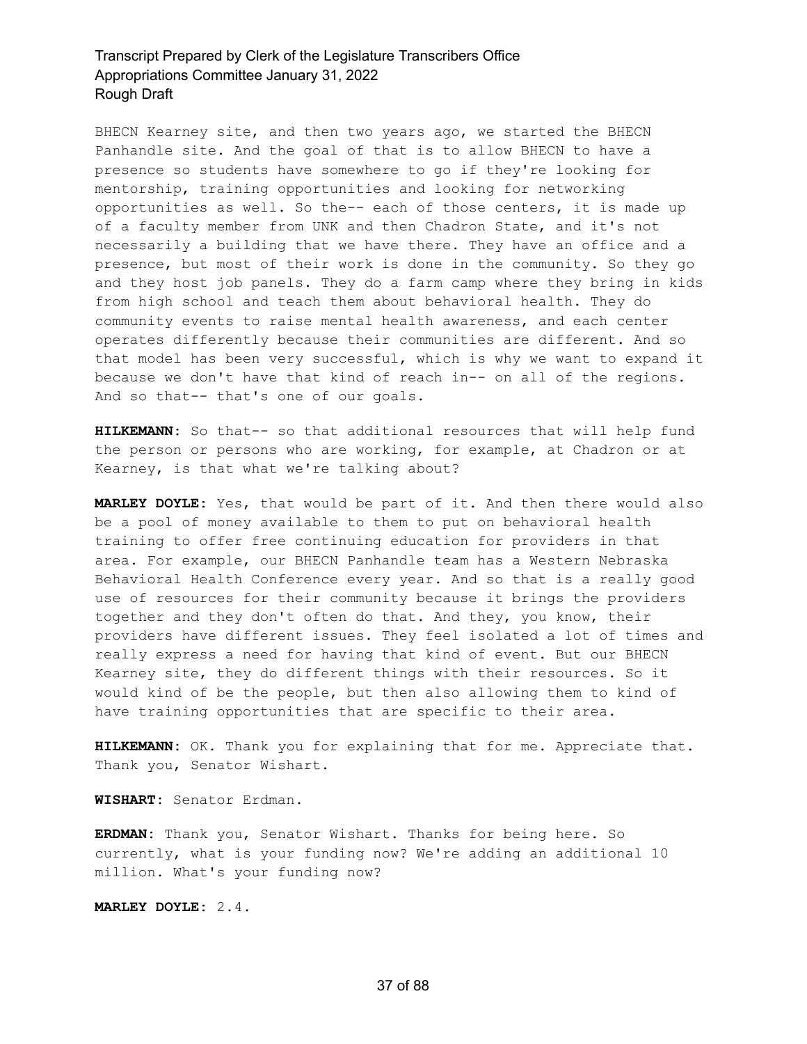BHECN Kearney site, and then two years ago, we started the BHECN Panhandle site. And the goal of that is to allow BHECN to have a presence so students have somewhere to go if they're looking for mentorship, training opportunities and looking for networking opportunities as well. So the-- each of those centers, it is made up of a faculty member from UNK and then Chadron State, and it's not necessarily a building that we have there. They have an office and a presence, but most of their work is done in the community. So they go and they host job panels. They do a farm camp where they bring in kids from high school and teach them about behavioral health. They do community events to raise mental health awareness, and each center operates differently because their communities are different. And so that model has been very successful, which is why we want to expand it because we don't have that kind of reach in-- on all of the regions. And so that-- that's one of our goals.

**HILKEMANN:** So that-- so that additional resources that will help fund the person or persons who are working, for example, at Chadron or at Kearney, is that what we're talking about?

**MARLEY DOYLE:** Yes, that would be part of it. And then there would also be a pool of money available to them to put on behavioral health training to offer free continuing education for providers in that area. For example, our BHECN Panhandle team has a Western Nebraska Behavioral Health Conference every year. And so that is a really good use of resources for their community because it brings the providers together and they don't often do that. And they, you know, their providers have different issues. They feel isolated a lot of times and really express a need for having that kind of event. But our BHECN Kearney site, they do different things with their resources. So it would kind of be the people, but then also allowing them to kind of have training opportunities that are specific to their area.

**HILKEMANN:** OK. Thank you for explaining that for me. Appreciate that. Thank you, Senator Wishart.

**WISHART:** Senator Erdman.

**ERDMAN:** Thank you, Senator Wishart. Thanks for being here. So currently, what is your funding now? We're adding an additional 10 million. What's your funding now?

**MARLEY DOYLE:** 2.4.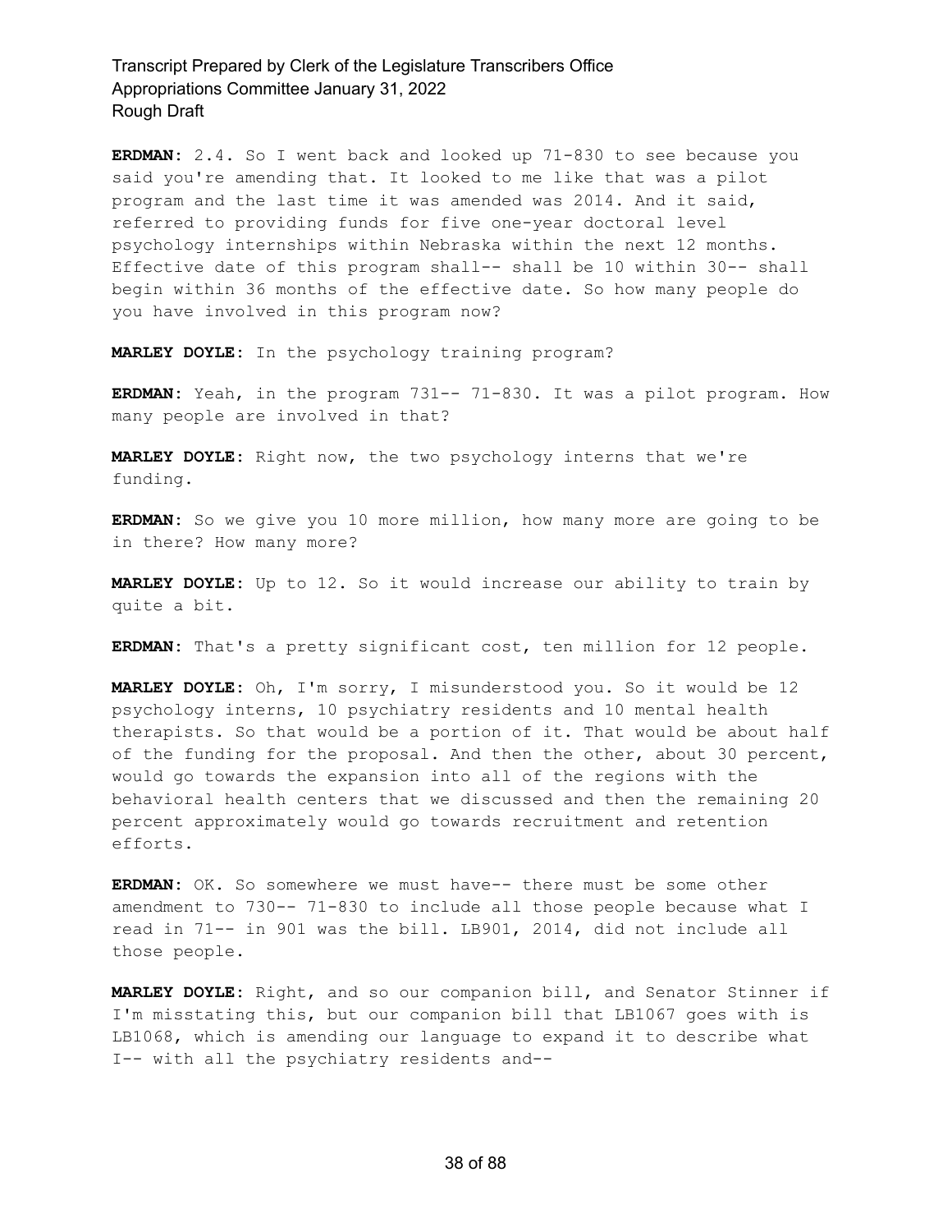**ERDMAN:** 2.4. So I went back and looked up 71-830 to see because you said you're amending that. It looked to me like that was a pilot program and the last time it was amended was 2014. And it said, referred to providing funds for five one-year doctoral level psychology internships within Nebraska within the next 12 months. Effective date of this program shall-- shall be 10 within 30-- shall begin within 36 months of the effective date. So how many people do you have involved in this program now?

**MARLEY DOYLE:** In the psychology training program?

**ERDMAN:** Yeah, in the program 731-- 71-830. It was a pilot program. How many people are involved in that?

**MARLEY DOYLE:** Right now, the two psychology interns that we're funding.

**ERDMAN:** So we give you 10 more million, how many more are going to be in there? How many more?

**MARLEY DOYLE:** Up to 12. So it would increase our ability to train by quite a bit.

**ERDMAN:** That's a pretty significant cost, ten million for 12 people.

**MARLEY DOYLE:** Oh, I'm sorry, I misunderstood you. So it would be 12 psychology interns, 10 psychiatry residents and 10 mental health therapists. So that would be a portion of it. That would be about half of the funding for the proposal. And then the other, about 30 percent, would go towards the expansion into all of the regions with the behavioral health centers that we discussed and then the remaining 20 percent approximately would go towards recruitment and retention efforts.

**ERDMAN:** OK. So somewhere we must have-- there must be some other amendment to 730-- 71-830 to include all those people because what I read in 71-- in 901 was the bill. LB901, 2014, did not include all those people.

**MARLEY DOYLE:** Right, and so our companion bill, and Senator Stinner if I'm misstating this, but our companion bill that LB1067 goes with is LB1068, which is amending our language to expand it to describe what I-- with all the psychiatry residents and--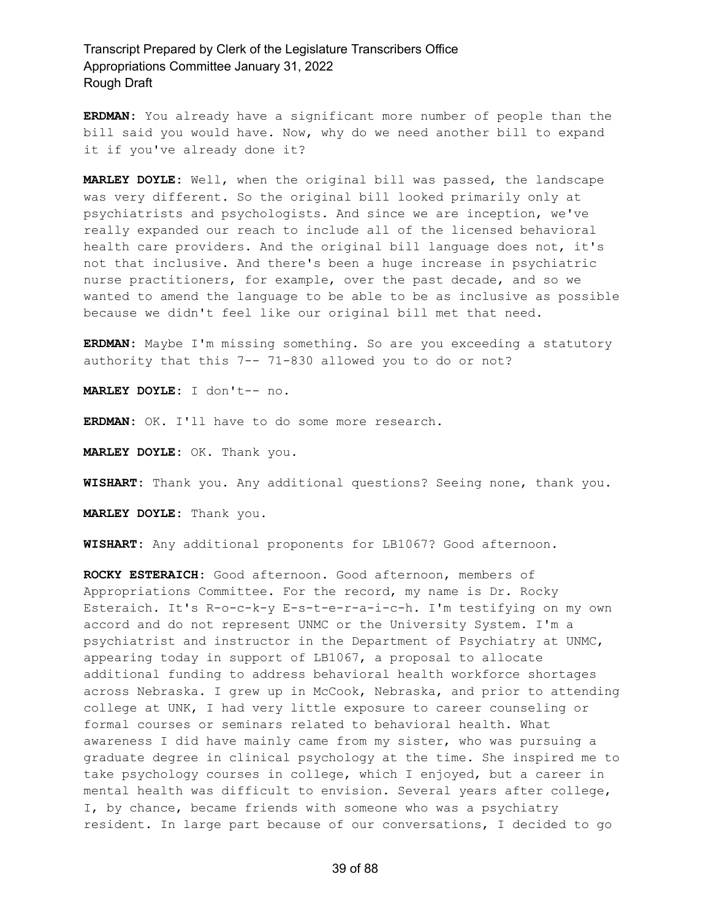**ERDMAN:** You already have a significant more number of people than the bill said you would have. Now, why do we need another bill to expand it if you've already done it?

**MARLEY DOYLE:** Well, when the original bill was passed, the landscape was very different. So the original bill looked primarily only at psychiatrists and psychologists. And since we are inception, we've really expanded our reach to include all of the licensed behavioral health care providers. And the original bill language does not, it's not that inclusive. And there's been a huge increase in psychiatric nurse practitioners, for example, over the past decade, and so we wanted to amend the language to be able to be as inclusive as possible because we didn't feel like our original bill met that need.

**ERDMAN:** Maybe I'm missing something. So are you exceeding a statutory authority that this 7-- 71-830 allowed you to do or not?

**MARLEY DOYLE:** I don't-- no.

**ERDMAN:** OK. I'll have to do some more research.

**MARLEY DOYLE:** OK. Thank you.

**WISHART:** Thank you. Any additional questions? Seeing none, thank you.

**MARLEY DOYLE:** Thank you.

**WISHART:** Any additional proponents for LB1067? Good afternoon.

**ROCKY ESTERAICH:** Good afternoon. Good afternoon, members of Appropriations Committee. For the record, my name is Dr. Rocky Esteraich. It's R-o-c-k-y E-s-t-e-r-a-i-c-h. I'm testifying on my own accord and do not represent UNMC or the University System. I'm a psychiatrist and instructor in the Department of Psychiatry at UNMC, appearing today in support of LB1067, a proposal to allocate additional funding to address behavioral health workforce shortages across Nebraska. I grew up in McCook, Nebraska, and prior to attending college at UNK, I had very little exposure to career counseling or formal courses or seminars related to behavioral health. What awareness I did have mainly came from my sister, who was pursuing a graduate degree in clinical psychology at the time. She inspired me to take psychology courses in college, which I enjoyed, but a career in mental health was difficult to envision. Several years after college, I, by chance, became friends with someone who was a psychiatry resident. In large part because of our conversations, I decided to go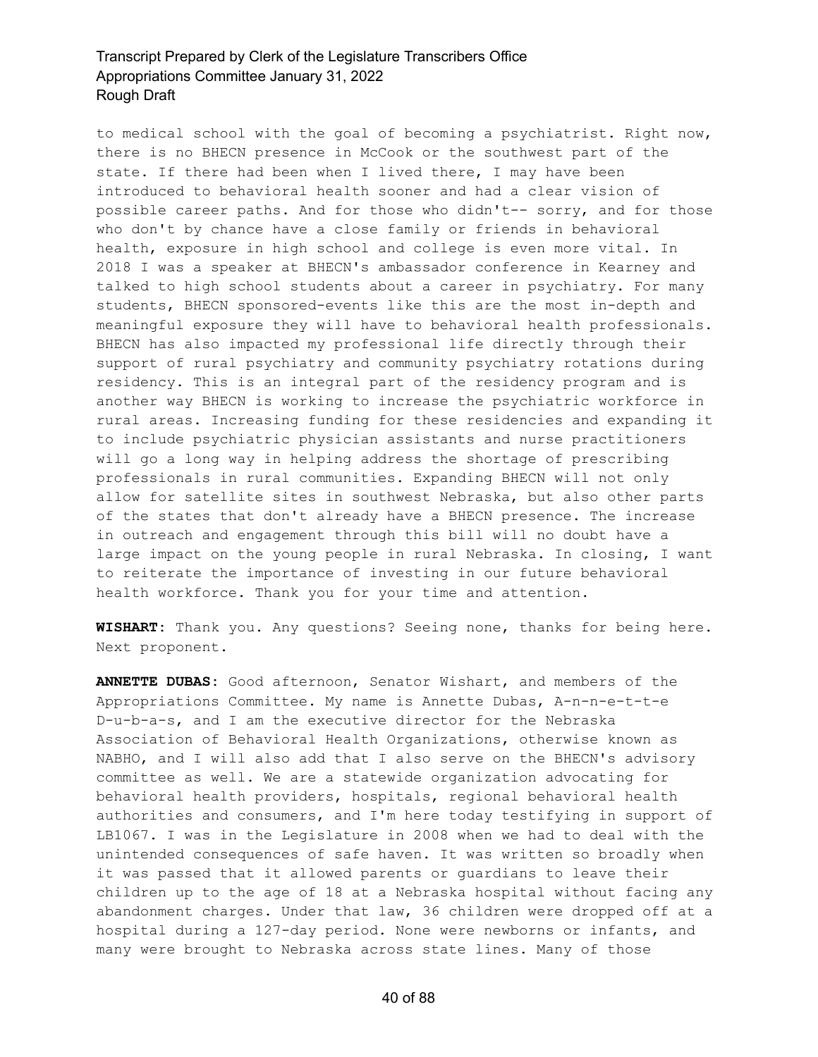to medical school with the goal of becoming a psychiatrist. Right now, there is no BHECN presence in McCook or the southwest part of the state. If there had been when I lived there, I may have been introduced to behavioral health sooner and had a clear vision of possible career paths. And for those who didn't-- sorry, and for those who don't by chance have a close family or friends in behavioral health, exposure in high school and college is even more vital. In 2018 I was a speaker at BHECN's ambassador conference in Kearney and talked to high school students about a career in psychiatry. For many students, BHECN sponsored-events like this are the most in-depth and meaningful exposure they will have to behavioral health professionals. BHECN has also impacted my professional life directly through their support of rural psychiatry and community psychiatry rotations during residency. This is an integral part of the residency program and is another way BHECN is working to increase the psychiatric workforce in rural areas. Increasing funding for these residencies and expanding it to include psychiatric physician assistants and nurse practitioners will go a long way in helping address the shortage of prescribing professionals in rural communities. Expanding BHECN will not only allow for satellite sites in southwest Nebraska, but also other parts of the states that don't already have a BHECN presence. The increase in outreach and engagement through this bill will no doubt have a large impact on the young people in rural Nebraska. In closing, I want to reiterate the importance of investing in our future behavioral health workforce. Thank you for your time and attention.

**WISHART:** Thank you. Any questions? Seeing none, thanks for being here. Next proponent.

**ANNETTE DUBAS:** Good afternoon, Senator Wishart, and members of the Appropriations Committee. My name is Annette Dubas, A-n-n-e-t-t-e D-u-b-a-s, and I am the executive director for the Nebraska Association of Behavioral Health Organizations, otherwise known as NABHO, and I will also add that I also serve on the BHECN's advisory committee as well. We are a statewide organization advocating for behavioral health providers, hospitals, regional behavioral health authorities and consumers, and I'm here today testifying in support of LB1067. I was in the Legislature in 2008 when we had to deal with the unintended consequences of safe haven. It was written so broadly when it was passed that it allowed parents or guardians to leave their children up to the age of 18 at a Nebraska hospital without facing any abandonment charges. Under that law, 36 children were dropped off at a hospital during a 127-day period. None were newborns or infants, and many were brought to Nebraska across state lines. Many of those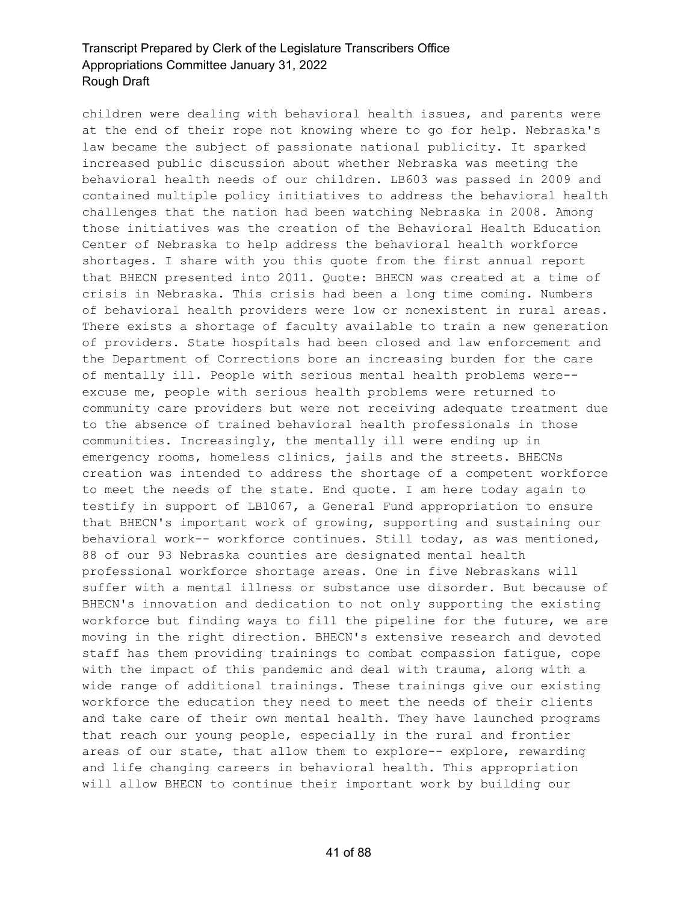children were dealing with behavioral health issues, and parents were at the end of their rope not knowing where to go for help. Nebraska's law became the subject of passionate national publicity. It sparked increased public discussion about whether Nebraska was meeting the behavioral health needs of our children. LB603 was passed in 2009 and contained multiple policy initiatives to address the behavioral health challenges that the nation had been watching Nebraska in 2008. Among those initiatives was the creation of the Behavioral Health Education Center of Nebraska to help address the behavioral health workforce shortages. I share with you this quote from the first annual report that BHECN presented into 2011. Quote: BHECN was created at a time of crisis in Nebraska. This crisis had been a long time coming. Numbers of behavioral health providers were low or nonexistent in rural areas. There exists a shortage of faculty available to train a new generation of providers. State hospitals had been closed and law enforcement and the Department of Corrections bore an increasing burden for the care of mentally ill. People with serious mental health problems were-- excuse me, people with serious health problems were returned to community care providers but were not receiving adequate treatment due to the absence of trained behavioral health professionals in those communities. Increasingly, the mentally ill were ending up in emergency rooms, homeless clinics, jails and the streets. BHECNs creation was intended to address the shortage of a competent workforce to meet the needs of the state. End quote. I am here today again to testify in support of LB1067, a General Fund appropriation to ensure that BHECN's important work of growing, supporting and sustaining our behavioral work-- workforce continues. Still today, as was mentioned, 88 of our 93 Nebraska counties are designated mental health professional workforce shortage areas. One in five Nebraskans will suffer with a mental illness or substance use disorder. But because of BHECN's innovation and dedication to not only supporting the existing workforce but finding ways to fill the pipeline for the future, we are moving in the right direction. BHECN's extensive research and devoted staff has them providing trainings to combat compassion fatigue, cope with the impact of this pandemic and deal with trauma, along with a wide range of additional trainings. These trainings give our existing workforce the education they need to meet the needs of their clients and take care of their own mental health. They have launched programs that reach our young people, especially in the rural and frontier areas of our state, that allow them to explore-- explore, rewarding and life changing careers in behavioral health. This appropriation will allow BHECN to continue their important work by building our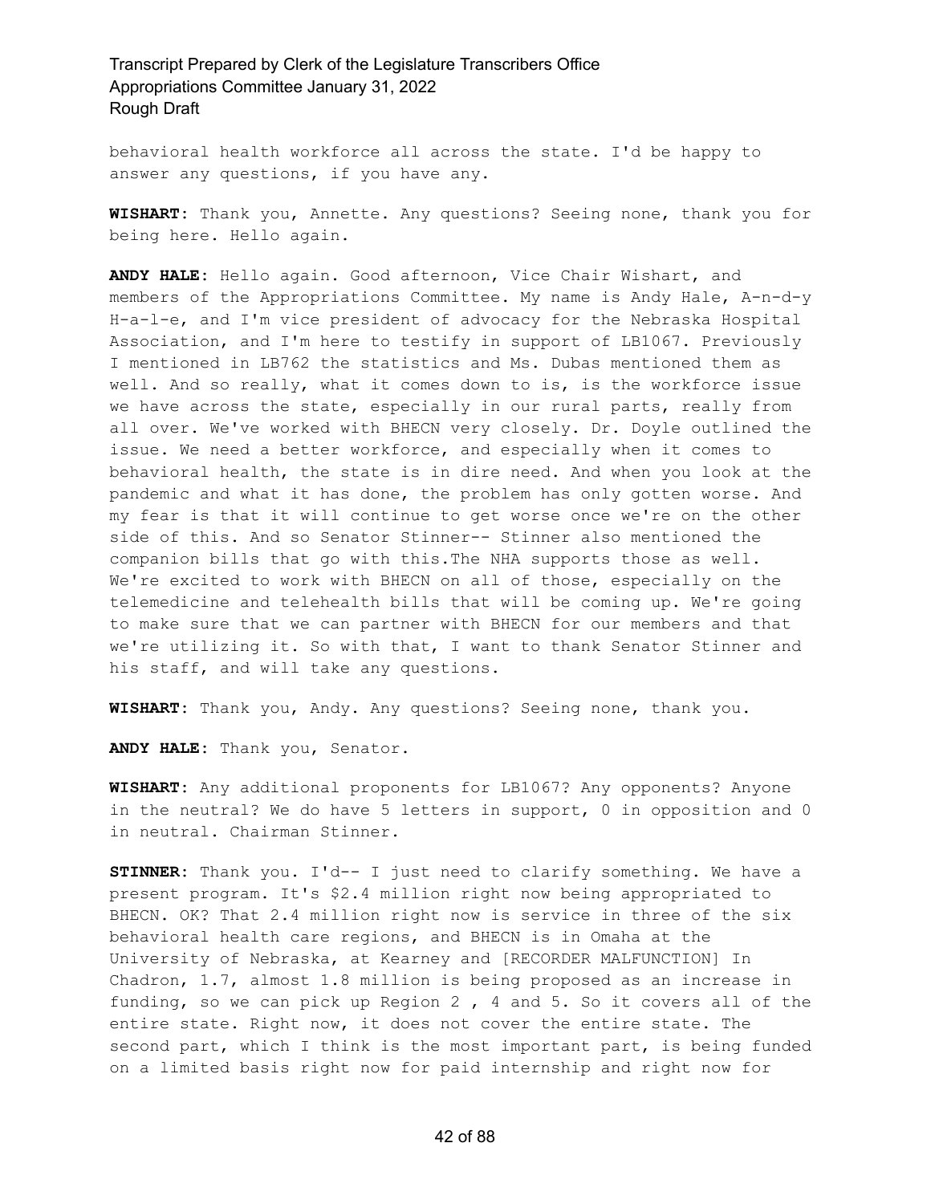behavioral health workforce all across the state. I'd be happy to answer any questions, if you have any.

**WISHART:** Thank you, Annette. Any questions? Seeing none, thank you for being here. Hello again.

**ANDY HALE:** Hello again. Good afternoon, Vice Chair Wishart, and members of the Appropriations Committee. My name is Andy Hale, A-n-d-y H-a-l-e, and I'm vice president of advocacy for the Nebraska Hospital Association, and I'm here to testify in support of LB1067. Previously I mentioned in LB762 the statistics and Ms. Dubas mentioned them as well. And so really, what it comes down to is, is the workforce issue we have across the state, especially in our rural parts, really from all over. We've worked with BHECN very closely. Dr. Doyle outlined the issue. We need a better workforce, and especially when it comes to behavioral health, the state is in dire need. And when you look at the pandemic and what it has done, the problem has only gotten worse. And my fear is that it will continue to get worse once we're on the other side of this. And so Senator Stinner-- Stinner also mentioned the companion bills that go with this.The NHA supports those as well. We're excited to work with BHECN on all of those, especially on the telemedicine and telehealth bills that will be coming up. We're going to make sure that we can partner with BHECN for our members and that we're utilizing it. So with that, I want to thank Senator Stinner and his staff, and will take any questions.

**WISHART:** Thank you, Andy. Any questions? Seeing none, thank you.

**ANDY HALE:** Thank you, Senator.

**WISHART:** Any additional proponents for LB1067? Any opponents? Anyone in the neutral? We do have 5 letters in support, 0 in opposition and 0 in neutral. Chairman Stinner.

**STINNER:** Thank you. I'd-- I just need to clarify something. We have a present program. It's $2.4 million right now being appropriated to BHECN. OK? That 2.4 million right now is service in three of the six behavioral health care regions, and BHECN is in Omaha at the University of Nebraska, at Kearney and [RECORDER MALFUNCTION] In Chadron, 1.7, almost 1.8 million is being proposed as an increase in funding, so we can pick up Region 2 , 4 and 5. So it covers all of the entire state. Right now, it does not cover the entire state. The second part, which I think is the most important part, is being funded on a limited basis right now for paid internship and right now for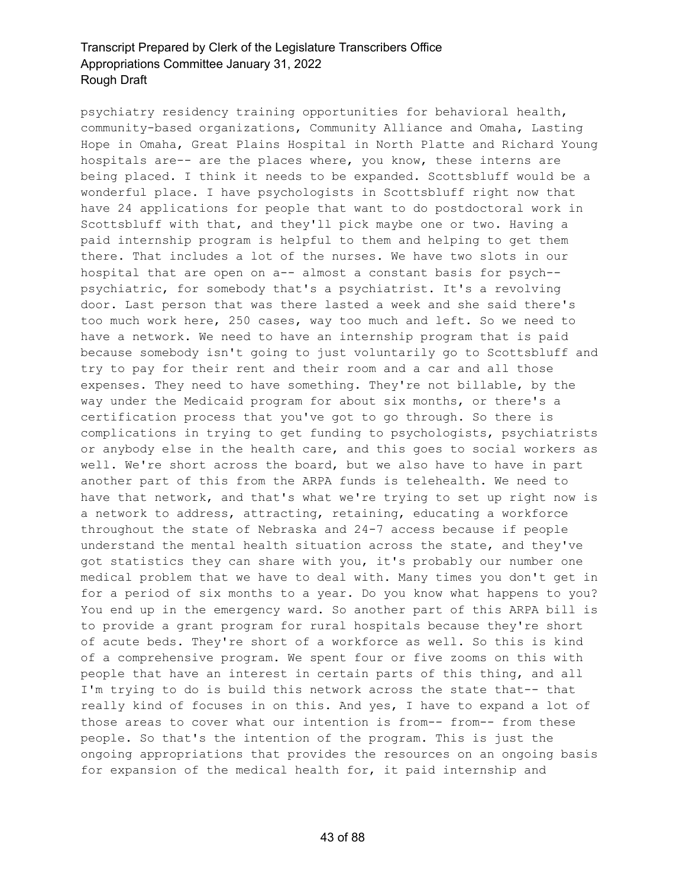psychiatry residency training opportunities for behavioral health, community-based organizations, Community Alliance and Omaha, Lasting Hope in Omaha, Great Plains Hospital in North Platte and Richard Young hospitals are-- are the places where, you know, these interns are being placed. I think it needs to be expanded. Scottsbluff would be a wonderful place. I have psychologists in Scottsbluff right now that have 24 applications for people that want to do postdoctoral work in Scottsbluff with that, and they'll pick maybe one or two. Having a paid internship program is helpful to them and helping to get them there. That includes a lot of the nurses. We have two slots in our hospital that are open on a-- almost a constant basis for psych-- psychiatric, for somebody that's a psychiatrist. It's a revolving door. Last person that was there lasted a week and she said there's too much work here, 250 cases, way too much and left. So we need to have a network. We need to have an internship program that is paid because somebody isn't going to just voluntarily go to Scottsbluff and try to pay for their rent and their room and a car and all those expenses. They need to have something. They're not billable, by the way under the Medicaid program for about six months, or there's a certification process that you've got to go through. So there is complications in trying to get funding to psychologists, psychiatrists or anybody else in the health care, and this goes to social workers as well. We're short across the board, but we also have to have in part another part of this from the ARPA funds is telehealth. We need to have that network, and that's what we're trying to set up right now is a network to address, attracting, retaining, educating a workforce throughout the state of Nebraska and 24-7 access because if people understand the mental health situation across the state, and they've got statistics they can share with you, it's probably our number one medical problem that we have to deal with. Many times you don't get in for a period of six months to a year. Do you know what happens to you? You end up in the emergency ward. So another part of this ARPA bill is to provide a grant program for rural hospitals because they're short of acute beds. They're short of a workforce as well. So this is kind of a comprehensive program. We spent four or five zooms on this with people that have an interest in certain parts of this thing, and all I'm trying to do is build this network across the state that-- that really kind of focuses in on this. And yes, I have to expand a lot of those areas to cover what our intention is from-- from-- from these people. So that's the intention of the program. This is just the ongoing appropriations that provides the resources on an ongoing basis for expansion of the medical health for, it paid internship and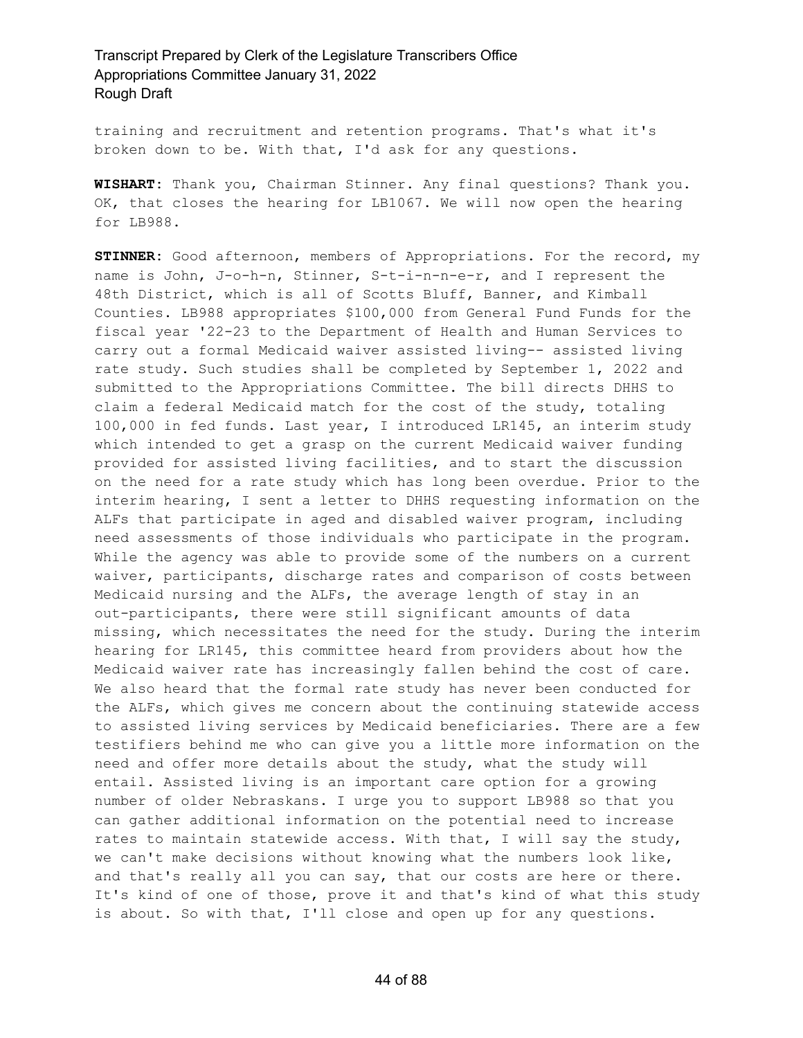training and recruitment and retention programs. That's what it's broken down to be. With that, I'd ask for any questions.

**WISHART:** Thank you, Chairman Stinner. Any final questions? Thank you. OK, that closes the hearing for LB1067. We will now open the hearing for LB988.

**STINNER:** Good afternoon, members of Appropriations. For the record, my name is John, J-o-h-n, Stinner, S-t-i-n-n-e-r, and I represent the 48th District, which is all of Scotts Bluff, Banner, and Kimball Counties. LB988 appropriates $100,000 from General Fund Funds for the fiscal year '22-23 to the Department of Health and Human Services to carry out a formal Medicaid waiver assisted living-- assisted living rate study. Such studies shall be completed by September 1, 2022 and submitted to the Appropriations Committee. The bill directs DHHS to claim a federal Medicaid match for the cost of the study, totaling 100,000 in fed funds. Last year, I introduced LR145, an interim study which intended to get a grasp on the current Medicaid waiver funding provided for assisted living facilities, and to start the discussion on the need for a rate study which has long been overdue. Prior to the interim hearing, I sent a letter to DHHS requesting information on the ALFs that participate in aged and disabled waiver program, including need assessments of those individuals who participate in the program. While the agency was able to provide some of the numbers on a current waiver, participants, discharge rates and comparison of costs between Medicaid nursing and the ALFs, the average length of stay in an out-participants, there were still significant amounts of data missing, which necessitates the need for the study. During the interim hearing for LR145, this committee heard from providers about how the Medicaid waiver rate has increasingly fallen behind the cost of care. We also heard that the formal rate study has never been conducted for the ALFs, which gives me concern about the continuing statewide access to assisted living services by Medicaid beneficiaries. There are a few testifiers behind me who can give you a little more information on the need and offer more details about the study, what the study will entail. Assisted living is an important care option for a growing number of older Nebraskans. I urge you to support LB988 so that you can gather additional information on the potential need to increase rates to maintain statewide access. With that, I will say the study, we can't make decisions without knowing what the numbers look like, and that's really all you can say, that our costs are here or there. It's kind of one of those, prove it and that's kind of what this study is about. So with that, I'll close and open up for any questions.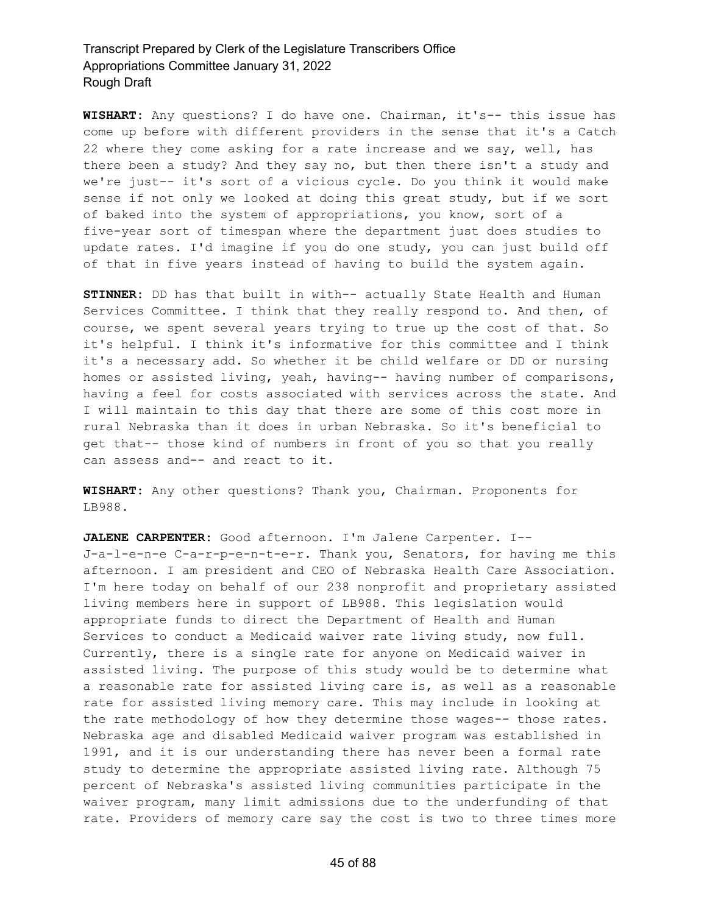**WISHART**: Any questions? I do have one. Chairman, it's-- this issue has come up before with different providers in the sense that it's a Catch 22 where they come asking for a rate increase and we say, well, has there been a study? And they say no, but then there isn't a study and we're just-- it's sort of a vicious cycle. Do you think it would make sense if not only we looked at doing this great study, but if we sort of baked into the system of appropriations, you know, sort of a five-year sort of timespan where the department just does studies to update rates. I'd imagine if you do one study, you can just build off of that in five years instead of having to build the system again.

**STINNER**: DD has that built in with-- actually State Health and Human Services Committee. I think that they really respond to. And then, of course, we spent several years trying to true up the cost of that. So it's helpful. I think it's informative for this committee and I think it's a necessary add. So whether it be child welfare or DD or nursing homes or assisted living, yeah, having-- having number of comparisons, having a feel for costs associated with services across the state. And I will maintain to this day that there are some of this cost more in rural Nebraska than it does in urban Nebraska. So it's beneficial to get that-- those kind of numbers in front of you so that you really can assess and-- and react to it.

**WISHART**: Any other questions? Thank you, Chairman. Proponents for LB988.

**JALENE CARPENTER**: Good afternoon. I'm Jalene Carpenter. I-- J-a-l-e-n-e C-a-r-p-e-n-t-e-r. Thank you, Senators, for having me this afternoon. I am president and CEO of Nebraska Health Care Association. I'm here today on behalf of our 238 nonprofit and proprietary assisted living members here in support of LB988. This legislation would appropriate funds to direct the Department of Health and Human Services to conduct a Medicaid waiver rate living study, now full. Currently, there is a single rate for anyone on Medicaid waiver in assisted living. The purpose of this study would be to determine what a reasonable rate for assisted living care is, as well as a reasonable rate for assisted living memory care. This may include in looking at the rate methodology of how they determine those wages-- those rates. Nebraska age and disabled Medicaid waiver program was established in 1991, and it is our understanding there has never been a formal rate study to determine the appropriate assisted living rate. Although 75 percent of Nebraska's assisted living communities participate in the waiver program, many limit admissions due to the underfunding of that rate. Providers of memory care say the cost is two to three times more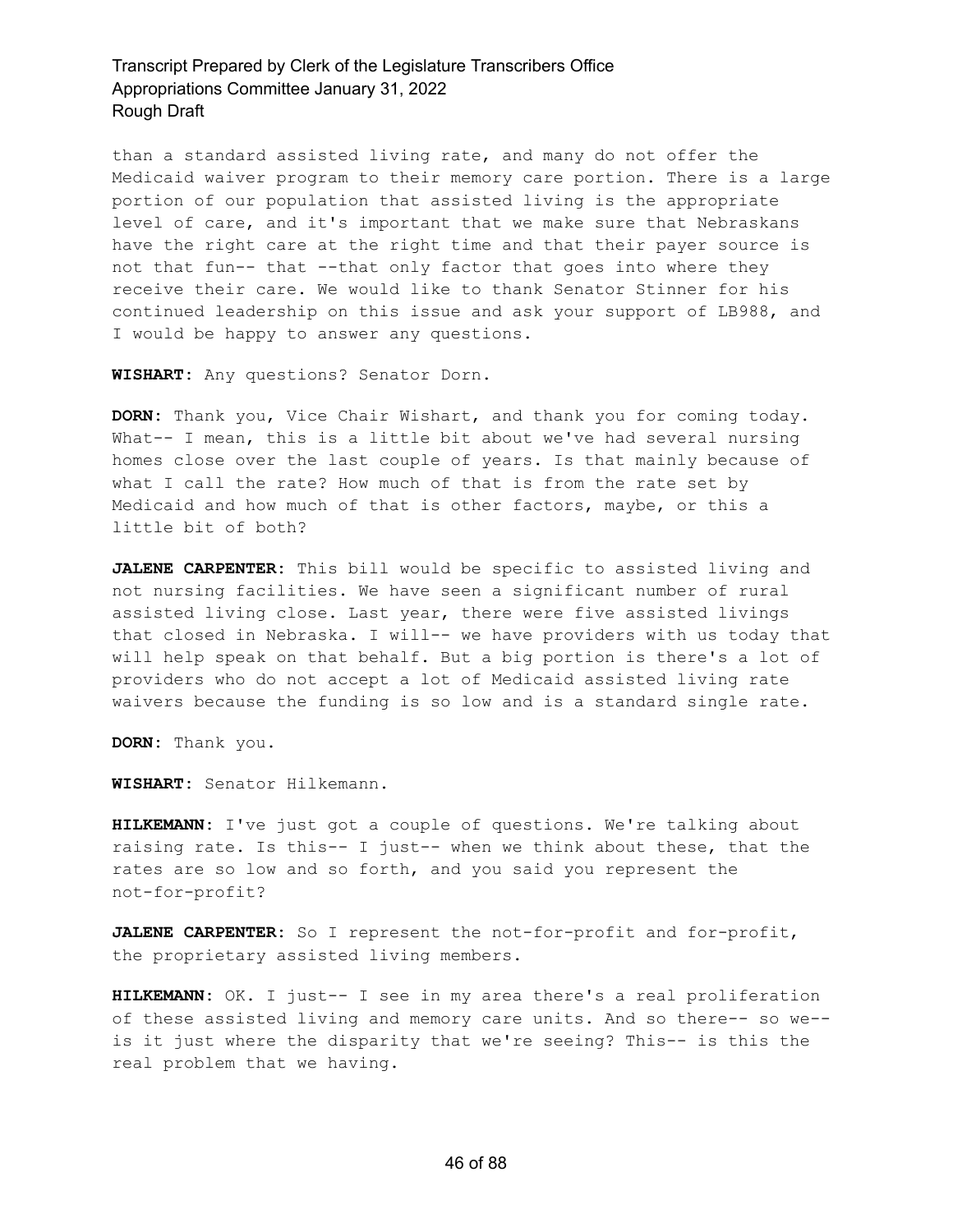than a standard assisted living rate, and many do not offer the Medicaid waiver program to their memory care portion. There is a large portion of our population that assisted living is the appropriate level of care, and it's important that we make sure that Nebraskans have the right care at the right time and that their payer source is not that fun-- that --that only factor that goes into where they receive their care. We would like to thank Senator Stinner for his continued leadership on this issue and ask your support of LB988, and I would be happy to answer any questions.

**WISHART:** Any questions? Senator Dorn.

**DORN:** Thank you, Vice Chair Wishart, and thank you for coming today. What-- I mean, this is a little bit about we've had several nursing homes close over the last couple of years. Is that mainly because of what I call the rate? How much of that is from the rate set by Medicaid and how much of that is other factors, maybe, or this a little bit of both?

**JALENE CARPENTER:** This bill would be specific to assisted living and not nursing facilities. We have seen a significant number of rural assisted living close. Last year, there were five assisted livings that closed in Nebraska. I will-- we have providers with us today that will help speak on that behalf. But a big portion is there's a lot of providers who do not accept a lot of Medicaid assisted living rate waivers because the funding is so low and is a standard single rate.

**DORN:** Thank you.

**WISHART:** Senator Hilkemann.

**HILKEMANN:** I've just got a couple of questions. We're talking about raising rate. Is this-- I just-- when we think about these, that the rates are so low and so forth, and you said you represent the not-for-profit?

**JALENE CARPENTER:** So I represent the not-for-profit and for-profit, the proprietary assisted living members.

**HILKEMANN:** OK. I just-- I see in my area there's a real proliferation of these assisted living and memory care units. And so there-- so we-- is it just where the disparity that we're seeing? This-- is this the real problem that we having.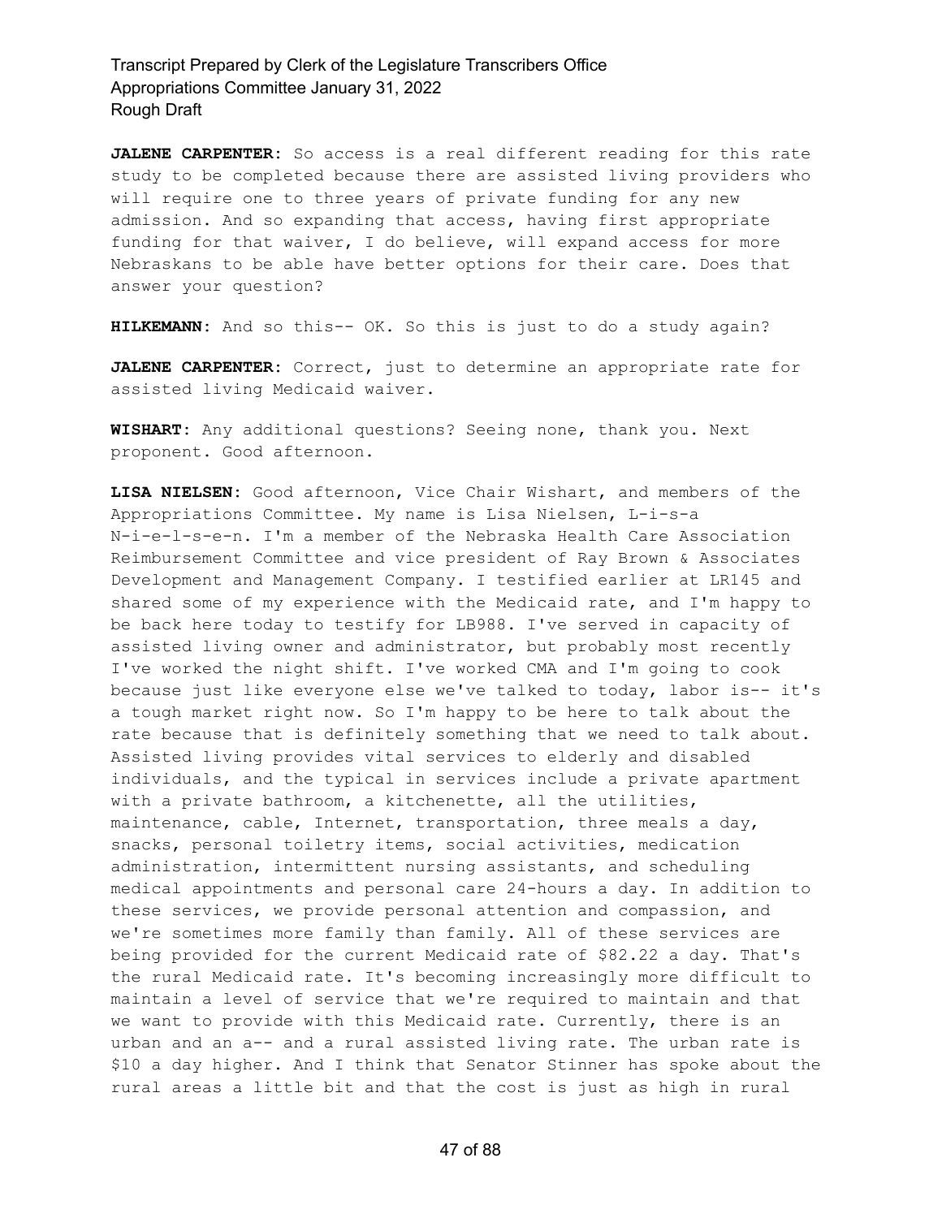**JALENE CARPENTER:** So access is a real different reading for this rate study to be completed because there are assisted living providers who will require one to three years of private funding for any new admission. And so expanding that access, having first appropriate funding for that waiver, I do believe, will expand access for more Nebraskans to be able have better options for their care. Does that answer your question?

**HILKEMANN:** And so this-- OK. So this is just to do a study again?

**JALENE CARPENTER:** Correct, just to determine an appropriate rate for assisted living Medicaid waiver.

**WISHART:** Any additional questions? Seeing none, thank you. Next proponent. Good afternoon.

**LISA NIELSEN:** Good afternoon, Vice Chair Wishart, and members of the Appropriations Committee. My name is Lisa Nielsen, L-i-s-a N-i-e-l-s-e-n. I'm a member of the Nebraska Health Care Association Reimbursement Committee and vice president of Ray Brown & Associates Development and Management Company. I testified earlier at LR145 and shared some of my experience with the Medicaid rate, and I'm happy to be back here today to testify for LB988. I've served in capacity of assisted living owner and administrator, but probably most recently I've worked the night shift. I've worked CMA and I'm going to cook because just like everyone else we've talked to today, labor is-- it's a tough market right now. So I'm happy to be here to talk about the rate because that is definitely something that we need to talk about. Assisted living provides vital services to elderly and disabled individuals, and the typical in services include a private apartment with a private bathroom, a kitchenette, all the utilities, maintenance, cable, Internet, transportation, three meals a day, snacks, personal toiletry items, social activities, medication administration, intermittent nursing assistants, and scheduling medical appointments and personal care 24-hours a day. In addition to these services, we provide personal attention and compassion, and we're sometimes more family than family. All of these services are being provided for the current Medicaid rate of $82.22 a day. That's the rural Medicaid rate. It's becoming increasingly more difficult to maintain a level of service that we're required to maintain and that we want to provide with this Medicaid rate. Currently, there is an urban and an a-- and a rural assisted living rate. The urban rate is $10 a day higher. And I think that Senator Stinner has spoke about the rural areas a little bit and that the cost is just as high in rural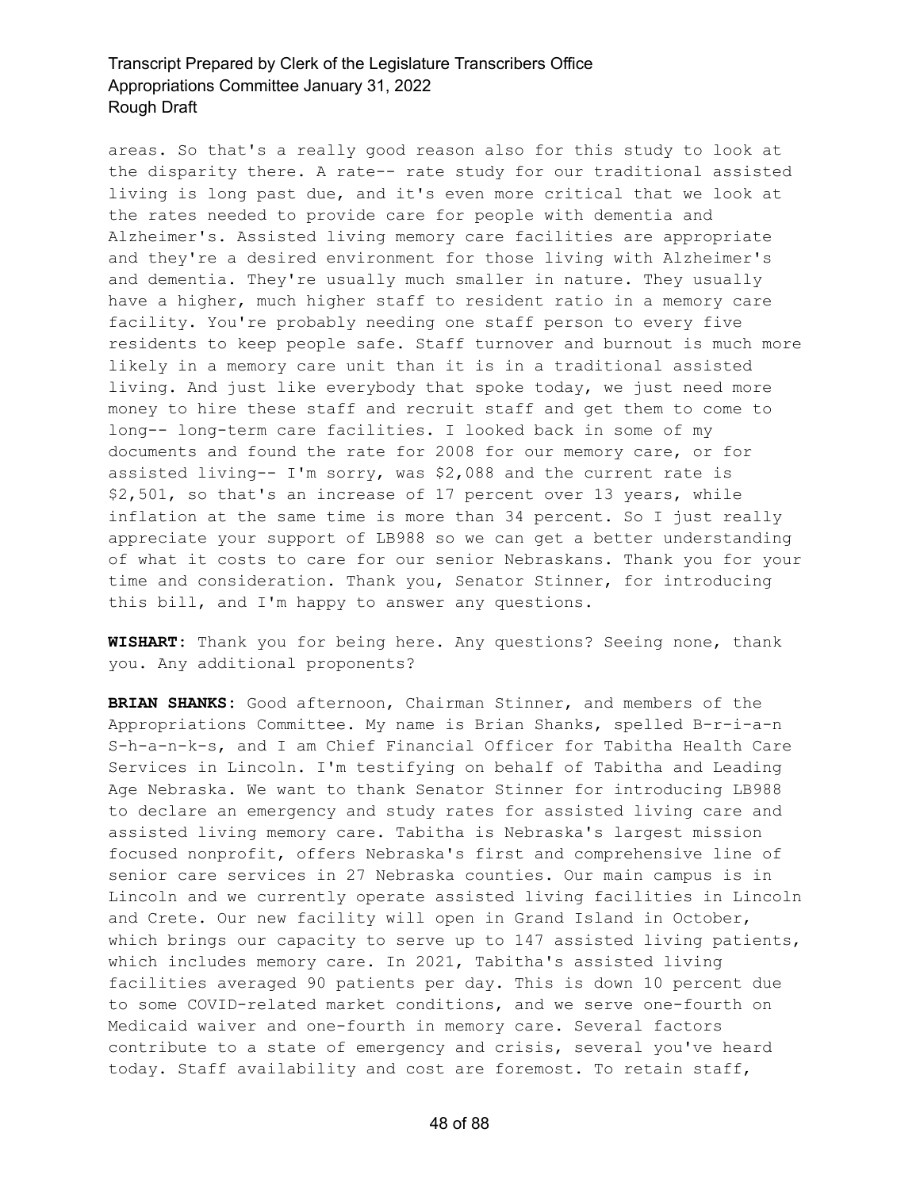areas. So that's a really good reason also for this study to look at the disparity there. A rate-- rate study for our traditional assisted living is long past due, and it's even more critical that we look at the rates needed to provide care for people with dementia and Alzheimer's. Assisted living memory care facilities are appropriate and they're a desired environment for those living with Alzheimer's and dementia. They're usually much smaller in nature. They usually have a higher, much higher staff to resident ratio in a memory care facility. You're probably needing one staff person to every five residents to keep people safe. Staff turnover and burnout is much more likely in a memory care unit than it is in a traditional assisted living. And just like everybody that spoke today, we just need more money to hire these staff and recruit staff and get them to come to long-- long-term care facilities. I looked back in some of my documents and found the rate for 2008 for our memory care, or for assisted living-- I'm sorry, was $2,088 and the current rate is $2,501, so that's an increase of 17 percent over 13 years, while inflation at the same time is more than 34 percent. So I just really appreciate your support of LB988 so we can get a better understanding of what it costs to care for our senior Nebraskans. Thank you for your time and consideration. Thank you, Senator Stinner, for introducing this bill, and I'm happy to answer any questions.

**WISHART:** Thank you for being here. Any questions? Seeing none, thank you. Any additional proponents?

**BRIAN SHANKS:** Good afternoon, Chairman Stinner, and members of the Appropriations Committee. My name is Brian Shanks, spelled B-r-i-a-n S-h-a-n-k-s, and I am Chief Financial Officer for Tabitha Health Care Services in Lincoln. I'm testifying on behalf of Tabitha and Leading Age Nebraska. We want to thank Senator Stinner for introducing LB988 to declare an emergency and study rates for assisted living care and assisted living memory care. Tabitha is Nebraska's largest mission focused nonprofit, offers Nebraska's first and comprehensive line of senior care services in 27 Nebraska counties. Our main campus is in Lincoln and we currently operate assisted living facilities in Lincoln and Crete. Our new facility will open in Grand Island in October, which brings our capacity to serve up to 147 assisted living patients, which includes memory care. In 2021, Tabitha's assisted living facilities averaged 90 patients per day. This is down 10 percent due to some COVID-related market conditions, and we serve one-fourth on Medicaid waiver and one-fourth in memory care. Several factors contribute to a state of emergency and crisis, several you've heard today. Staff availability and cost are foremost. To retain staff,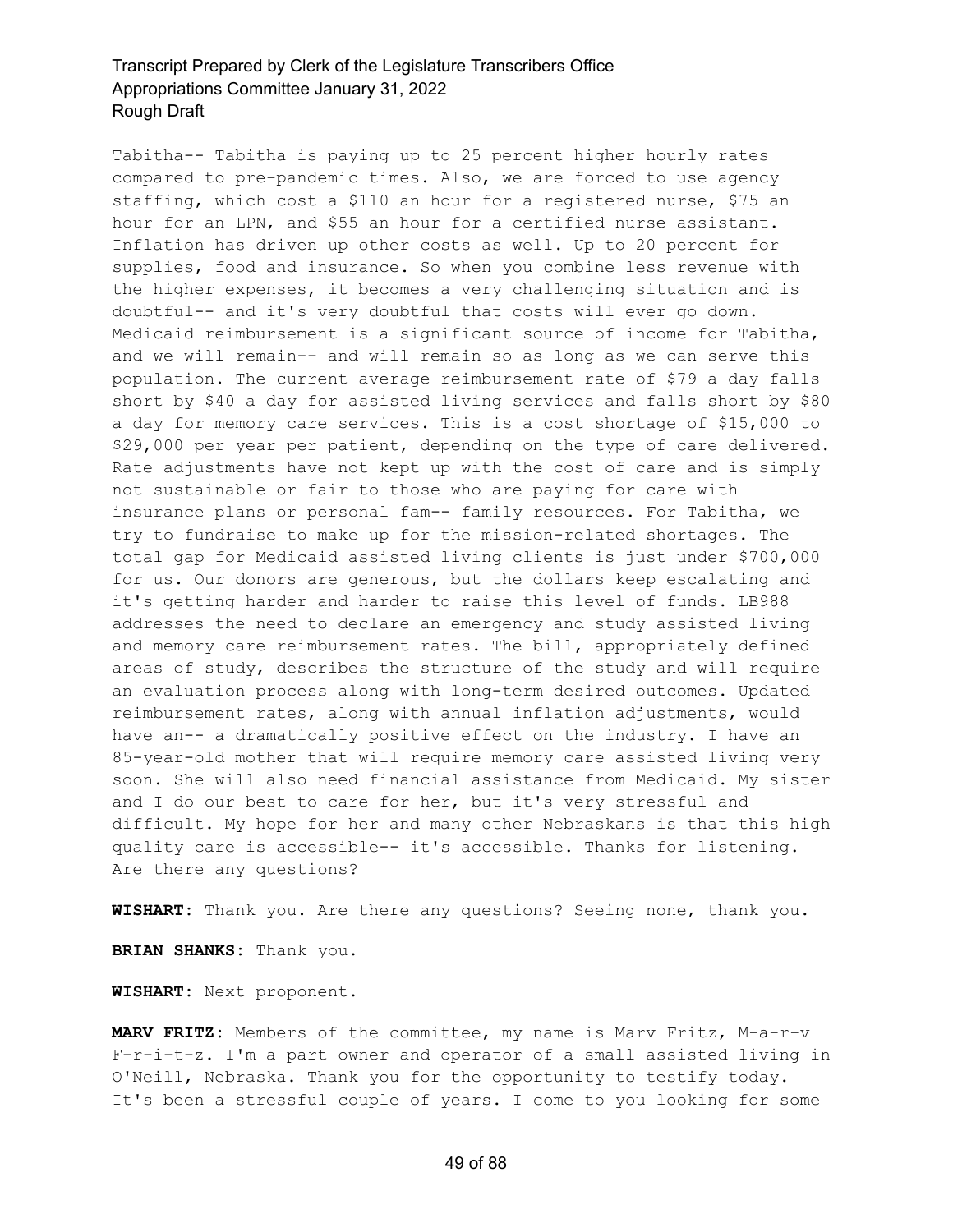Tabitha-- Tabitha is paying up to 25 percent higher hourly rates compared to pre-pandemic times. Also, we are forced to use agency staffing, which cost a $110 an hour for a registered nurse, $75 an hour for an LPN, and $55 an hour for a certified nurse assistant. Inflation has driven up other costs as well. Up to 20 percent for supplies, food and insurance. So when you combine less revenue with the higher expenses, it becomes a very challenging situation and is doubtful-- and it's very doubtful that costs will ever go down. Medicaid reimbursement is a significant source of income for Tabitha, and we will remain-- and will remain so as long as we can serve this population. The current average reimbursement rate of $79 a day falls short by $40 a day for assisted living services and falls short by $80 a day for memory care services. This is a cost shortage of $15,000 to $29,000 per year per patient, depending on the type of care delivered. Rate adjustments have not kept up with the cost of care and is simply not sustainable or fair to those who are paying for care with insurance plans or personal fam-- family resources. For Tabitha, we try to fundraise to make up for the mission-related shortages. The total gap for Medicaid assisted living clients is just under $700,000 for us. Our donors are generous, but the dollars keep escalating and it's getting harder and harder to raise this level of funds. LB988 addresses the need to declare an emergency and study assisted living and memory care reimbursement rates. The bill, appropriately defined areas of study, describes the structure of the study and will require an evaluation process along with long-term desired outcomes. Updated reimbursement rates, along with annual inflation adjustments, would have an-- a dramatically positive effect on the industry. I have an 85-year-old mother that will require memory care assisted living very soon. She will also need financial assistance from Medicaid. My sister and I do our best to care for her, but it's very stressful and difficult. My hope for her and many other Nebraskans is that this high quality care is accessible-- it's accessible. Thanks for listening. Are there any questions?

**WISHART:** Thank you. Are there any questions? Seeing none, thank you.

**BRIAN SHANKS:** Thank you.

**WISHART:** Next proponent.

**MARV FRITZ:** Members of the committee, my name is Marv Fritz, M-a-r-v F-r-i-t-z. I'm a part owner and operator of a small assisted living in O'Neill, Nebraska. Thank you for the opportunity to testify today. It's been a stressful couple of years. I come to you looking for some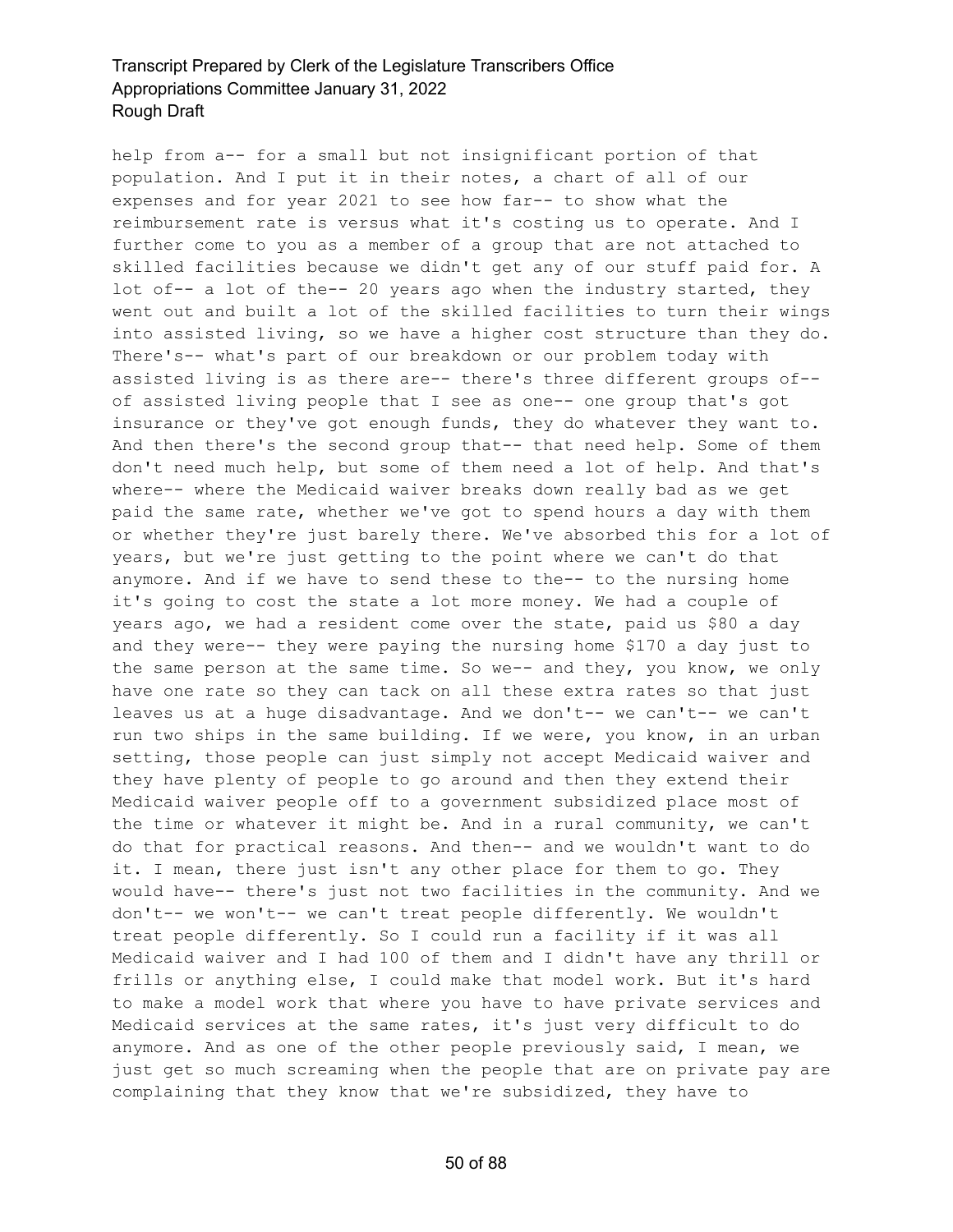help from a-- for a small but not insignificant portion of that population. And I put it in their notes, a chart of all of our expenses and for year 2021 to see how far-- to show what the reimbursement rate is versus what it's costing us to operate. And I further come to you as a member of a group that are not attached to skilled facilities because we didn't get any of our stuff paid for. A lot of-- a lot of the-- 20 years ago when the industry started, they went out and built a lot of the skilled facilities to turn their wings into assisted living, so we have a higher cost structure than they do. There's-- what's part of our breakdown or our problem today with assisted living is as there are-- there's three different groups of-- of assisted living people that I see as one-- one group that's got insurance or they've got enough funds, they do whatever they want to. And then there's the second group that-- that need help. Some of them don't need much help, but some of them need a lot of help. And that's where-- where the Medicaid waiver breaks down really bad as we get paid the same rate, whether we've got to spend hours a day with them or whether they're just barely there. We've absorbed this for a lot of years, but we're just getting to the point where we can't do that anymore. And if we have to send these to the-- to the nursing home it's going to cost the state a lot more money. We had a couple of years ago, we had a resident come over the state, paid us $80 a day and they were-- they were paying the nursing home $170 a day just to the same person at the same time. So we-- and they, you know, we only have one rate so they can tack on all these extra rates so that just leaves us at a huge disadvantage. And we don't-- we can't-- we can't run two ships in the same building. If we were, you know, in an urban setting, those people can just simply not accept Medicaid waiver and they have plenty of people to go around and then they extend their Medicaid waiver people off to a government subsidized place most of the time or whatever it might be. And in a rural community, we can't do that for practical reasons. And then-- and we wouldn't want to do it. I mean, there just isn't any other place for them to go. They would have-- there's just not two facilities in the community. And we don't-- we won't-- we can't treat people differently. We wouldn't treat people differently. So I could run a facility if it was all Medicaid waiver and I had 100 of them and I didn't have any thrill or frills or anything else, I could make that model work. But it's hard to make a model work that where you have to have private services and Medicaid services at the same rates, it's just very difficult to do anymore. And as one of the other people previously said, I mean, we just get so much screaming when the people that are on private pay are complaining that they know that we're subsidized, they have to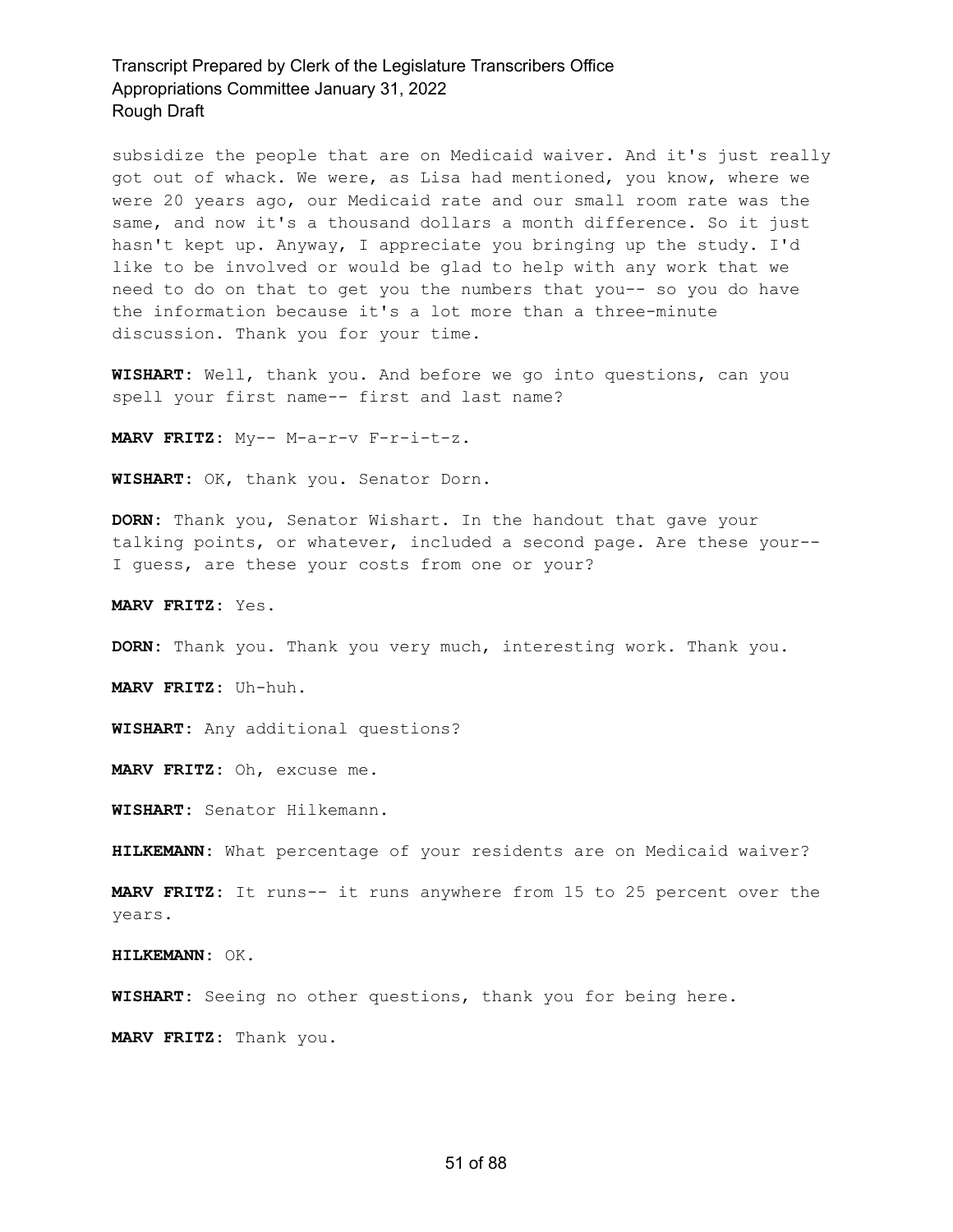subsidize the people that are on Medicaid waiver. And it's just really got out of whack. We were, as Lisa had mentioned, you know, where we were 20 years ago, our Medicaid rate and our small room rate was the same, and now it's a thousand dollars a month difference. So it just hasn't kept up. Anyway, I appreciate you bringing up the study. I'd like to be involved or would be glad to help with any work that we need to do on that to get you the numbers that you-- so you do have the information because it's a lot more than a three-minute discussion. Thank you for your time.

**WISHART:** Well, thank you. And before we go into questions, can you spell your first name-- first and last name?

**MARV FRITZ:** My-- M-a-r-v F-r-i-t-z.

**WISHART:** OK, thank you. Senator Dorn.

**DORN:** Thank you, Senator Wishart. In the handout that gave your talking points, or whatever, included a second page. Are these your-- I guess, are these your costs from one or your?

**MARV FRITZ:** Yes.

**DORN:** Thank you. Thank you very much, interesting work. Thank you.

**MARV FRITZ:** Uh-huh.

**WISHART:** Any additional questions?

**MARV FRITZ:** Oh, excuse me.

**WISHART:** Senator Hilkemann.

**HILKEMANN:** What percentage of your residents are on Medicaid waiver?

**MARV FRITZ:** It runs-- it runs anywhere from 15 to 25 percent over the years.

**HILKEMANN:** OK.

**WISHART:** Seeing no other questions, thank you for being here.

**MARV FRITZ:** Thank you.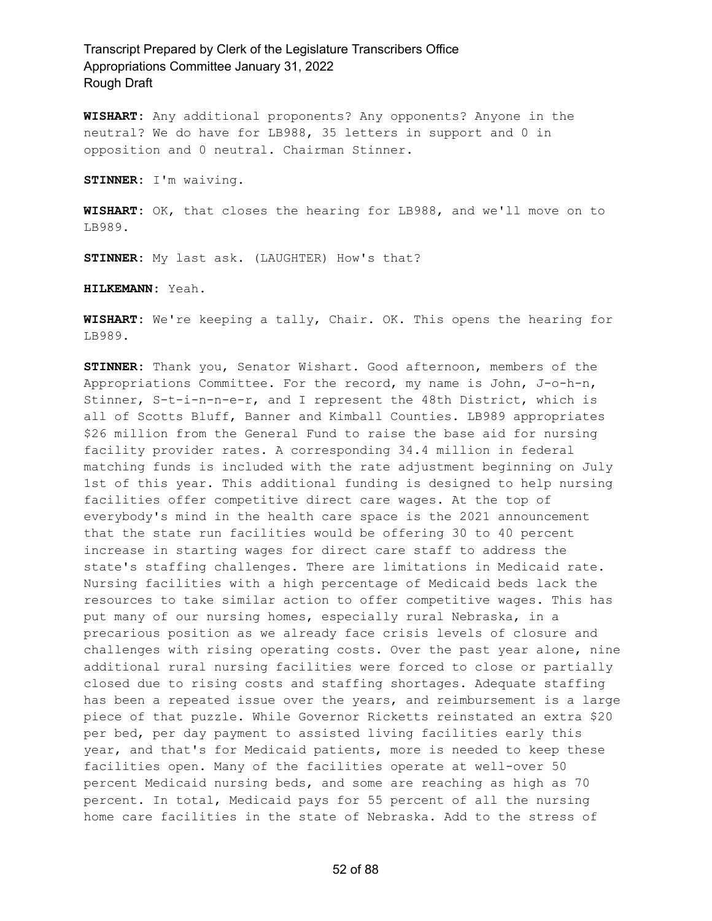**WISHART**: Any additional proponents? Any opponents? Anyone in the neutral? We do have for LB988, 35 letters in support and 0 in opposition and 0 neutral. Chairman Stinner.

**STINNER**: I'm waiving.

**WISHART**: OK, that closes the hearing for LB988, and we'll move on to LB989.

**STINNER**: My last ask. (LAUGHTER) How's that?

**HILKEMANN**: Yeah.

**WISHART**: We're keeping a tally, Chair. OK. This opens the hearing for LB989.

**STINNER**: Thank you, Senator Wishart. Good afternoon, members of the Appropriations Committee. For the record, my name is John, J-o-h-n, Stinner, S-t-i-n-n-e-r, and I represent the 48th District, which is all of Scotts Bluff, Banner and Kimball Counties. LB989 appropriates $26 million from the General Fund to raise the base aid for nursing facility provider rates. A corresponding 34.4 million in federal matching funds is included with the rate adjustment beginning on July 1st of this year. This additional funding is designed to help nursing facilities offer competitive direct care wages. At the top of everybody's mind in the health care space is the 2021 announcement that the state run facilities would be offering 30 to 40 percent increase in starting wages for direct care staff to address the state's staffing challenges. There are limitations in Medicaid rate. Nursing facilities with a high percentage of Medicaid beds lack the resources to take similar action to offer competitive wages. This has put many of our nursing homes, especially rural Nebraska, in a precarious position as we already face crisis levels of closure and challenges with rising operating costs. Over the past year alone, nine additional rural nursing facilities were forced to close or partially closed due to rising costs and staffing shortages. Adequate staffing has been a repeated issue over the years, and reimbursement is a large piece of that puzzle. While Governor Ricketts reinstated an extra $20 per bed, per day payment to assisted living facilities early this year, and that's for Medicaid patients, more is needed to keep these facilities open. Many of the facilities operate at well-over 50 percent Medicaid nursing beds, and some are reaching as high as 70 percent. In total, Medicaid pays for 55 percent of all the nursing home care facilities in the state of Nebraska. Add to the stress of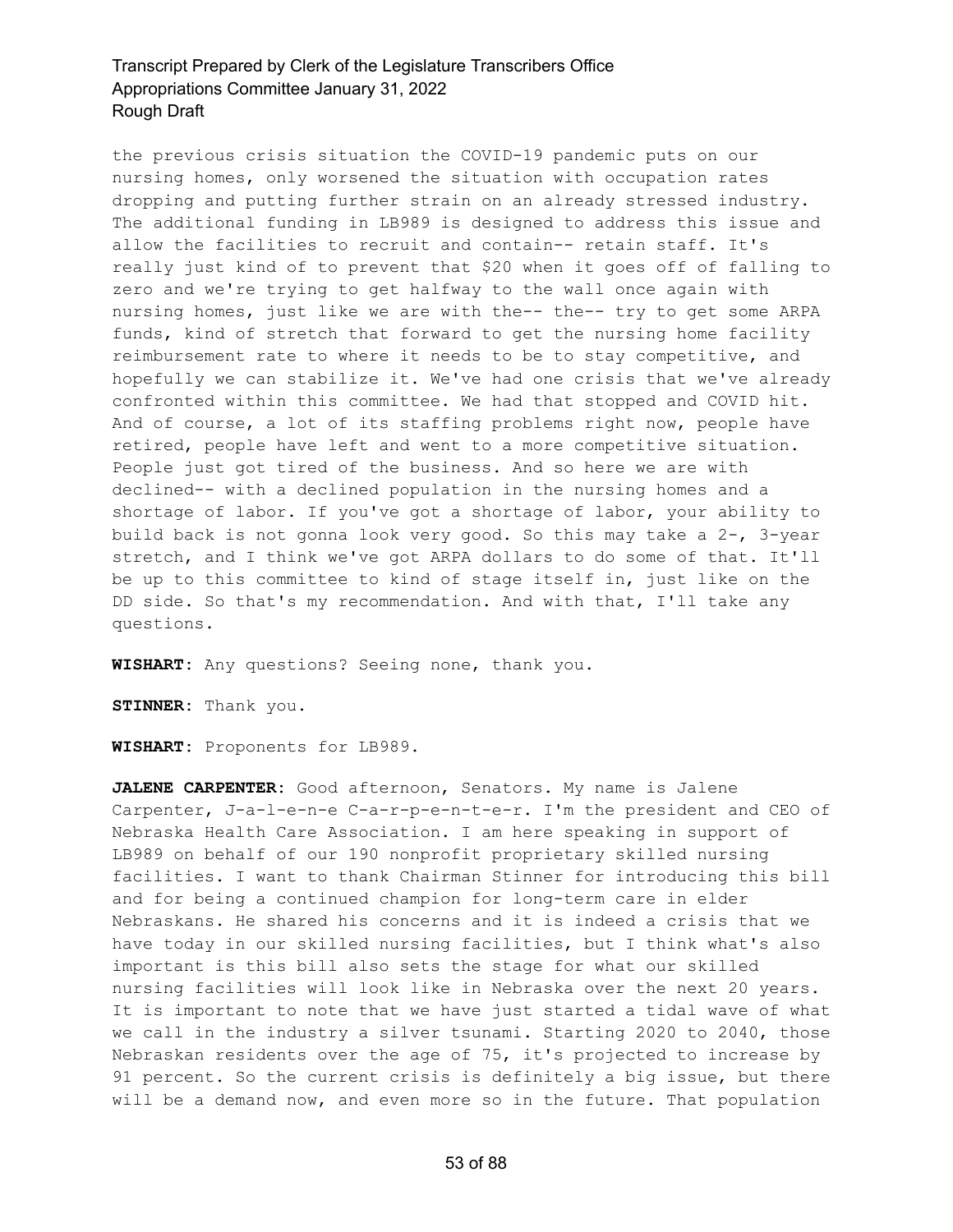the previous crisis situation the COVID-19 pandemic puts on our nursing homes, only worsened the situation with occupation rates dropping and putting further strain on an already stressed industry. The additional funding in LB989 is designed to address this issue and allow the facilities to recruit and contain-- retain staff. It's really just kind of to prevent that $20 when it goes off of falling to zero and we're trying to get halfway to the wall once again with nursing homes, just like we are with the-- the-- try to get some ARPA funds, kind of stretch that forward to get the nursing home facility reimbursement rate to where it needs to be to stay competitive, and hopefully we can stabilize it. We've had one crisis that we've already confronted within this committee. We had that stopped and COVID hit. And of course, a lot of its staffing problems right now, people have retired, people have left and went to a more competitive situation. People just got tired of the business. And so here we are with declined-- with a declined population in the nursing homes and a shortage of labor. If you've got a shortage of labor, your ability to build back is not gonna look very good. So this may take a 2-, 3-year stretch, and I think we've got ARPA dollars to do some of that. It'll be up to this committee to kind of stage itself in, just like on the DD side. So that's my recommendation. And with that, I'll take any questions.

**WISHART:** Any questions? Seeing none, thank you.

**STINNER:** Thank you.

**WISHART:** Proponents for LB989.

**JALENE CARPENTER:** Good afternoon, Senators. My name is Jalene Carpenter, J-a-l-e-n-e C-a-r-p-e-n-t-e-r. I'm the president and CEO of Nebraska Health Care Association. I am here speaking in support of LB989 on behalf of our 190 nonprofit proprietary skilled nursing facilities. I want to thank Chairman Stinner for introducing this bill and for being a continued champion for long-term care in elder Nebraskans. He shared his concerns and it is indeed a crisis that we have today in our skilled nursing facilities, but I think what's also important is this bill also sets the stage for what our skilled nursing facilities will look like in Nebraska over the next 20 years. It is important to note that we have just started a tidal wave of what we call in the industry a silver tsunami. Starting 2020 to 2040, those Nebraskan residents over the age of 75, it's projected to increase by 91 percent. So the current crisis is definitely a big issue, but there will be a demand now, and even more so in the future. That population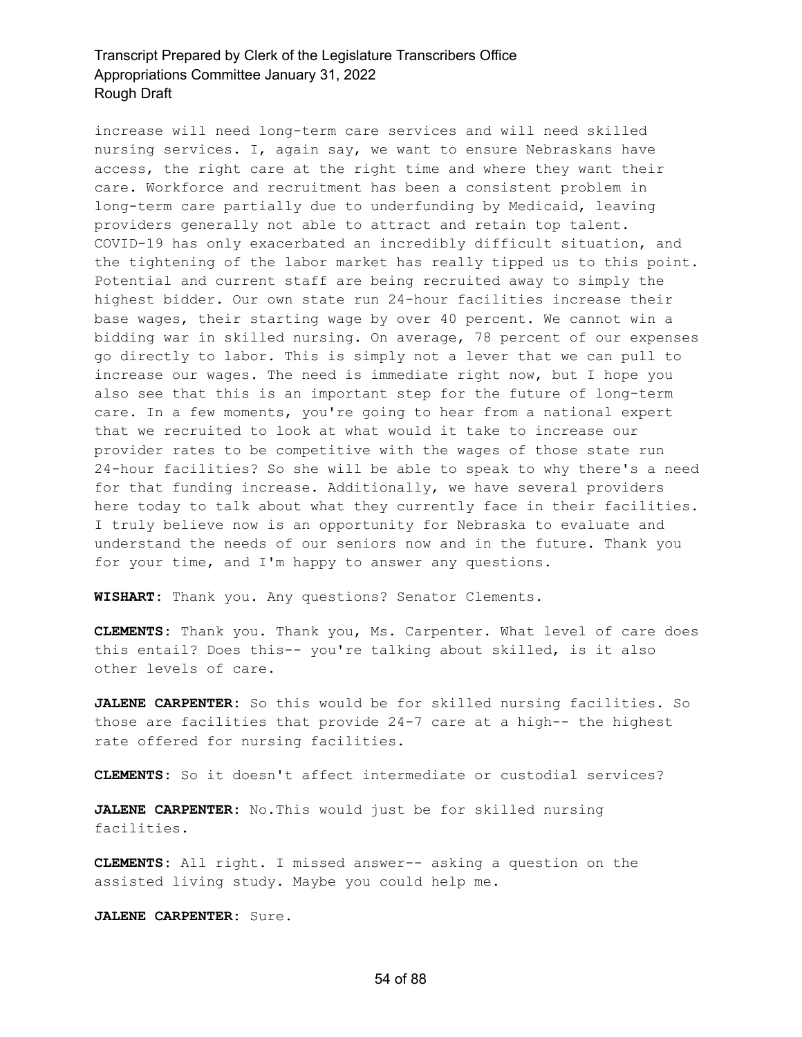increase will need long-term care services and will need skilled nursing services. I, again say, we want to ensure Nebraskans have access, the right care at the right time and where they want their care. Workforce and recruitment has been a consistent problem in long-term care partially due to underfunding by Medicaid, leaving providers generally not able to attract and retain top talent. COVID-19 has only exacerbated an incredibly difficult situation, and the tightening of the labor market has really tipped us to this point. Potential and current staff are being recruited away to simply the highest bidder. Our own state run 24-hour facilities increase their base wages, their starting wage by over 40 percent. We cannot win a bidding war in skilled nursing. On average, 78 percent of our expenses go directly to labor. This is simply not a lever that we can pull to increase our wages. The need is immediate right now, but I hope you also see that this is an important step for the future of long-term care. In a few moments, you're going to hear from a national expert that we recruited to look at what would it take to increase our provider rates to be competitive with the wages of those state run 24-hour facilities? So she will be able to speak to why there's a need for that funding increase. Additionally, we have several providers here today to talk about what they currently face in their facilities. I truly believe now is an opportunity for Nebraska to evaluate and understand the needs of our seniors now and in the future. Thank you for your time, and I'm happy to answer any questions.

**WISHART:** Thank you. Any questions? Senator Clements.

**CLEMENTS:** Thank you. Thank you, Ms. Carpenter. What level of care does this entail? Does this-- you're talking about skilled, is it also other levels of care.

**JALENE CARPENTER:** So this would be for skilled nursing facilities. So those are facilities that provide 24-7 care at a high-- the highest rate offered for nursing facilities.

**CLEMENTS:** So it doesn't affect intermediate or custodial services?

**JALENE CARPENTER:** No.This would just be for skilled nursing facilities.

**CLEMENTS:** All right. I missed answer-- asking a question on the assisted living study. Maybe you could help me.

**JALENE CARPENTER:** Sure.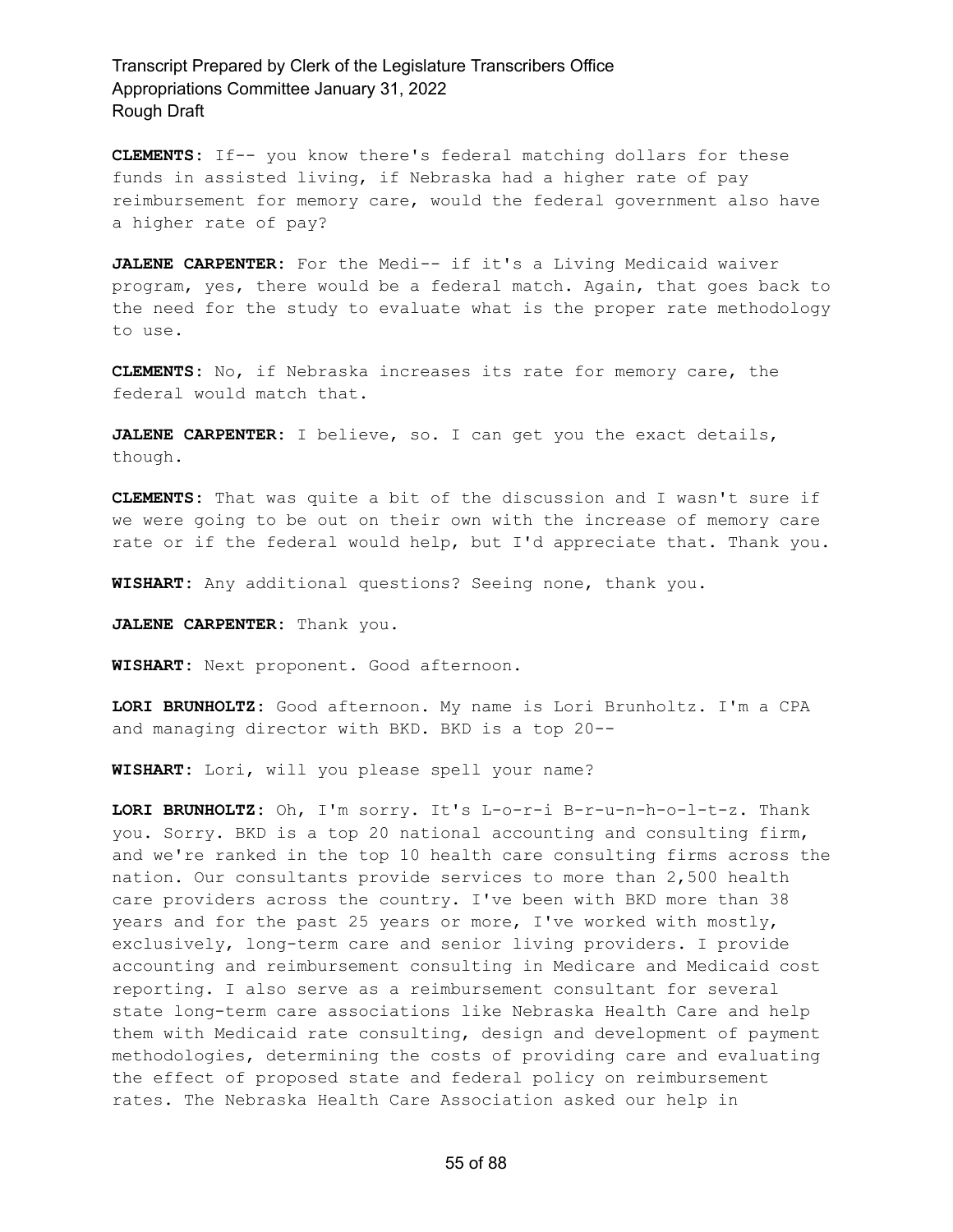**CLEMENTS:** If-- you know there's federal matching dollars for these funds in assisted living, if Nebraska had a higher rate of pay reimbursement for memory care, would the federal government also have a higher rate of pay?

**JALENE CARPENTER:** For the Medi-- if it's a Living Medicaid waiver program, yes, there would be a federal match. Again, that goes back to the need for the study to evaluate what is the proper rate methodology to use.

**CLEMENTS:** No, if Nebraska increases its rate for memory care, the federal would match that.

**JALENE CARPENTER:** I believe, so. I can get you the exact details, though.

**CLEMENTS:** That was quite a bit of the discussion and I wasn't sure if we were going to be out on their own with the increase of memory care rate or if the federal would help, but I'd appreciate that. Thank you.

**WISHART:** Any additional questions? Seeing none, thank you.

**JALENE CARPENTER:** Thank you.

**WISHART:** Next proponent. Good afternoon.

**LORI BRUNHOLTZ:** Good afternoon. My name is Lori Brunholtz. I'm a CPA and managing director with BKD. BKD is a top 20--

**WISHART:** Lori, will you please spell your name?

**LORI BRUNHOLTZ:** Oh, I'm sorry. It's L-o-r-i B-r-u-n-h-o-l-t-z. Thank you. Sorry. BKD is a top 20 national accounting and consulting firm, and we're ranked in the top 10 health care consulting firms across the nation. Our consultants provide services to more than 2,500 health care providers across the country. I've been with BKD more than 38 years and for the past 25 years or more, I've worked with mostly, exclusively, long-term care and senior living providers. I provide accounting and reimbursement consulting in Medicare and Medicaid cost reporting. I also serve as a reimbursement consultant for several state long-term care associations like Nebraska Health Care and help them with Medicaid rate consulting, design and development of payment methodologies, determining the costs of providing care and evaluating the effect of proposed state and federal policy on reimbursement rates. The Nebraska Health Care Association asked our help in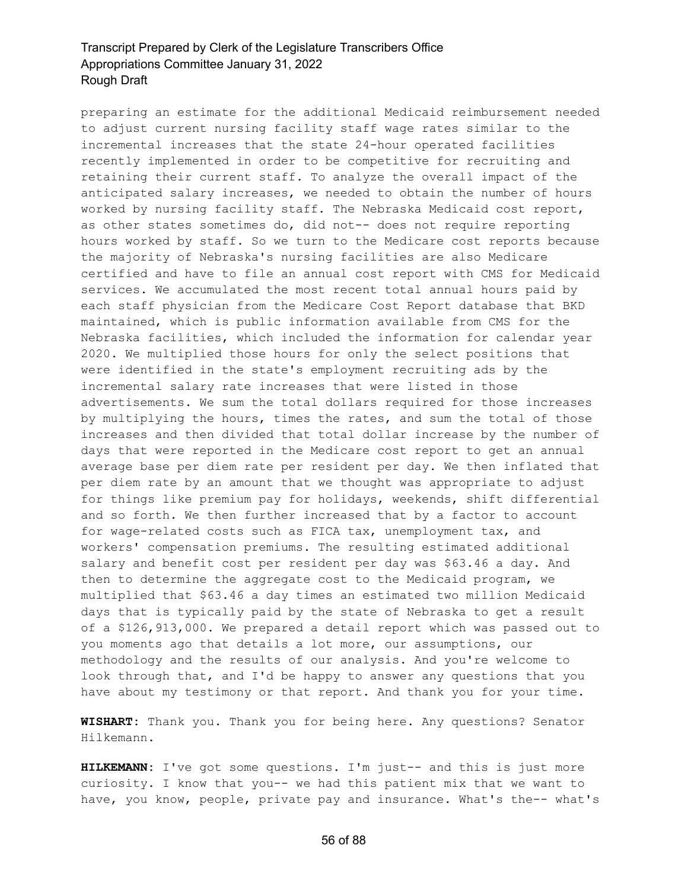preparing an estimate for the additional Medicaid reimbursement needed to adjust current nursing facility staff wage rates similar to the incremental increases that the state 24-hour operated facilities recently implemented in order to be competitive for recruiting and retaining their current staff. To analyze the overall impact of the anticipated salary increases, we needed to obtain the number of hours worked by nursing facility staff. The Nebraska Medicaid cost report, as other states sometimes do, did not-- does not require reporting hours worked by staff. So we turn to the Medicare cost reports because the majority of Nebraska's nursing facilities are also Medicare certified and have to file an annual cost report with CMS for Medicaid services. We accumulated the most recent total annual hours paid by each staff physician from the Medicare Cost Report database that BKD maintained, which is public information available from CMS for the Nebraska facilities, which included the information for calendar year 2020. We multiplied those hours for only the select positions that were identified in the state's employment recruiting ads by the incremental salary rate increases that were listed in those advertisements. We sum the total dollars required for those increases by multiplying the hours, times the rates, and sum the total of those increases and then divided that total dollar increase by the number of days that were reported in the Medicare cost report to get an annual average base per diem rate per resident per day. We then inflated that per diem rate by an amount that we thought was appropriate to adjust for things like premium pay for holidays, weekends, shift differential and so forth. We then further increased that by a factor to account for wage-related costs such as FICA tax, unemployment tax, and workers' compensation premiums. The resulting estimated additional salary and benefit cost per resident per day was $63.46 a day. And then to determine the aggregate cost to the Medicaid program, we multiplied that $63.46 a day times an estimated two million Medicaid days that is typically paid by the state of Nebraska to get a result of a $126,913,000. We prepared a detail report which was passed out to you moments ago that details a lot more, our assumptions, our methodology and the results of our analysis. And you're welcome to look through that, and I'd be happy to answer any questions that you have about my testimony or that report. And thank you for your time.

**WISHART:** Thank you. Thank you for being here. Any questions? Senator Hilkemann.

**HILKEMANN:** I've got some questions. I'm just-- and this is just more curiosity. I know that you-- we had this patient mix that we want to have, you know, people, private pay and insurance. What's the-- what's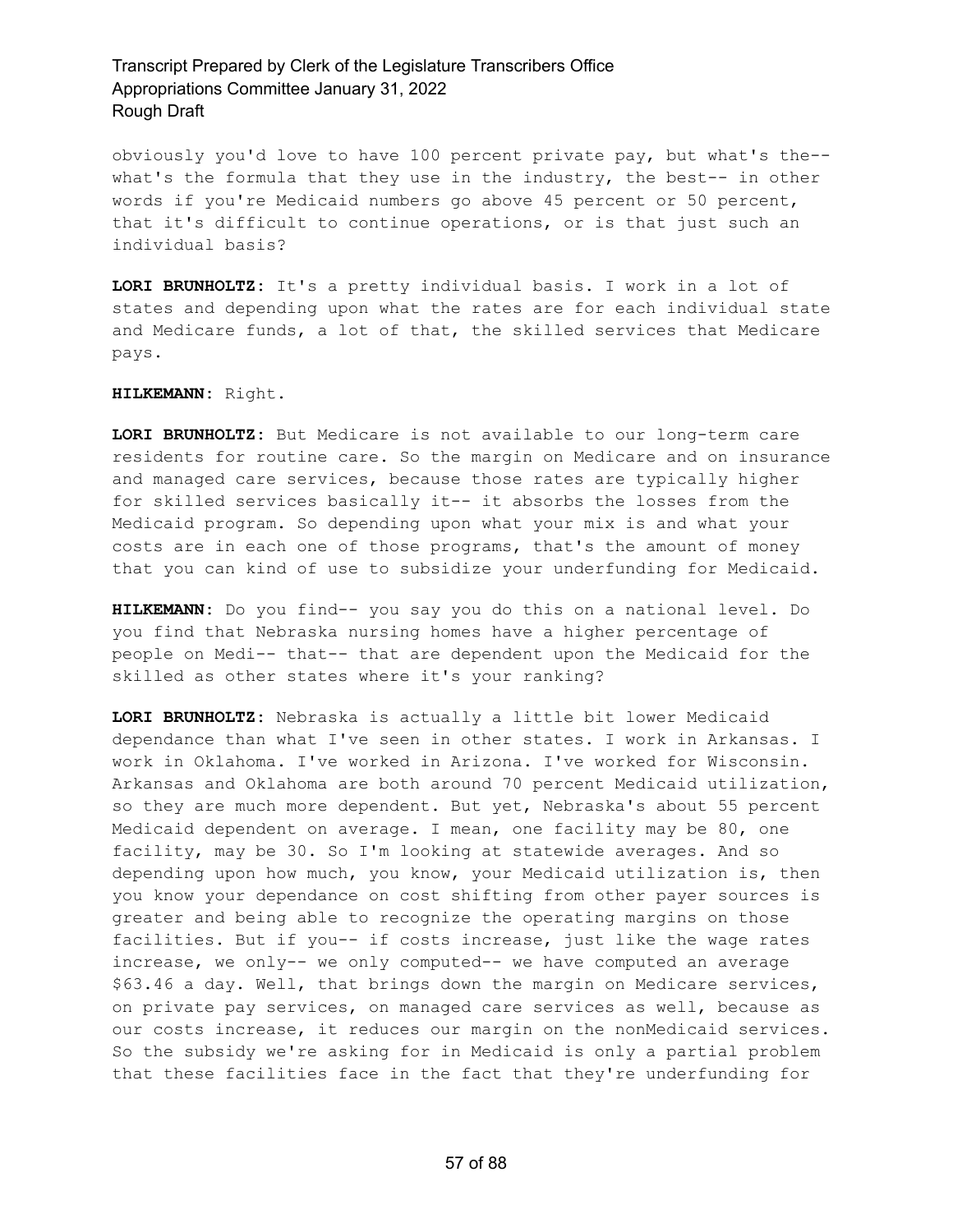obviously you'd love to have 100 percent private pay, but what's the-- what's the formula that they use in the industry, the best-- in other words if you're Medicaid numbers go above 45 percent or 50 percent, that it's difficult to continue operations, or is that just such an individual basis?

**LORI BRUNHOLTZ:** It's a pretty individual basis. I work in a lot of states and depending upon what the rates are for each individual state and Medicare funds, a lot of that, the skilled services that Medicare pays.

**HILKEMANN:** Right.

**LORI BRUNHOLTZ:** But Medicare is not available to our long-term care residents for routine care. So the margin on Medicare and on insurance and managed care services, because those rates are typically higher for skilled services basically it-- it absorbs the losses from the Medicaid program. So depending upon what your mix is and what your costs are in each one of those programs, that's the amount of money that you can kind of use to subsidize your underfunding for Medicaid.

**HILKEMANN:** Do you find-- you say you do this on a national level. Do you find that Nebraska nursing homes have a higher percentage of people on Medi-- that-- that are dependent upon the Medicaid for the skilled as other states where it's your ranking?

**LORI BRUNHOLTZ:** Nebraska is actually a little bit lower Medicaid dependance than what I've seen in other states. I work in Arkansas. I work in Oklahoma. I've worked in Arizona. I've worked for Wisconsin. Arkansas and Oklahoma are both around 70 percent Medicaid utilization, so they are much more dependent. But yet, Nebraska's about 55 percent Medicaid dependent on average. I mean, one facility may be 80, one facility, may be 30. So I'm looking at statewide averages. And so depending upon how much, you know, your Medicaid utilization is, then you know your dependance on cost shifting from other payer sources is greater and being able to recognize the operating margins on those facilities. But if you-- if costs increase, just like the wage rates increase, we only-- we only computed-- we have computed an average \$63.46 a day. Well, that brings down the margin on Medicare services, on private pay services, on managed care services as well, because as our costs increase, it reduces our margin on the nonMedicaid services. So the subsidy we're asking for in Medicaid is only a partial problem that these facilities face in the fact that they're underfunding for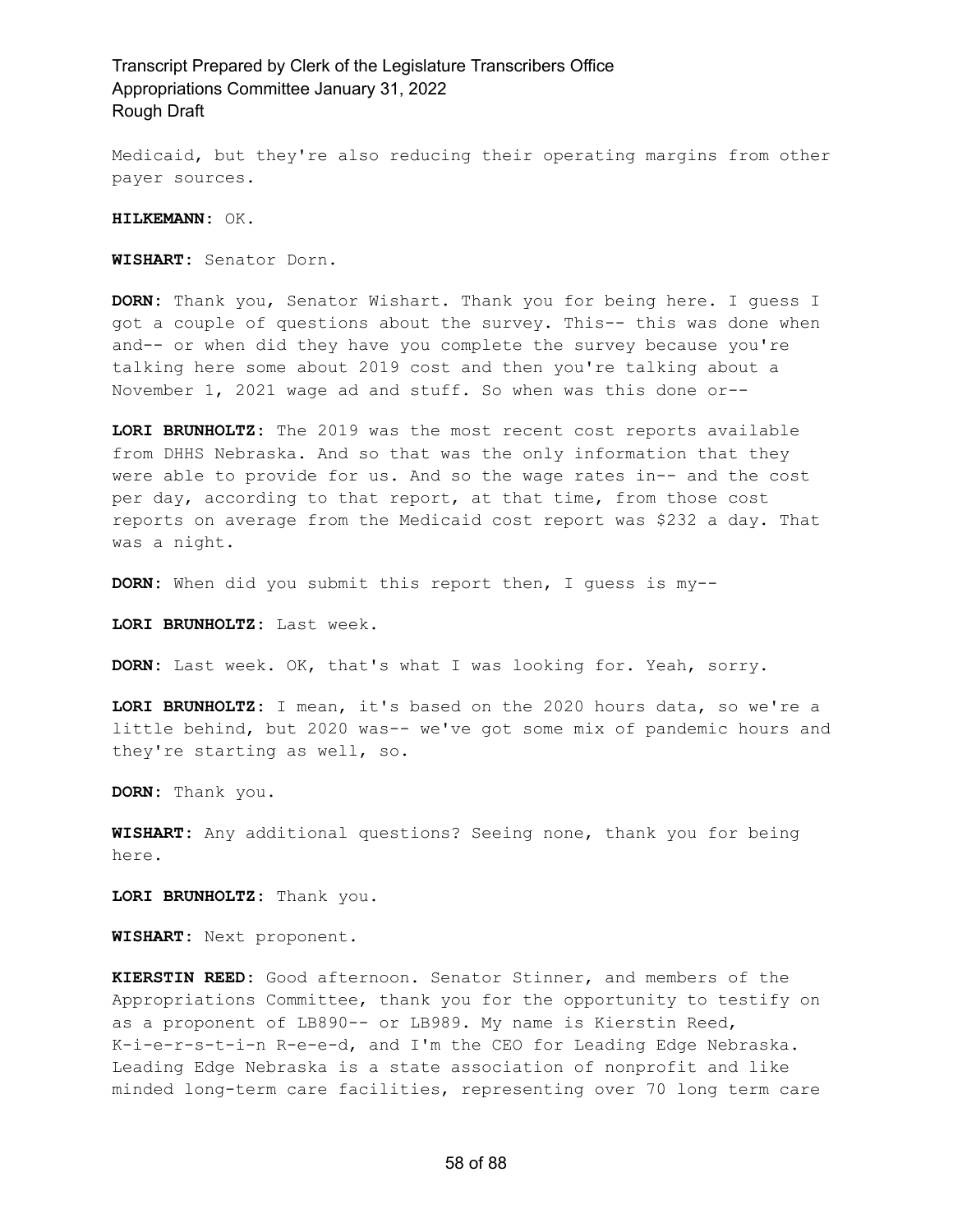Medicaid, but they're also reducing their operating margins from other payer sources.

**HILKEMANN:** OK.

**WISHART:** Senator Dorn.

**DORN:** Thank you, Senator Wishart. Thank you for being here. I guess I got a couple of questions about the survey. This-- this was done when and-- or when did they have you complete the survey because you're talking here some about 2019 cost and then you're talking about a November 1, 2021 wage ad and stuff. So when was this done or--

**LORI BRUNHOLTZ:** The 2019 was the most recent cost reports available from DHHS Nebraska. And so that was the only information that they were able to provide for us. And so the wage rates in-- and the cost per day, according to that report, at that time, from those cost reports on average from the Medicaid cost report was $232 a day. That was a night.

**DORN:** When did you submit this report then, I guess is my--

**LORI BRUNHOLTZ:** Last week.

**DORN:** Last week. OK, that's what I was looking for. Yeah, sorry.

**LORI BRUNHOLTZ:** I mean, it's based on the 2020 hours data, so we're a little behind, but 2020 was-- we've got some mix of pandemic hours and they're starting as well, so.

**DORN:** Thank you.

**WISHART:** Any additional questions? Seeing none, thank you for being here.

**LORI BRUNHOLTZ:** Thank you.

**WISHART:** Next proponent.

**KIERSTIN REED:** Good afternoon. Senator Stinner, and members of the Appropriations Committee, thank you for the opportunity to testify on as a proponent of LB890-- or LB989. My name is Kierstin Reed, K-i-e-r-s-t-i-n R-e-e-d, and I'm the CEO for Leading Edge Nebraska. Leading Edge Nebraska is a state association of nonprofit and like minded long-term care facilities, representing over 70 long term care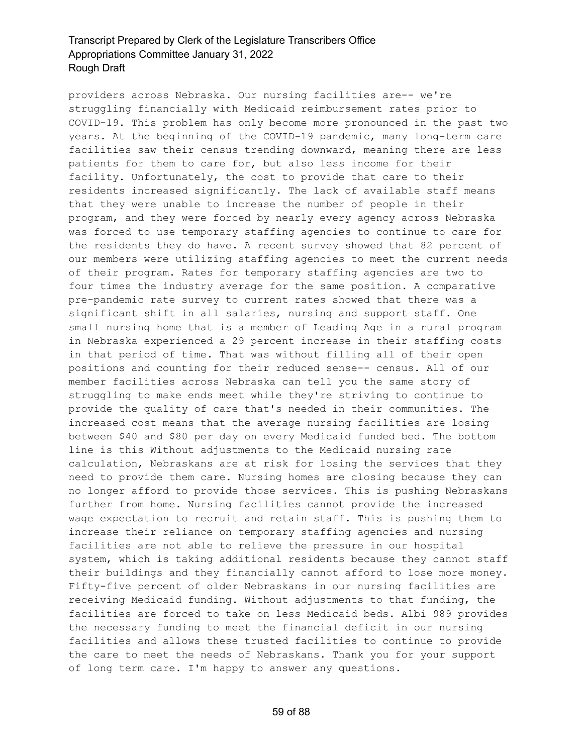providers across Nebraska. Our nursing facilities are-- we're struggling financially with Medicaid reimbursement rates prior to COVID-19. This problem has only become more pronounced in the past two years. At the beginning of the COVID-19 pandemic, many long-term care facilities saw their census trending downward, meaning there are less patients for them to care for, but also less income for their facility. Unfortunately, the cost to provide that care to their residents increased significantly. The lack of available staff means that they were unable to increase the number of people in their program, and they were forced by nearly every agency across Nebraska was forced to use temporary staffing agencies to continue to care for the residents they do have. A recent survey showed that 82 percent of our members were utilizing staffing agencies to meet the current needs of their program. Rates for temporary staffing agencies are two to four times the industry average for the same position. A comparative pre-pandemic rate survey to current rates showed that there was a significant shift in all salaries, nursing and support staff. One small nursing home that is a member of Leading Age in a rural program in Nebraska experienced a 29 percent increase in their staffing costs in that period of time. That was without filling all of their open positions and counting for their reduced sense-- census. All of our member facilities across Nebraska can tell you the same story of struggling to make ends meet while they're striving to continue to provide the quality of care that's needed in their communities. The increased cost means that the average nursing facilities are losing between $40 and $80 per day on every Medicaid funded bed. The bottom line is this Without adjustments to the Medicaid nursing rate calculation, Nebraskans are at risk for losing the services that they need to provide them care. Nursing homes are closing because they can no longer afford to provide those services. This is pushing Nebraskans further from home. Nursing facilities cannot provide the increased wage expectation to recruit and retain staff. This is pushing them to increase their reliance on temporary staffing agencies and nursing facilities are not able to relieve the pressure in our hospital system, which is taking additional residents because they cannot staff their buildings and they financially cannot afford to lose more money. Fifty-five percent of older Nebraskans in our nursing facilities are receiving Medicaid funding. Without adjustments to that funding, the facilities are forced to take on less Medicaid beds. Albi 989 provides the necessary funding to meet the financial deficit in our nursing facilities and allows these trusted facilities to continue to provide the care to meet the needs of Nebraskans. Thank you for your support of long term care. I'm happy to answer any questions.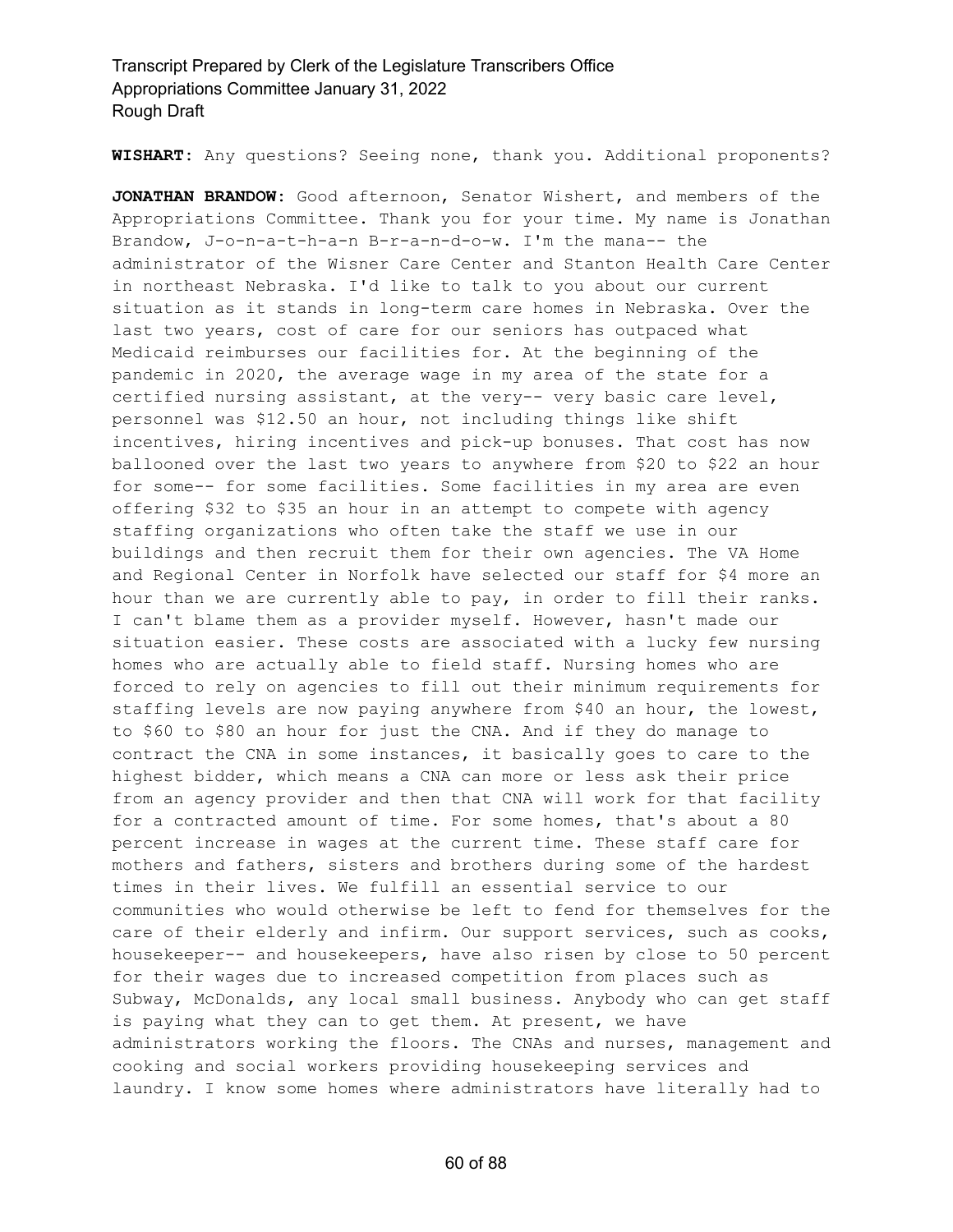**WISHART:** Any questions? Seeing none, thank you. Additional proponents?

**JONATHAN BRANDOW:** Good afternoon, Senator Wishert, and members of the Appropriations Committee. Thank you for your time. My name is Jonathan Brandow, J-o-n-a-t-h-a-n B-r-a-n-d-o-w. I'm the mana-- the administrator of the Wisner Care Center and Stanton Health Care Center in northeast Nebraska. I'd like to talk to you about our current situation as it stands in long-term care homes in Nebraska. Over the last two years, cost of care for our seniors has outpaced what Medicaid reimburses our facilities for. At the beginning of the pandemic in 2020, the average wage in my area of the state for a certified nursing assistant, at the very-- very basic care level, personnel was $12.50 an hour, not including things like shift incentives, hiring incentives and pick-up bonuses. That cost has now ballooned over the last two years to anywhere from $20 to $22 an hour for some-- for some facilities. Some facilities in my area are even offering $32 to $35 an hour in an attempt to compete with agency staffing organizations who often take the staff we use in our buildings and then recruit them for their own agencies. The VA Home and Regional Center in Norfolk have selected our staff for $4 more an hour than we are currently able to pay, in order to fill their ranks. I can't blame them as a provider myself. However, hasn't made our situation easier. These costs are associated with a lucky few nursing homes who are actually able to field staff. Nursing homes who are forced to rely on agencies to fill out their minimum requirements for staffing levels are now paying anywhere from $40 an hour, the lowest, to $60 to $80 an hour for just the CNA. And if they do manage to contract the CNA in some instances, it basically goes to care to the highest bidder, which means a CNA can more or less ask their price from an agency provider and then that CNA will work for that facility for a contracted amount of time. For some homes, that's about a 80 percent increase in wages at the current time. These staff care for mothers and fathers, sisters and brothers during some of the hardest times in their lives. We fulfill an essential service to our communities who would otherwise be left to fend for themselves for the care of their elderly and infirm. Our support services, such as cooks, housekeeper-- and housekeepers, have also risen by close to 50 percent for their wages due to increased competition from places such as Subway, McDonalds, any local small business. Anybody who can get staff is paying what they can to get them. At present, we have administrators working the floors. The CNAs and nurses, management and cooking and social workers providing housekeeping services and laundry. I know some homes where administrators have literally had to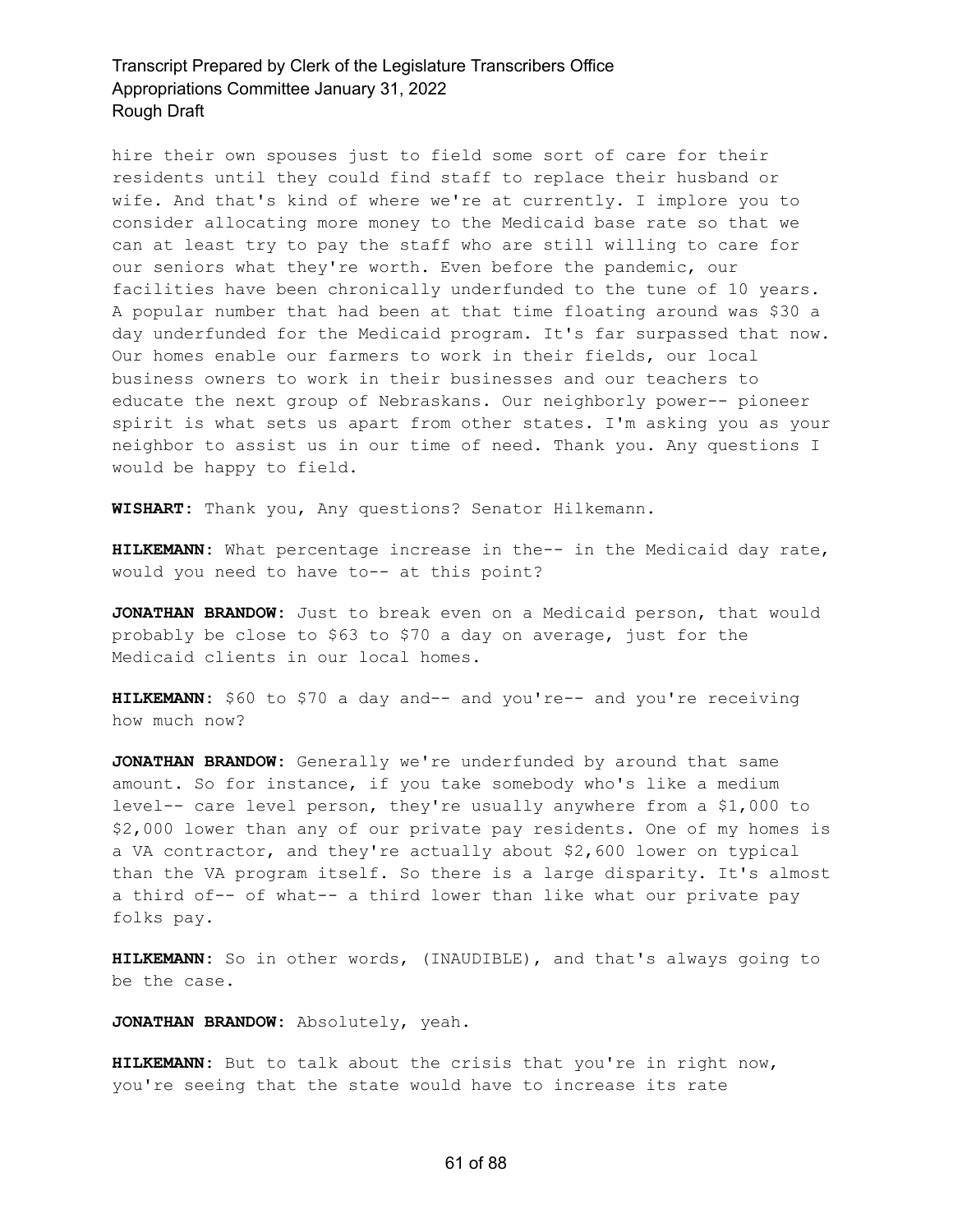hire their own spouses just to field some sort of care for their residents until they could find staff to replace their husband or wife. And that's kind of where we're at currently. I implore you to consider allocating more money to the Medicaid base rate so that we can at least try to pay the staff who are still willing to care for our seniors what they're worth. Even before the pandemic, our facilities have been chronically underfunded to the tune of 10 years. A popular number that had been at that time floating around was $30 a day underfunded for the Medicaid program. It's far surpassed that now. Our homes enable our farmers to work in their fields, our local business owners to work in their businesses and our teachers to educate the next group of Nebraskans. Our neighborly power-- pioneer spirit is what sets us apart from other states. I'm asking you as your neighbor to assist us in our time of need. Thank you. Any questions I would be happy to field.

**WISHART:** Thank you, Any questions? Senator Hilkemann.

**HILKEMANN:** What percentage increase in the-- in the Medicaid day rate, would you need to have to-- at this point?

**JONATHAN BRANDOW:** Just to break even on a Medicaid person, that would probably be close to $63 to $70 a day on average, just for the Medicaid clients in our local homes.

**HILKEMANN:** $60 to $70 a day and-- and you're-- and you're receiving how much now?

**JONATHAN BRANDOW:** Generally we're underfunded by around that same amount. So for instance, if you take somebody who's like a medium level-- care level person, they're usually anywhere from a $1,000 to $2,000 lower than any of our private pay residents. One of my homes is a VA contractor, and they're actually about $2,600 lower on typical than the VA program itself. So there is a large disparity. It's almost a third of-- of what-- a third lower than like what our private pay folks pay.

**HILKEMANN:** So in other words, (INAUDIBLE), and that's always going to be the case.

**JONATHAN BRANDOW:** Absolutely, yeah.

**HILKEMANN:** But to talk about the crisis that you're in right now, you're seeing that the state would have to increase its rate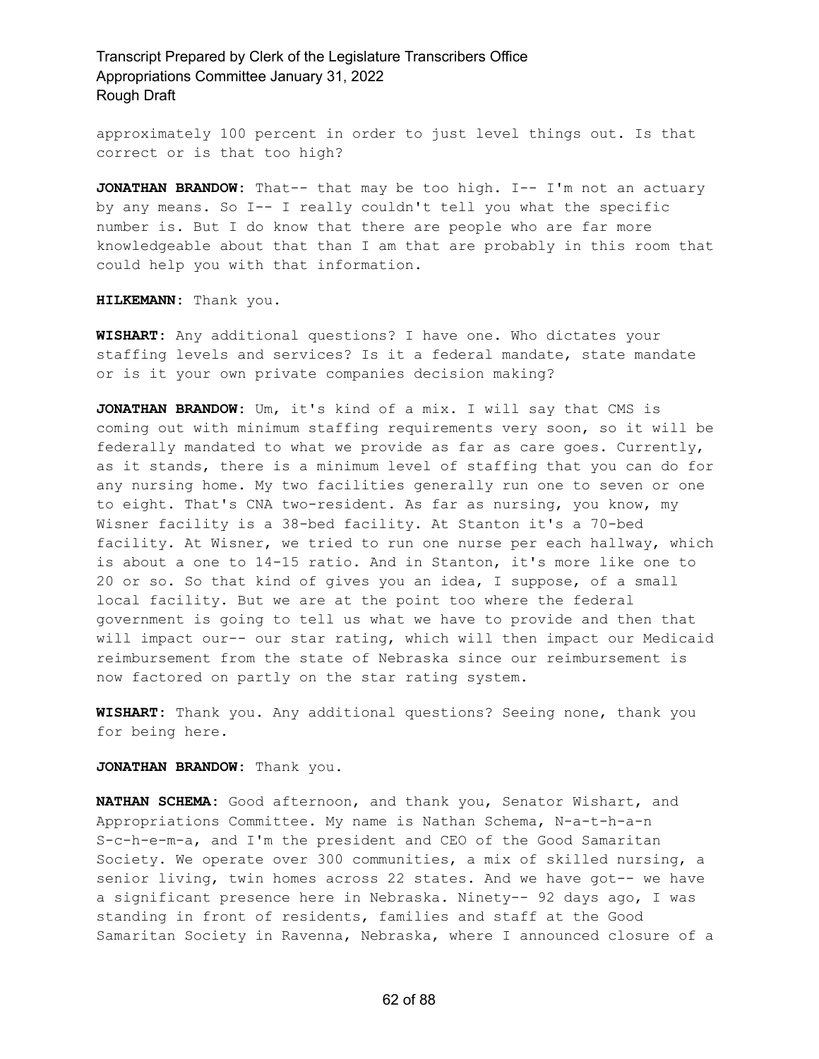approximately 100 percent in order to just level things out. Is that correct or is that too high?

**JONATHAN BRANDOW:** That-- that may be too high. I-- I'm not an actuary by any means. So I-- I really couldn't tell you what the specific number is. But I do know that there are people who are far more knowledgeable about that than I am that are probably in this room that could help you with that information.

**HILKEMANN:** Thank you.

**WISHART:** Any additional questions? I have one. Who dictates your staffing levels and services? Is it a federal mandate, state mandate or is it your own private companies decision making?

**JONATHAN BRANDOW:** Um, it's kind of a mix. I will say that CMS is coming out with minimum staffing requirements very soon, so it will be federally mandated to what we provide as far as care goes. Currently, as it stands, there is a minimum level of staffing that you can do for any nursing home. My two facilities generally run one to seven or one to eight. That's CNA two-resident. As far as nursing, you know, my Wisner facility is a 38-bed facility. At Stanton it's a 70-bed facility. At Wisner, we tried to run one nurse per each hallway, which is about a one to 14-15 ratio. And in Stanton, it's more like one to 20 or so. So that kind of gives you an idea, I suppose, of a small local facility. But we are at the point too where the federal government is going to tell us what we have to provide and then that will impact our-- our star rating, which will then impact our Medicaid reimbursement from the state of Nebraska since our reimbursement is now factored on partly on the star rating system.

**WISHART:** Thank you. Any additional questions? Seeing none, thank you for being here.

**JONATHAN BRANDOW:** Thank you.

**NATHAN SCHEMA:** Good afternoon, and thank you, Senator Wishart, and Appropriations Committee. My name is Nathan Schema, N-a-t-h-a-n S-c-h-e-m-a, and I'm the president and CEO of the Good Samaritan Society. We operate over 300 communities, a mix of skilled nursing, a senior living, twin homes across 22 states. And we have got-- we have a significant presence here in Nebraska. Ninety-- 92 days ago, I was standing in front of residents, families and staff at the Good Samaritan Society in Ravenna, Nebraska, where I announced closure of a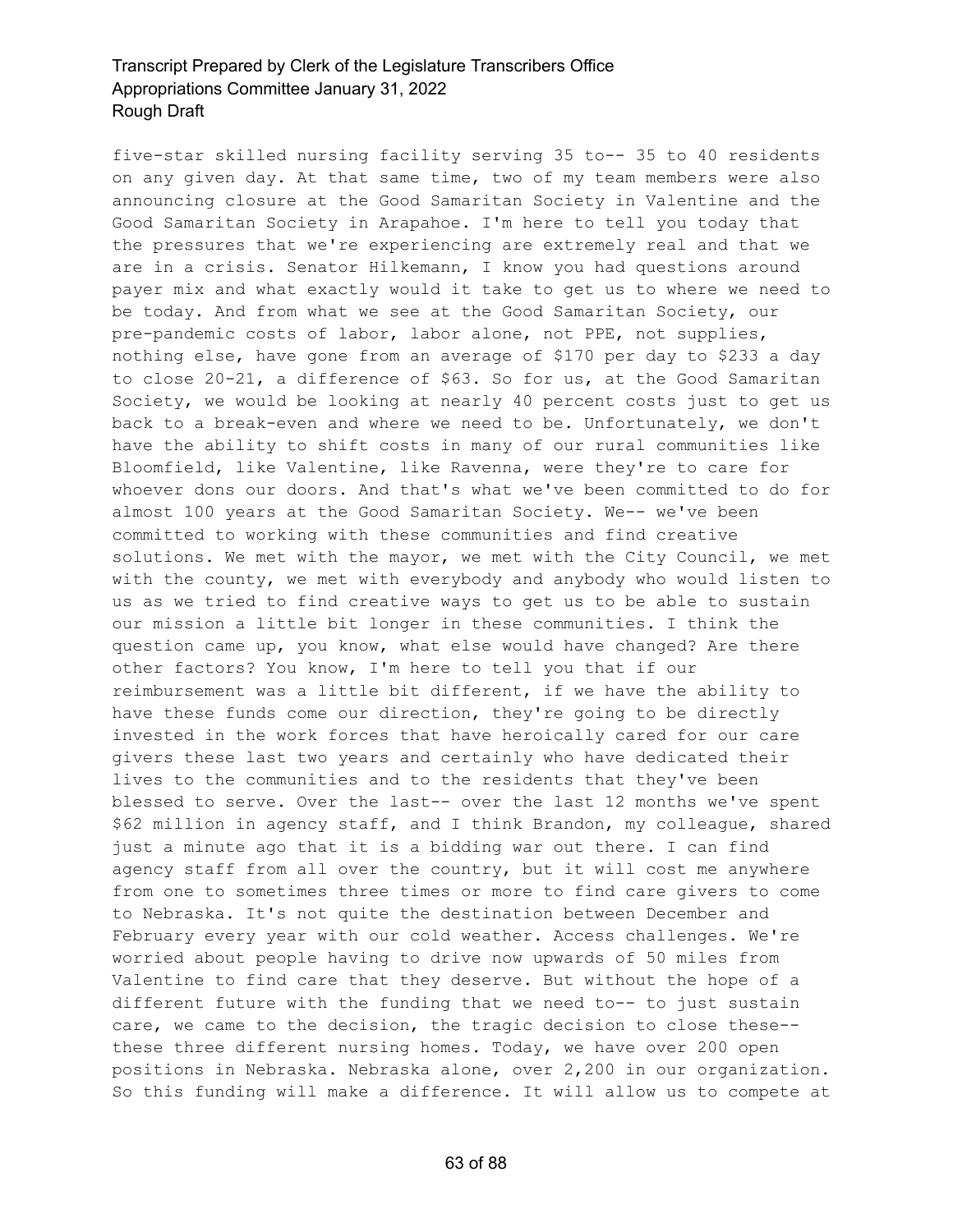five-star skilled nursing facility serving 35 to-- 35 to 40 residents on any given day. At that same time, two of my team members were also announcing closure at the Good Samaritan Society in Valentine and the Good Samaritan Society in Arapahoe. I'm here to tell you today that the pressures that we're experiencing are extremely real and that we are in a crisis. Senator Hilkemann, I know you had questions around payer mix and what exactly would it take to get us to where we need to be today. And from what we see at the Good Samaritan Society, our pre-pandemic costs of labor, labor alone, not PPE, not supplies, nothing else, have gone from an average of $170 per day to $233 a day to close 20-21, a difference of $63. So for us, at the Good Samaritan Society, we would be looking at nearly 40 percent costs just to get us back to a break-even and where we need to be. Unfortunately, we don't have the ability to shift costs in many of our rural communities like Bloomfield, like Valentine, like Ravenna, were they're to care for whoever dons our doors. And that's what we've been committed to do for almost 100 years at the Good Samaritan Society. We-- we've been committed to working with these communities and find creative solutions. We met with the mayor, we met with the City Council, we met with the county, we met with everybody and anybody who would listen to us as we tried to find creative ways to get us to be able to sustain our mission a little bit longer in these communities. I think the question came up, you know, what else would have changed? Are there other factors? You know, I'm here to tell you that if our reimbursement was a little bit different, if we have the ability to have these funds come our direction, they're going to be directly invested in the work forces that have heroically cared for our care givers these last two years and certainly who have dedicated their lives to the communities and to the residents that they've been blessed to serve. Over the last-- over the last 12 months we've spent $62 million in agency staff, and I think Brandon, my colleague, shared just a minute ago that it is a bidding war out there. I can find agency staff from all over the country, but it will cost me anywhere from one to sometimes three times or more to find care givers to come to Nebraska. It's not quite the destination between December and February every year with our cold weather. Access challenges. We're worried about people having to drive now upwards of 50 miles from Valentine to find care that they deserve. But without the hope of a different future with the funding that we need to-- to just sustain care, we came to the decision, the tragic decision to close these-- these three different nursing homes. Today, we have over 200 open positions in Nebraska. Nebraska alone, over 2,200 in our organization. So this funding will make a difference. It will allow us to compete at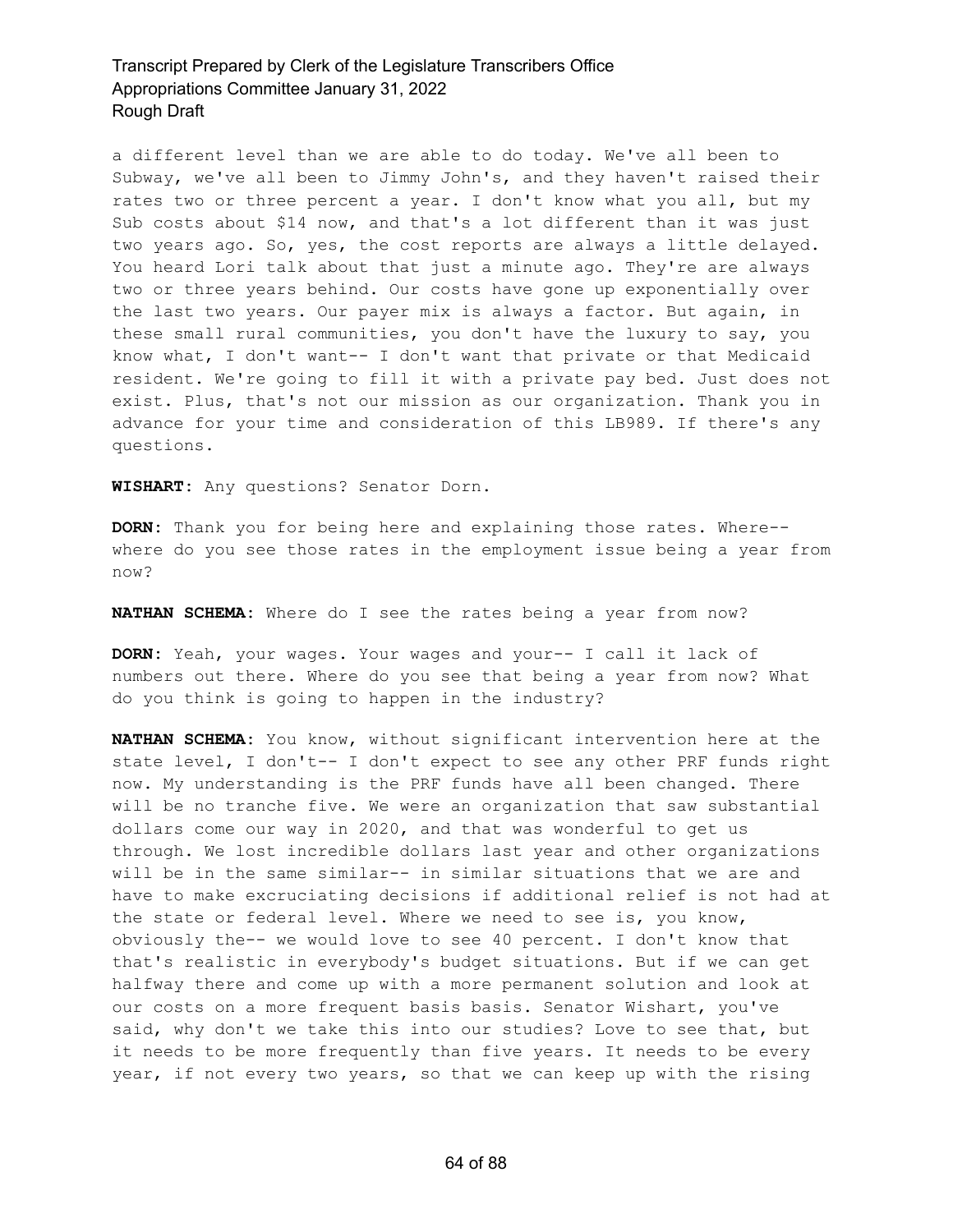a different level than we are able to do today. We've all been to Subway, we've all been to Jimmy John's, and they haven't raised their rates two or three percent a year. I don't know what you all, but my Sub costs about $14 now, and that's a lot different than it was just two years ago. So, yes, the cost reports are always a little delayed. You heard Lori talk about that just a minute ago. They're are always two or three years behind. Our costs have gone up exponentially over the last two years. Our payer mix is always a factor. But again, in these small rural communities, you don't have the luxury to say, you know what, I don't want-- I don't want that private or that Medicaid resident. We're going to fill it with a private pay bed. Just does not exist. Plus, that's not our mission as our organization. Thank you in advance for your time and consideration of this LB989. If there's any questions.

**WISHART:** Any questions? Senator Dorn.

**DORN:** Thank you for being here and explaining those rates. Where-- where do you see those rates in the employment issue being a year from now?

**NATHAN SCHEMA:** Where do I see the rates being a year from now?

**DORN:** Yeah, your wages. Your wages and your-- I call it lack of numbers out there. Where do you see that being a year from now? What do you think is going to happen in the industry?

**NATHAN SCHEMA:** You know, without significant intervention here at the state level, I don't-- I don't expect to see any other PRF funds right now. My understanding is the PRF funds have all been changed. There will be no tranche five. We were an organization that saw substantial dollars come our way in 2020, and that was wonderful to get us through. We lost incredible dollars last year and other organizations will be in the same similar-- in similar situations that we are and have to make excruciating decisions if additional relief is not had at the state or federal level. Where we need to see is, you know, obviously the-- we would love to see 40 percent. I don't know that that's realistic in everybody's budget situations. But if we can get halfway there and come up with a more permanent solution and look at our costs on a more frequent basis basis. Senator Wishart, you've said, why don't we take this into our studies? Love to see that, but it needs to be more frequently than five years. It needs to be every year, if not every two years, so that we can keep up with the rising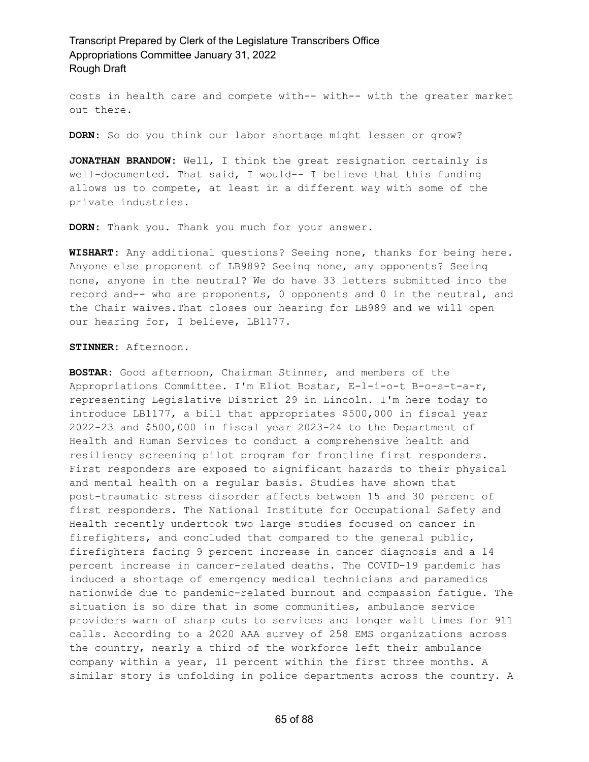costs in health care and compete with-- with-- with the greater market out there.

**DORN:** So do you think our labor shortage might lessen or grow?

**JONATHAN BRANDOW:** Well, I think the great resignation certainly is well-documented. That said, I would-- I believe that this funding allows us to compete, at least in a different way with some of the private industries.

**DORN:** Thank you. Thank you much for your answer.

**WISHART:** Any additional questions? Seeing none, thanks for being here. Anyone else proponent of LB989? Seeing none, any opponents? Seeing none, anyone in the neutral? We do have 33 letters submitted into the record and-- who are proponents, 0 opponents and 0 in the neutral, and the Chair waives.That closes our hearing for LB989 and we will open our hearing for, I believe, LB1177.

**STINNER:** Afternoon.

**BOSTAR:** Good afternoon, Chairman Stinner, and members of the Appropriations Committee. I'm Eliot Bostar, E-l-i-o-t B-o-s-t-a-r, representing Legislative District 29 in Lincoln. I'm here today to introduce LB1177, a bill that appropriates $500,000 in fiscal year 2022-23 and $500,000 in fiscal year 2023-24 to the Department of Health and Human Services to conduct a comprehensive health and resiliency screening pilot program for frontline first responders. First responders are exposed to significant hazards to their physical and mental health on a regular basis. Studies have shown that post-traumatic stress disorder affects between 15 and 30 percent of first responders. The National Institute for Occupational Safety and Health recently undertook two large studies focused on cancer in firefighters, and concluded that compared to the general public, firefighters facing 9 percent increase in cancer diagnosis and a 14 percent increase in cancer-related deaths. The COVID-19 pandemic has induced a shortage of emergency medical technicians and paramedics nationwide due to pandemic-related burnout and compassion fatigue. The situation is so dire that in some communities, ambulance service providers warn of sharp cuts to services and longer wait times for 911 calls. According to a 2020 AAA survey of 258 EMS organizations across the country, nearly a third of the workforce left their ambulance company within a year, 11 percent within the first three months. A similar story is unfolding in police departments across the country. A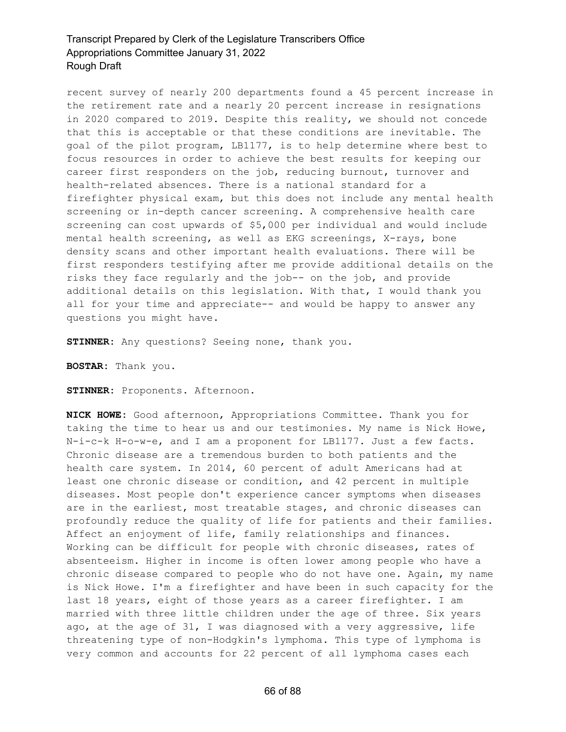recent survey of nearly 200 departments found a 45 percent increase in the retirement rate and a nearly 20 percent increase in resignations in 2020 compared to 2019. Despite this reality, we should not concede that this is acceptable or that these conditions are inevitable. The goal of the pilot program, LB1177, is to help determine where best to focus resources in order to achieve the best results for keeping our career first responders on the job, reducing burnout, turnover and health-related absences. There is a national standard for a firefighter physical exam, but this does not include any mental health screening or in-depth cancer screening. A comprehensive health care screening can cost upwards of $5,000 per individual and would include mental health screening, as well as EKG screenings, X-rays, bone density scans and other important health evaluations. There will be first responders testifying after me provide additional details on the risks they face regularly and the job-- on the job, and provide additional details on this legislation. With that, I would thank you all for your time and appreciate-- and would be happy to answer any questions you might have.

**STINNER:** Any questions? Seeing none, thank you.

**BOSTAR:** Thank you.

**STINNER:** Proponents. Afternoon.

**NICK HOWE:** Good afternoon, Appropriations Committee. Thank you for taking the time to hear us and our testimonies. My name is Nick Howe, N-i-c-k H-o-w-e, and I am a proponent for LB1177. Just a few facts. Chronic disease are a tremendous burden to both patients and the health care system. In 2014, 60 percent of adult Americans had at least one chronic disease or condition, and 42 percent in multiple diseases. Most people don't experience cancer symptoms when diseases are in the earliest, most treatable stages, and chronic diseases can profoundly reduce the quality of life for patients and their families. Affect an enjoyment of life, family relationships and finances. Working can be difficult for people with chronic diseases, rates of absenteeism. Higher in income is often lower among people who have a chronic disease compared to people who do not have one. Again, my name is Nick Howe. I'm a firefighter and have been in such capacity for the last 18 years, eight of those years as a career firefighter. I am married with three little children under the age of three. Six years ago, at the age of 31, I was diagnosed with a very aggressive, life threatening type of non-Hodgkin's lymphoma. This type of lymphoma is very common and accounts for 22 percent of all lymphoma cases each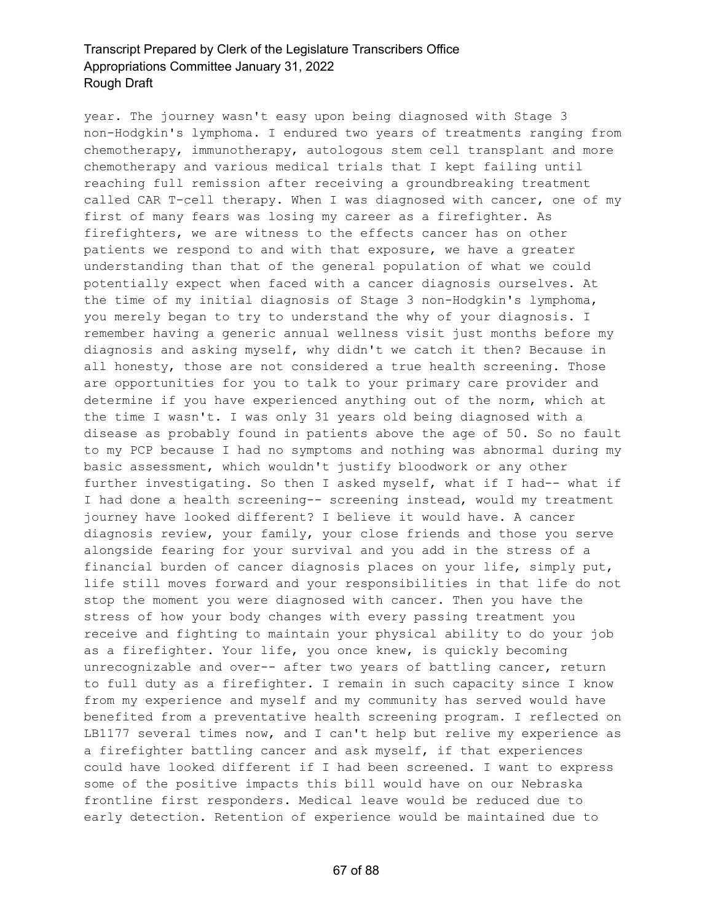year. The journey wasn't easy upon being diagnosed with Stage 3 non-Hodgkin's lymphoma. I endured two years of treatments ranging from chemotherapy, immunotherapy, autologous stem cell transplant and more chemotherapy and various medical trials that I kept failing until reaching full remission after receiving a groundbreaking treatment called CAR T-cell therapy. When I was diagnosed with cancer, one of my first of many fears was losing my career as a firefighter. As firefighters, we are witness to the effects cancer has on other patients we respond to and with that exposure, we have a greater understanding than that of the general population of what we could potentially expect when faced with a cancer diagnosis ourselves. At the time of my initial diagnosis of Stage 3 non-Hodgkin's lymphoma, you merely began to try to understand the why of your diagnosis. I remember having a generic annual wellness visit just months before my diagnosis and asking myself, why didn't we catch it then? Because in all honesty, those are not considered a true health screening. Those are opportunities for you to talk to your primary care provider and determine if you have experienced anything out of the norm, which at the time I wasn't. I was only 31 years old being diagnosed with a disease as probably found in patients above the age of 50. So no fault to my PCP because I had no symptoms and nothing was abnormal during my basic assessment, which wouldn't justify bloodwork or any other further investigating. So then I asked myself, what if I had-- what if I had done a health screening-- screening instead, would my treatment journey have looked different? I believe it would have. A cancer diagnosis review, your family, your close friends and those you serve alongside fearing for your survival and you add in the stress of a financial burden of cancer diagnosis places on your life, simply put, life still moves forward and your responsibilities in that life do not stop the moment you were diagnosed with cancer. Then you have the stress of how your body changes with every passing treatment you receive and fighting to maintain your physical ability to do your job as a firefighter. Your life, you once knew, is quickly becoming unrecognizable and over-- after two years of battling cancer, return to full duty as a firefighter. I remain in such capacity since I know from my experience and myself and my community has served would have benefited from a preventative health screening program. I reflected on LB1177 several times now, and I can't help but relive my experience as a firefighter battling cancer and ask myself, if that experiences could have looked different if I had been screened. I want to express some of the positive impacts this bill would have on our Nebraska frontline first responders. Medical leave would be reduced due to early detection. Retention of experience would be maintained due to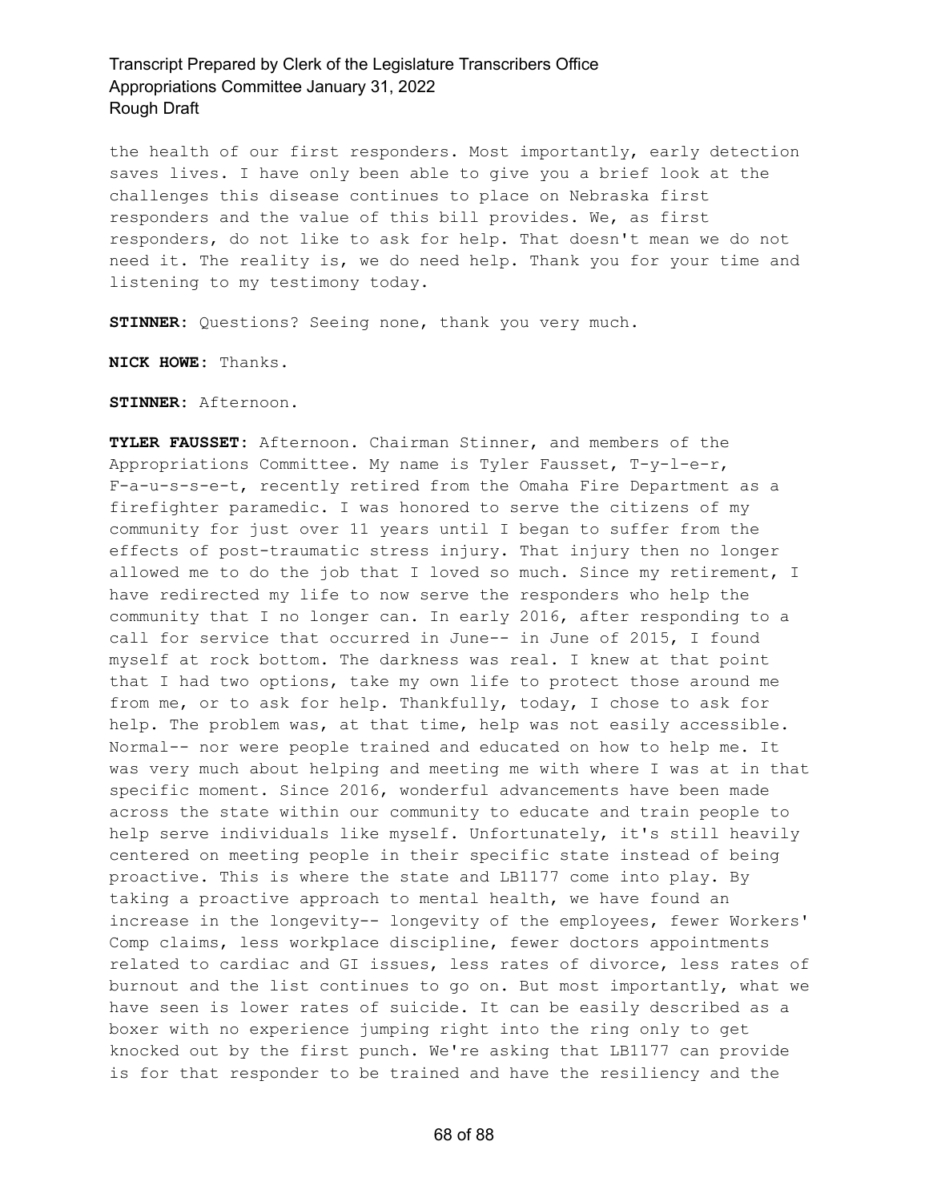the health of our first responders. Most importantly, early detection saves lives. I have only been able to give you a brief look at the challenges this disease continues to place on Nebraska first responders and the value of this bill provides. We, as first responders, do not like to ask for help. That doesn't mean we do not need it. The reality is, we do need help. Thank you for your time and listening to my testimony today.

**STINNER:** Questions? Seeing none, thank you very much.

**NICK HOWE:** Thanks.

**STINNER:** Afternoon.

**TYLER FAUSSET:** Afternoon. Chairman Stinner, and members of the Appropriations Committee. My name is Tyler Fausset, T-y-l-e-r, F-a-u-s-s-e-t, recently retired from the Omaha Fire Department as a firefighter paramedic. I was honored to serve the citizens of my community for just over 11 years until I began to suffer from the effects of post-traumatic stress injury. That injury then no longer allowed me to do the job that I loved so much. Since my retirement, I have redirected my life to now serve the responders who help the community that I no longer can. In early 2016, after responding to a call for service that occurred in June-- in June of 2015, I found myself at rock bottom. The darkness was real. I knew at that point that I had two options, take my own life to protect those around me from me, or to ask for help. Thankfully, today, I chose to ask for help. The problem was, at that time, help was not easily accessible. Normal-- nor were people trained and educated on how to help me. It was very much about helping and meeting me with where I was at in that specific moment. Since 2016, wonderful advancements have been made across the state within our community to educate and train people to help serve individuals like myself. Unfortunately, it's still heavily centered on meeting people in their specific state instead of being proactive. This is where the state and LB1177 come into play. By taking a proactive approach to mental health, we have found an increase in the longevity-- longevity of the employees, fewer Workers' Comp claims, less workplace discipline, fewer doctors appointments related to cardiac and GI issues, less rates of divorce, less rates of burnout and the list continues to go on. But most importantly, what we have seen is lower rates of suicide. It can be easily described as a boxer with no experience jumping right into the ring only to get knocked out by the first punch. We're asking that LB1177 can provide is for that responder to be trained and have the resiliency and the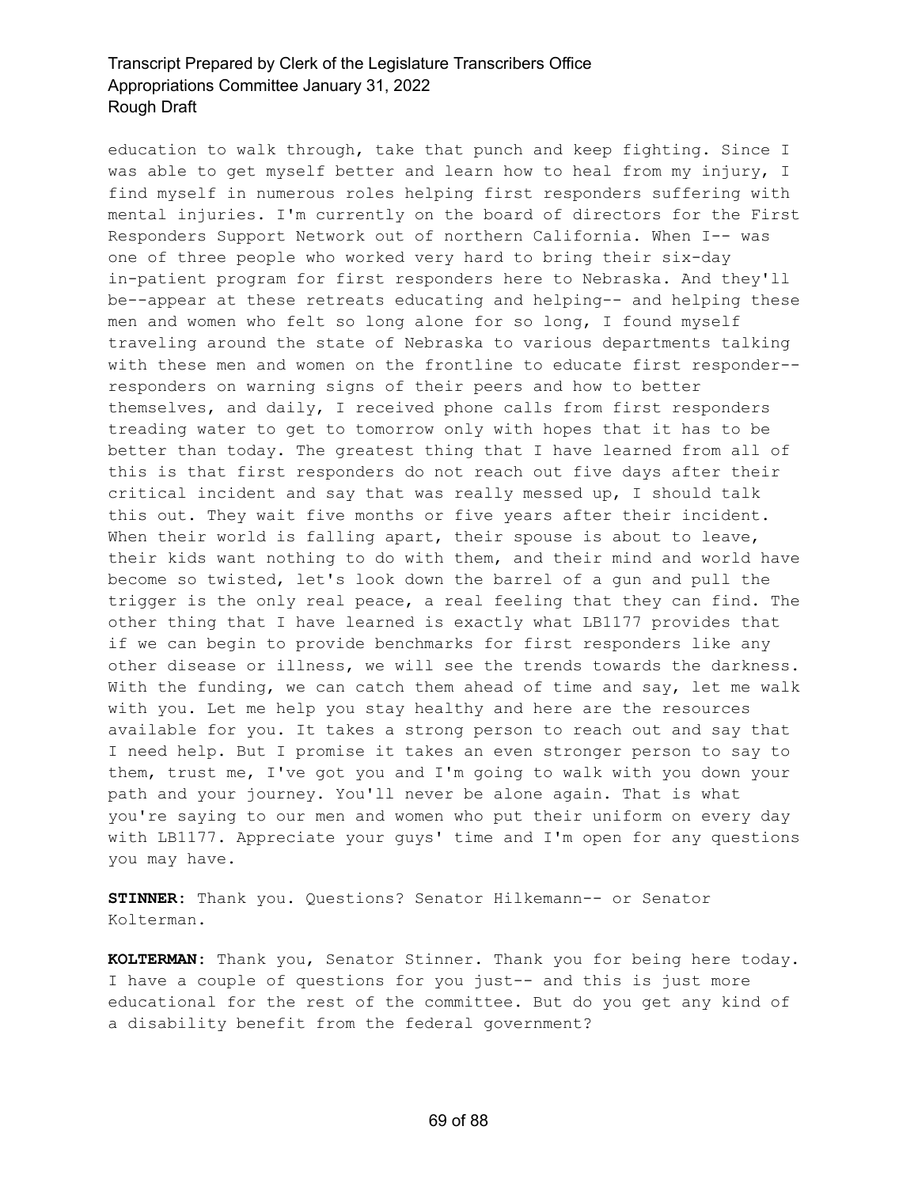education to walk through, take that punch and keep fighting. Since I was able to get myself better and learn how to heal from my injury, I find myself in numerous roles helping first responders suffering with mental injuries. I'm currently on the board of directors for the First Responders Support Network out of northern California. When I-- was one of three people who worked very hard to bring their six-day in-patient program for first responders here to Nebraska. And they'll be--appear at these retreats educating and helping-- and helping these men and women who felt so long alone for so long, I found myself traveling around the state of Nebraska to various departments talking with these men and women on the frontline to educate first responder-- responders on warning signs of their peers and how to better themselves, and daily, I received phone calls from first responders treading water to get to tomorrow only with hopes that it has to be better than today. The greatest thing that I have learned from all of this is that first responders do not reach out five days after their critical incident and say that was really messed up, I should talk this out. They wait five months or five years after their incident. When their world is falling apart, their spouse is about to leave, their kids want nothing to do with them, and their mind and world have become so twisted, let's look down the barrel of a gun and pull the trigger is the only real peace, a real feeling that they can find. The other thing that I have learned is exactly what LB1177 provides that if we can begin to provide benchmarks for first responders like any other disease or illness, we will see the trends towards the darkness. With the funding, we can catch them ahead of time and say, let me walk with you. Let me help you stay healthy and here are the resources available for you. It takes a strong person to reach out and say that I need help. But I promise it takes an even stronger person to say to them, trust me, I've got you and I'm going to walk with you down your path and your journey. You'll never be alone again. That is what you're saying to our men and women who put their uniform on every day with LB1177. Appreciate your guys' time and I'm open for any questions you may have.

**STINNER:** Thank you. Questions? Senator Hilkemann-- or Senator Kolterman.

**KOLTERMAN:** Thank you, Senator Stinner. Thank you for being here today. I have a couple of questions for you just-- and this is just more educational for the rest of the committee. But do you get any kind of a disability benefit from the federal government?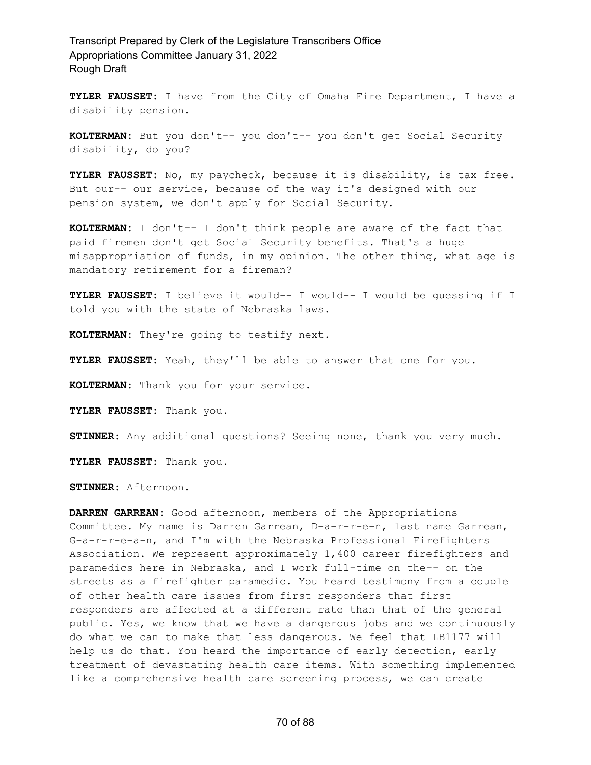**TYLER FAUSSET:** I have from the City of Omaha Fire Department, I have a disability pension.

**KOLTERMAN:** But you don't-- you don't-- you don't get Social Security disability, do you?

**TYLER FAUSSET:** No, my paycheck, because it is disability, is tax free. But our-- our service, because of the way it's designed with our pension system, we don't apply for Social Security.

**KOLTERMAN:** I don't-- I don't think people are aware of the fact that paid firemen don't get Social Security benefits. That's a huge misappropriation of funds, in my opinion. The other thing, what age is mandatory retirement for a fireman?

**TYLER FAUSSET:** I believe it would-- I would-- I would be guessing if I told you with the state of Nebraska laws.

**KOLTERMAN:** They're going to testify next.

**TYLER FAUSSET:** Yeah, they'll be able to answer that one for you.

**KOLTERMAN:** Thank you for your service.

**TYLER FAUSSET:** Thank you.

**STINNER:** Any additional questions? Seeing none, thank you very much.

**TYLER FAUSSET:** Thank you.

**STINNER:** Afternoon.

**DARREN GARREAN:** Good afternoon, members of the Appropriations Committee. My name is Darren Garrean, D-a-r-r-e-n, last name Garrean, G-a-r-r-e-a-n, and I'm with the Nebraska Professional Firefighters Association. We represent approximately 1,400 career firefighters and paramedics here in Nebraska, and I work full-time on the-- on the streets as a firefighter paramedic. You heard testimony from a couple of other health care issues from first responders that first responders are affected at a different rate than that of the general public. Yes, we know that we have a dangerous jobs and we continuously do what we can to make that less dangerous. We feel that LB1177 will help us do that. You heard the importance of early detection, early treatment of devastating health care items. With something implemented like a comprehensive health care screening process, we can create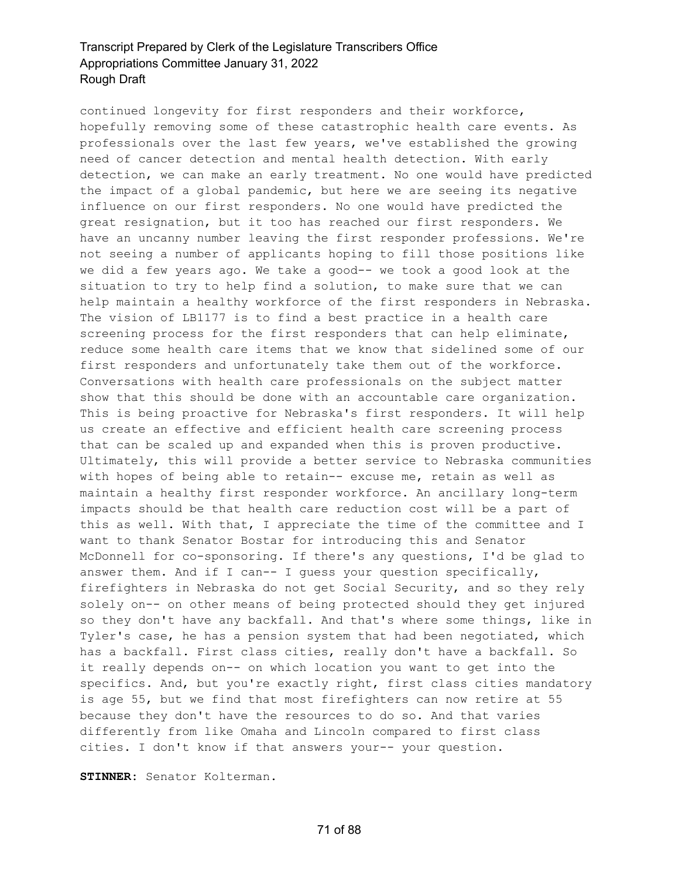continued longevity for first responders and their workforce, hopefully removing some of these catastrophic health care events. As professionals over the last few years, we've established the growing need of cancer detection and mental health detection. With early detection, we can make an early treatment. No one would have predicted the impact of a global pandemic, but here we are seeing its negative influence on our first responders. No one would have predicted the great resignation, but it too has reached our first responders. We have an uncanny number leaving the first responder professions. We're not seeing a number of applicants hoping to fill those positions like we did a few years ago. We take a good-- we took a good look at the situation to try to help find a solution, to make sure that we can help maintain a healthy workforce of the first responders in Nebraska. The vision of LB1177 is to find a best practice in a health care screening process for the first responders that can help eliminate, reduce some health care items that we know that sidelined some of our first responders and unfortunately take them out of the workforce. Conversations with health care professionals on the subject matter show that this should be done with an accountable care organization. This is being proactive for Nebraska's first responders. It will help us create an effective and efficient health care screening process that can be scaled up and expanded when this is proven productive. Ultimately, this will provide a better service to Nebraska communities with hopes of being able to retain-- excuse me, retain as well as maintain a healthy first responder workforce. An ancillary long-term impacts should be that health care reduction cost will be a part of this as well. With that, I appreciate the time of the committee and I want to thank Senator Bostar for introducing this and Senator McDonnell for co-sponsoring. If there's any questions, I'd be glad to answer them. And if I can-- I guess your question specifically, firefighters in Nebraska do not get Social Security, and so they rely solely on-- on other means of being protected should they get injured so they don't have any backfall. And that's where some things, like in Tyler's case, he has a pension system that had been negotiated, which has a backfall. First class cities, really don't have a backfall. So it really depends on-- on which location you want to get into the specifics. And, but you're exactly right, first class cities mandatory is age 55, but we find that most firefighters can now retire at 55 because they don't have the resources to do so. And that varies differently from like Omaha and Lincoln compared to first class cities. I don't know if that answers your-- your question.

**STINNER:** Senator Kolterman.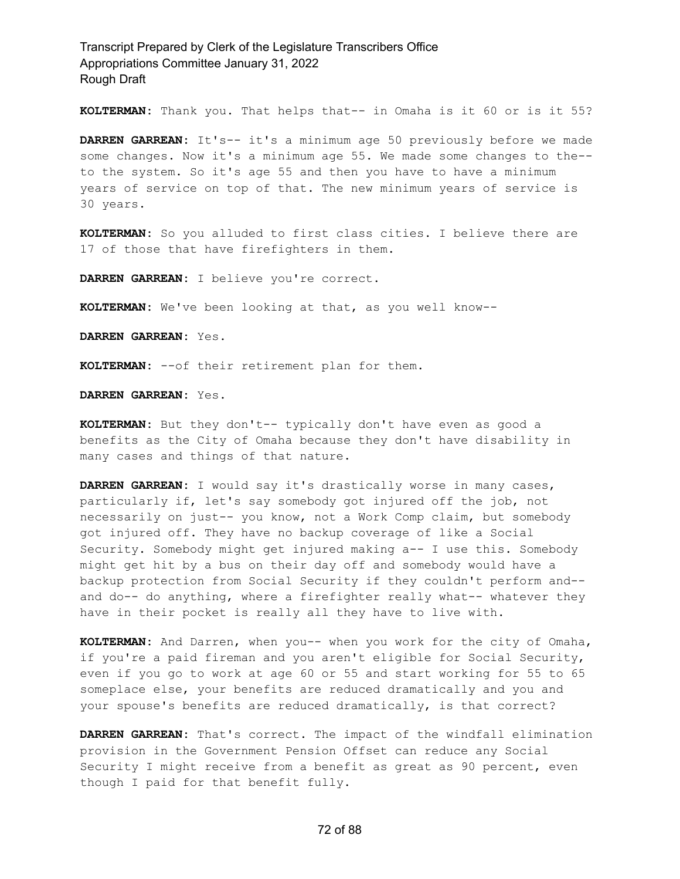**KOLTERMAN:** Thank you. That helps that-- in Omaha is it 60 or is it 55?

**DARREN GARREAN:** It's-- it's a minimum age 50 previously before we made some changes. Now it's a minimum age 55. We made some changes to the-- to the system. So it's age 55 and then you have to have a minimum years of service on top of that. The new minimum years of service is 30 years.

**KOLTERMAN:** So you alluded to first class cities. I believe there are 17 of those that have firefighters in them.

**DARREN GARREAN:** I believe you're correct.

**KOLTERMAN:** We've been looking at that, as you well know--

**DARREN GARREAN:** Yes.

**KOLTERMAN:** --of their retirement plan for them.

**DARREN GARREAN:** Yes.

**KOLTERMAN:** But they don't-- typically don't have even as good a benefits as the City of Omaha because they don't have disability in many cases and things of that nature.

**DARREN GARREAN:** I would say it's drastically worse in many cases, particularly if, let's say somebody got injured off the job, not necessarily on just-- you know, not a Work Comp claim, but somebody got injured off. They have no backup coverage of like a Social Security. Somebody might get injured making a-- I use this. Somebody might get hit by a bus on their day off and somebody would have a backup protection from Social Security if they couldn't perform and-- and do-- do anything, where a firefighter really what-- whatever they have in their pocket is really all they have to live with.

**KOLTERMAN:** And Darren, when you-- when you work for the city of Omaha, if you're a paid fireman and you aren't eligible for Social Security, even if you go to work at age 60 or 55 and start working for 55 to 65 someplace else, your benefits are reduced dramatically and you and your spouse's benefits are reduced dramatically, is that correct?

**DARREN GARREAN:** That's correct. The impact of the windfall elimination provision in the Government Pension Offset can reduce any Social Security I might receive from a benefit as great as 90 percent, even though I paid for that benefit fully.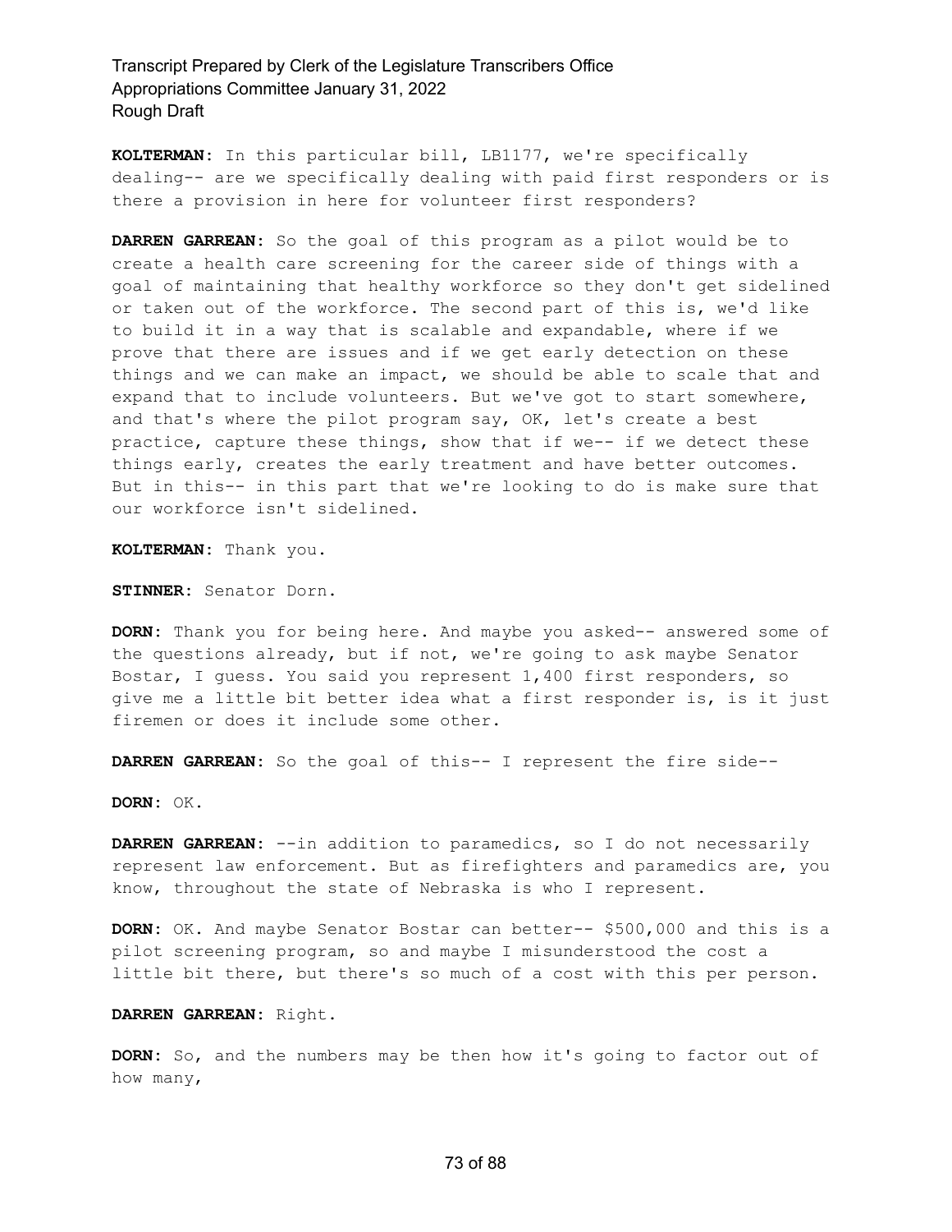**KOLTERMAN:** In this particular bill, LB1177, we're specifically dealing-- are we specifically dealing with paid first responders or is there a provision in here for volunteer first responders?

**DARREN GARREAN:** So the goal of this program as a pilot would be to create a health care screening for the career side of things with a goal of maintaining that healthy workforce so they don't get sidelined or taken out of the workforce. The second part of this is, we'd like to build it in a way that is scalable and expandable, where if we prove that there are issues and if we get early detection on these things and we can make an impact, we should be able to scale that and expand that to include volunteers. But we've got to start somewhere, and that's where the pilot program say, OK, let's create a best practice, capture these things, show that if we-- if we detect these things early, creates the early treatment and have better outcomes. But in this-- in this part that we're looking to do is make sure that our workforce isn't sidelined.

**KOLTERMAN:** Thank you.

**STINNER:** Senator Dorn.

**DORN:** Thank you for being here. And maybe you asked-- answered some of the questions already, but if not, we're going to ask maybe Senator Bostar, I guess. You said you represent 1,400 first responders, so give me a little bit better idea what a first responder is, is it just firemen or does it include some other.

**DARREN GARREAN:** So the goal of this-- I represent the fire side--

**DORN:** OK.

**DARREN GARREAN:** --in addition to paramedics, so I do not necessarily represent law enforcement. But as firefighters and paramedics are, you know, throughout the state of Nebraska is who I represent.

**DORN:** OK. And maybe Senator Bostar can better-- $500,000 and this is a pilot screening program, so and maybe I misunderstood the cost a little bit there, but there's so much of a cost with this per person.

**DARREN GARREAN:** Right.

**DORN:** So, and the numbers may be then how it's going to factor out of how many,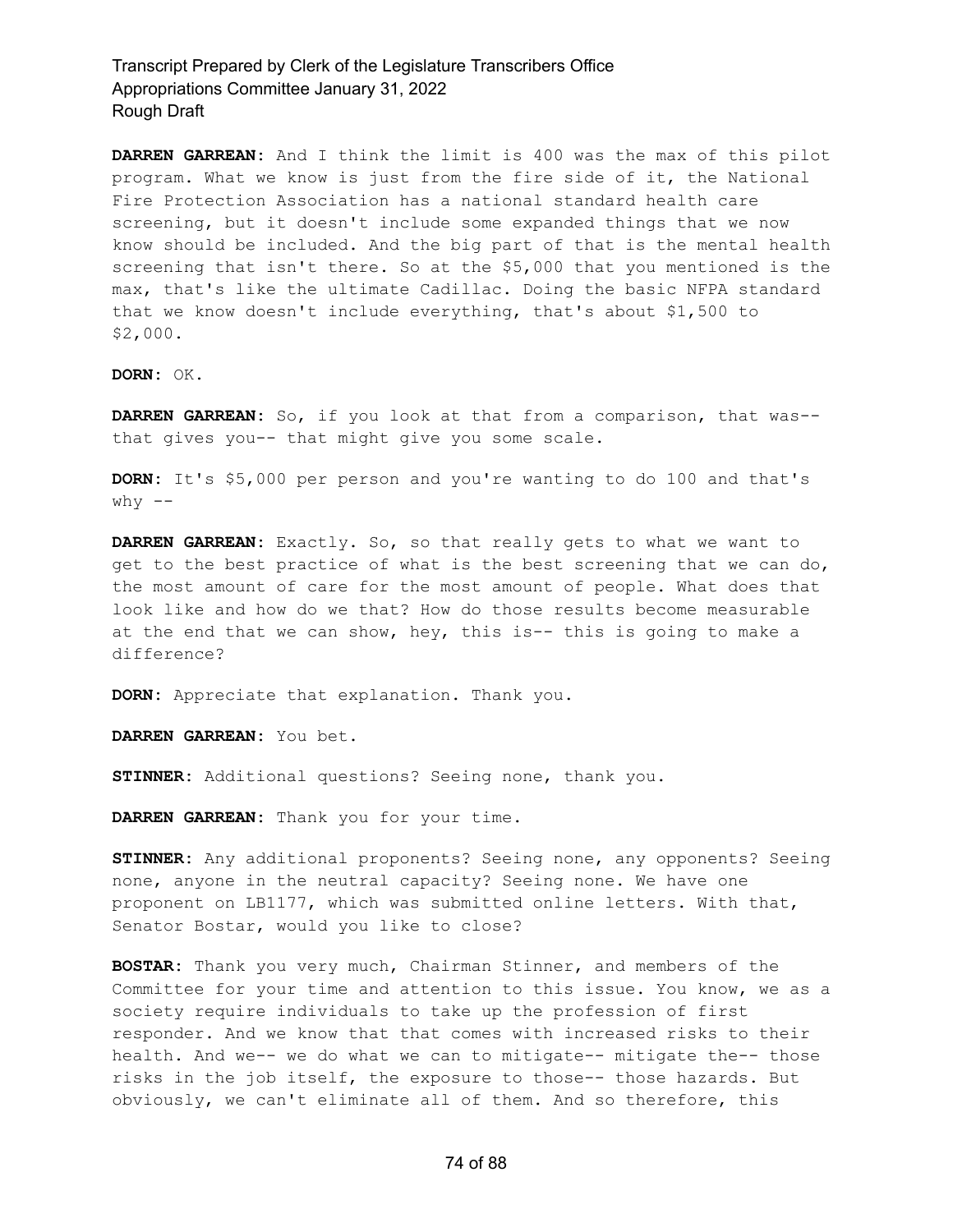**DARREN GARREAN:** And I think the limit is 400 was the max of this pilot program. What we know is just from the fire side of it, the National Fire Protection Association has a national standard health care screening, but it doesn't include some expanded things that we now know should be included. And the big part of that is the mental health screening that isn't there. So at the $5,000 that you mentioned is the max, that's like the ultimate Cadillac. Doing the basic NFPA standard that we know doesn't include everything, that's about $1,500 to $2,000.

**DORN:** OK.

**DARREN GARREAN:** So, if you look at that from a comparison, that was-- that gives you-- that might give you some scale.

**DORN:** It's $5,000 per person and you're wanting to do 100 and that's why --

**DARREN GARREAN:** Exactly. So, so that really gets to what we want to get to the best practice of what is the best screening that we can do, the most amount of care for the most amount of people. What does that look like and how do we that? How do those results become measurable at the end that we can show, hey, this is-- this is going to make a difference?

**DORN:** Appreciate that explanation. Thank you.

**DARREN GARREAN:** You bet.

**STINNER:** Additional questions? Seeing none, thank you.

**DARREN GARREAN:** Thank you for your time.

**STINNER:** Any additional proponents? Seeing none, any opponents? Seeing none, anyone in the neutral capacity? Seeing none. We have one proponent on LB1177, which was submitted online letters. With that, Senator Bostar, would you like to close?

**BOSTAR:** Thank you very much, Chairman Stinner, and members of the Committee for your time and attention to this issue. You know, we as a society require individuals to take up the profession of first responder. And we know that that comes with increased risks to their health. And we-- we do what we can to mitigate-- mitigate the-- those risks in the job itself, the exposure to those-- those hazards. But obviously, we can't eliminate all of them. And so therefore, this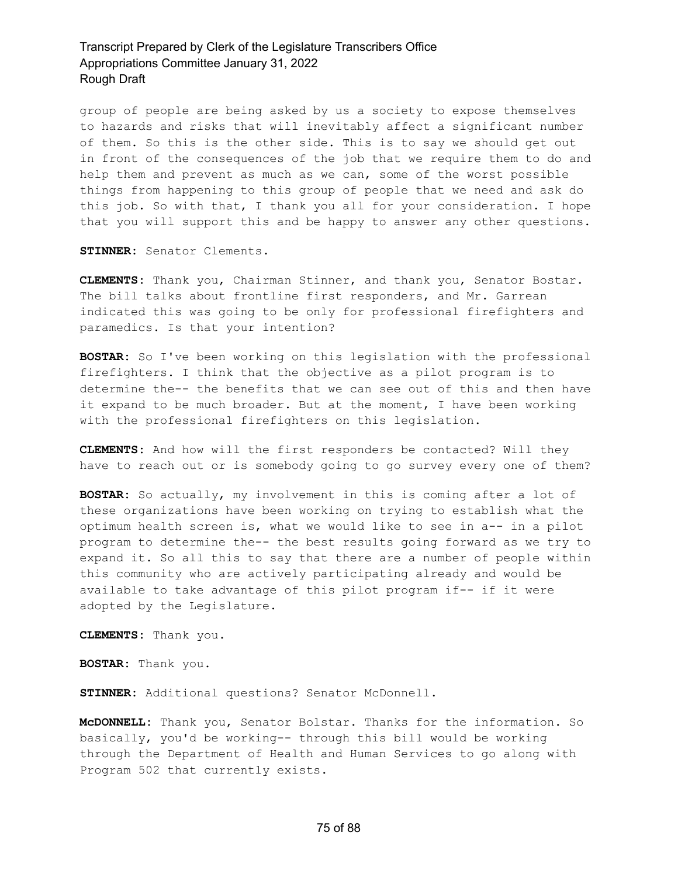group of people are being asked by us a society to expose themselves to hazards and risks that will inevitably affect a significant number of them. So this is the other side. This is to say we should get out in front of the consequences of the job that we require them to do and help them and prevent as much as we can, some of the worst possible things from happening to this group of people that we need and ask do this job. So with that, I thank you all for your consideration. I hope that you will support this and be happy to answer any other questions.

**STINNER:** Senator Clements.

**CLEMENTS:** Thank you, Chairman Stinner, and thank you, Senator Bostar. The bill talks about frontline first responders, and Mr. Garrean indicated this was going to be only for professional firefighters and paramedics. Is that your intention?

**BOSTAR:** So I've been working on this legislation with the professional firefighters. I think that the objective as a pilot program is to determine the-- the benefits that we can see out of this and then have it expand to be much broader. But at the moment, I have been working with the professional firefighters on this legislation.

**CLEMENTS:** And how will the first responders be contacted? Will they have to reach out or is somebody going to go survey every one of them?

**BOSTAR:** So actually, my involvement in this is coming after a lot of these organizations have been working on trying to establish what the optimum health screen is, what we would like to see in a-- in a pilot program to determine the-- the best results going forward as we try to expand it. So all this to say that there are a number of people within this community who are actively participating already and would be available to take advantage of this pilot program if-- if it were adopted by the Legislature.

**CLEMENTS:** Thank you.

**BOSTAR:** Thank you.

**STINNER:** Additional questions? Senator McDonnell.

**McDONNELL:** Thank you, Senator Bolstar. Thanks for the information. So basically, you'd be working-- through this bill would be working through the Department of Health and Human Services to go along with Program 502 that currently exists.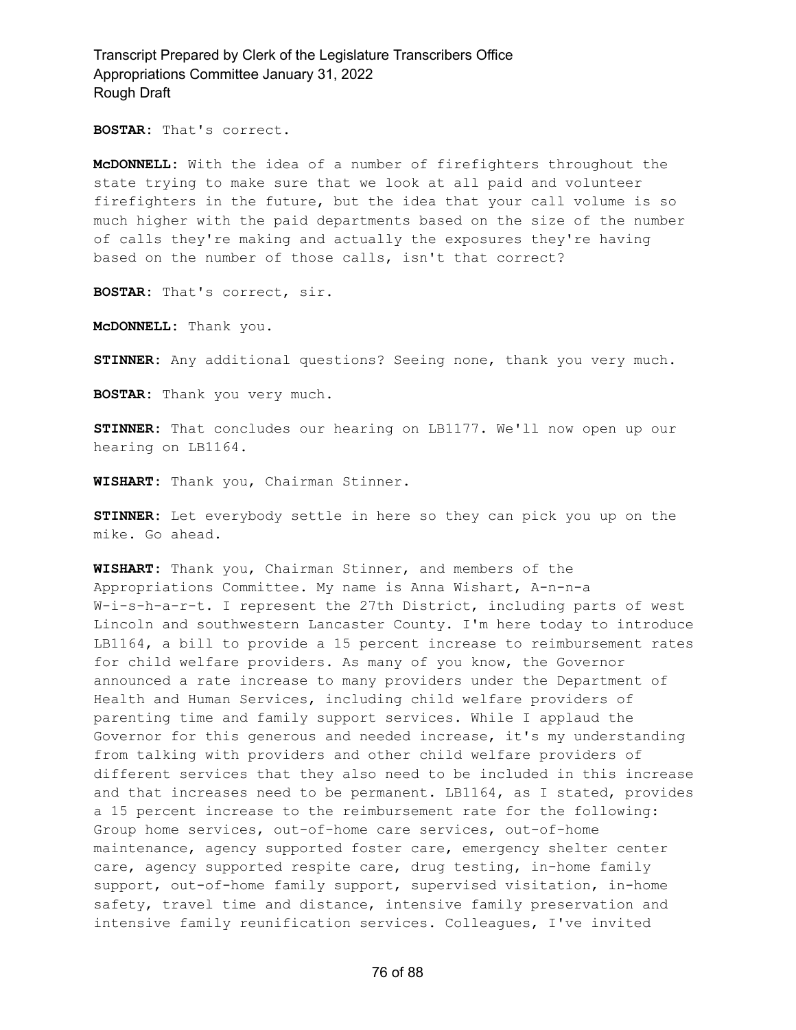**BOSTAR:** That's correct.

**McDONNELL:** With the idea of a number of firefighters throughout the state trying to make sure that we look at all paid and volunteer firefighters in the future, but the idea that your call volume is so much higher with the paid departments based on the size of the number of calls they're making and actually the exposures they're having based on the number of those calls, isn't that correct?

**BOSTAR:** That's correct, sir.

**McDONNELL:** Thank you.

**STINNER:** Any additional questions? Seeing none, thank you very much.

**BOSTAR:** Thank you very much.

**STINNER:** That concludes our hearing on LB1177. We'll now open up our hearing on LB1164.

**WISHART:** Thank you, Chairman Stinner.

**STINNER:** Let everybody settle in here so they can pick you up on the mike. Go ahead.

**WISHART:** Thank you, Chairman Stinner, and members of the Appropriations Committee. My name is Anna Wishart, A-n-n-a W-i-s-h-a-r-t. I represent the 27th District, including parts of west Lincoln and southwestern Lancaster County. I'm here today to introduce LB1164, a bill to provide a 15 percent increase to reimbursement rates for child welfare providers. As many of you know, the Governor announced a rate increase to many providers under the Department of Health and Human Services, including child welfare providers of parenting time and family support services. While I applaud the Governor for this generous and needed increase, it's my understanding from talking with providers and other child welfare providers of different services that they also need to be included in this increase and that increases need to be permanent. LB1164, as I stated, provides a 15 percent increase to the reimbursement rate for the following: Group home services, out-of-home care services, out-of-home maintenance, agency supported foster care, emergency shelter center care, agency supported respite care, drug testing, in-home family support, out-of-home family support, supervised visitation, in-home safety, travel time and distance, intensive family preservation and intensive family reunification services. Colleagues, I've invited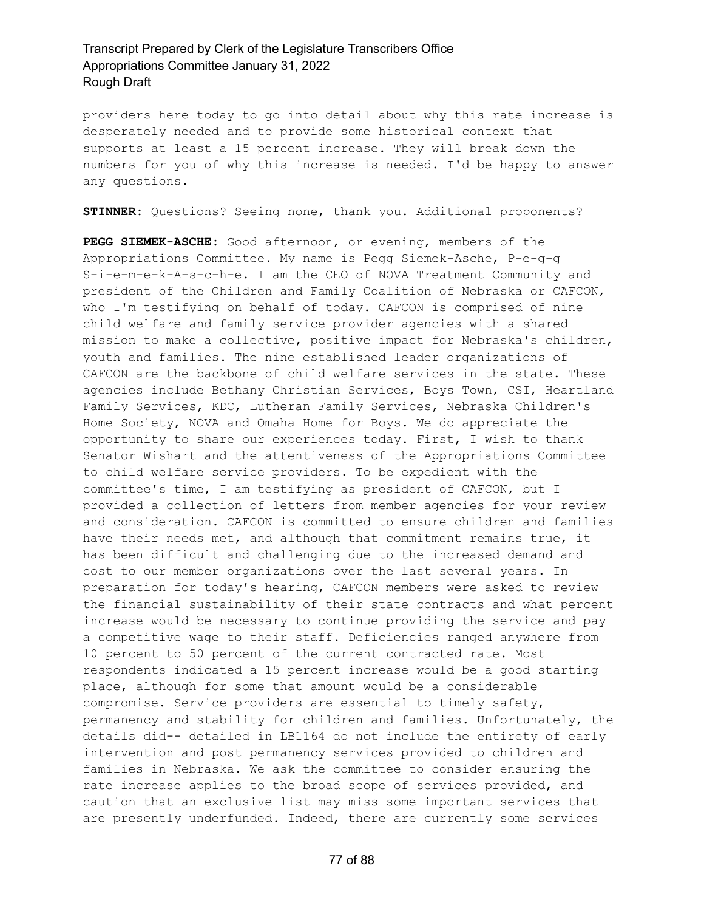providers here today to go into detail about why this rate increase is desperately needed and to provide some historical context that supports at least a 15 percent increase. They will break down the numbers for you of why this increase is needed. I'd be happy to answer any questions.

**STINNER:** Questions? Seeing none, thank you. Additional proponents?

**PEGG SIEMEK-ASCHE:** Good afternoon, or evening, members of the Appropriations Committee. My name is Pegg Siemek-Asche, P-e-g-g S-i-e-m-e-k-A-s-c-h-e. I am the CEO of NOVA Treatment Community and president of the Children and Family Coalition of Nebraska or CAFCON, who I'm testifying on behalf of today. CAFCON is comprised of nine child welfare and family service provider agencies with a shared mission to make a collective, positive impact for Nebraska's children, youth and families. The nine established leader organizations of CAFCON are the backbone of child welfare services in the state. These agencies include Bethany Christian Services, Boys Town, CSI, Heartland Family Services, KDC, Lutheran Family Services, Nebraska Children's Home Society, NOVA and Omaha Home for Boys. We do appreciate the opportunity to share our experiences today. First, I wish to thank Senator Wishart and the attentiveness of the Appropriations Committee to child welfare service providers. To be expedient with the committee's time, I am testifying as president of CAFCON, but I provided a collection of letters from member agencies for your review and consideration. CAFCON is committed to ensure children and families have their needs met, and although that commitment remains true, it has been difficult and challenging due to the increased demand and cost to our member organizations over the last several years. In preparation for today's hearing, CAFCON members were asked to review the financial sustainability of their state contracts and what percent increase would be necessary to continue providing the service and pay a competitive wage to their staff. Deficiencies ranged anywhere from 10 percent to 50 percent of the current contracted rate. Most respondents indicated a 15 percent increase would be a good starting place, although for some that amount would be a considerable compromise. Service providers are essential to timely safety, permanency and stability for children and families. Unfortunately, the details did-- detailed in LB1164 do not include the entirety of early intervention and post permanency services provided to children and families in Nebraska. We ask the committee to consider ensuring the rate increase applies to the broad scope of services provided, and caution that an exclusive list may miss some important services that are presently underfunded. Indeed, there are currently some services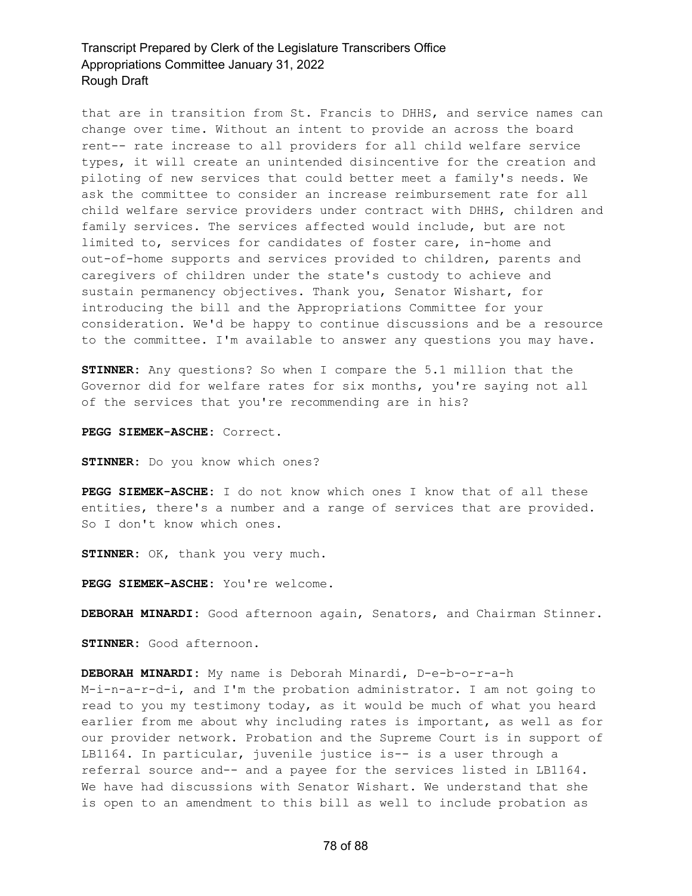that are in transition from St. Francis to DHHS, and service names can change over time. Without an intent to provide an across the board rent-- rate increase to all providers for all child welfare service types, it will create an unintended disincentive for the creation and piloting of new services that could better meet a family's needs. We ask the committee to consider an increase reimbursement rate for all child welfare service providers under contract with DHHS, children and family services. The services affected would include, but are not limited to, services for candidates of foster care, in-home and out-of-home supports and services provided to children, parents and caregivers of children under the state's custody to achieve and sustain permanency objectives. Thank you, Senator Wishart, for introducing the bill and the Appropriations Committee for your consideration. We'd be happy to continue discussions and be a resource to the committee. I'm available to answer any questions you may have.

**STINNER:** Any questions? So when I compare the 5.1 million that the Governor did for welfare rates for six months, you're saying not all of the services that you're recommending are in his?

**PEGG SIEMEK-ASCHE:** Correct.

**STINNER:** Do you know which ones?

**PEGG SIEMEK-ASCHE:** I do not know which ones I know that of all these entities, there's a number and a range of services that are provided. So I don't know which ones.

**STINNER:** OK, thank you very much.

**PEGG SIEMEK-ASCHE:** You're welcome.

**DEBORAH MINARDI:** Good afternoon again, Senators, and Chairman Stinner.

**STINNER:** Good afternoon.

**DEBORAH MINARDI:** My name is Deborah Minardi, D-e-b-o-r-a-h M-i-n-a-r-d-i, and I'm the probation administrator. I am not going to read to you my testimony today, as it would be much of what you heard earlier from me about why including rates is important, as well as for our provider network. Probation and the Supreme Court is in support of LB1164. In particular, juvenile justice is-- is a user through a referral source and-- and a payee for the services listed in LB1164. We have had discussions with Senator Wishart. We understand that she is open to an amendment to this bill as well to include probation as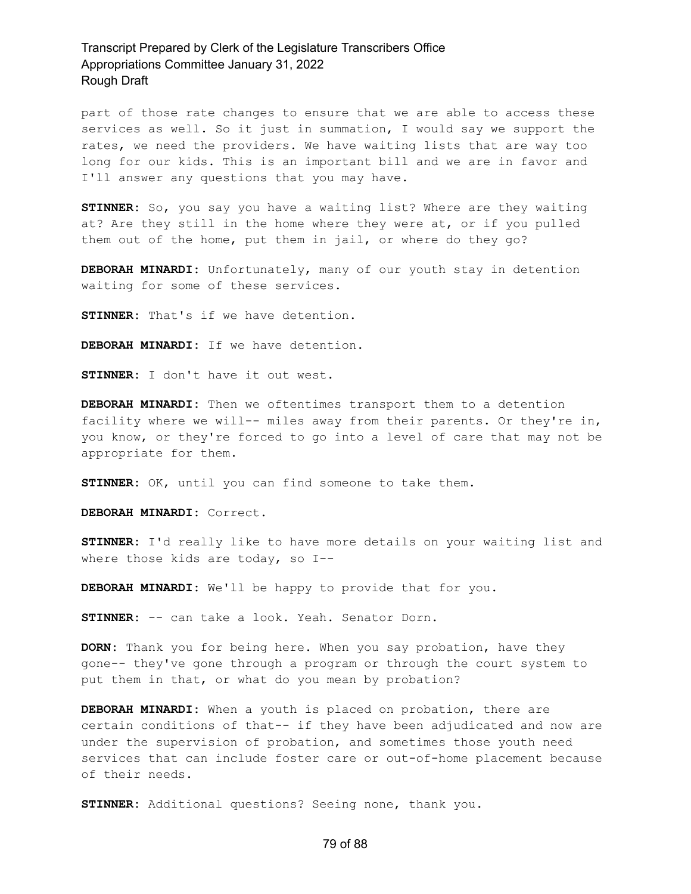part of those rate changes to ensure that we are able to access these services as well. So it just in summation, I would say we support the rates, we need the providers. We have waiting lists that are way too long for our kids. This is an important bill and we are in favor and I'll answer any questions that you may have.

**STINNER:** So, you say you have a waiting list? Where are they waiting at? Are they still in the home where they were at, or if you pulled them out of the home, put them in jail, or where do they go?

**DEBORAH MINARDI:** Unfortunately, many of our youth stay in detention waiting for some of these services.

**STINNER:** That's if we have detention.

**DEBORAH MINARDI:** If we have detention.

**STINNER:** I don't have it out west.

**DEBORAH MINARDI:** Then we oftentimes transport them to a detention facility where we will-- miles away from their parents. Or they're in, you know, or they're forced to go into a level of care that may not be appropriate for them.

**STINNER:** OK, until you can find someone to take them.

**DEBORAH MINARDI:** Correct.

**STINNER:** I'd really like to have more details on your waiting list and where those kids are today, so I--

**DEBORAH MINARDI:** We'll be happy to provide that for you.

**STINNER:** -- can take a look. Yeah. Senator Dorn.

**DORN:** Thank you for being here. When you say probation, have they gone-- they've gone through a program or through the court system to put them in that, or what do you mean by probation?

**DEBORAH MINARDI:** When a youth is placed on probation, there are certain conditions of that-- if they have been adjudicated and now are under the supervision of probation, and sometimes those youth need services that can include foster care or out-of-home placement because of their needs.

**STINNER:** Additional questions? Seeing none, thank you.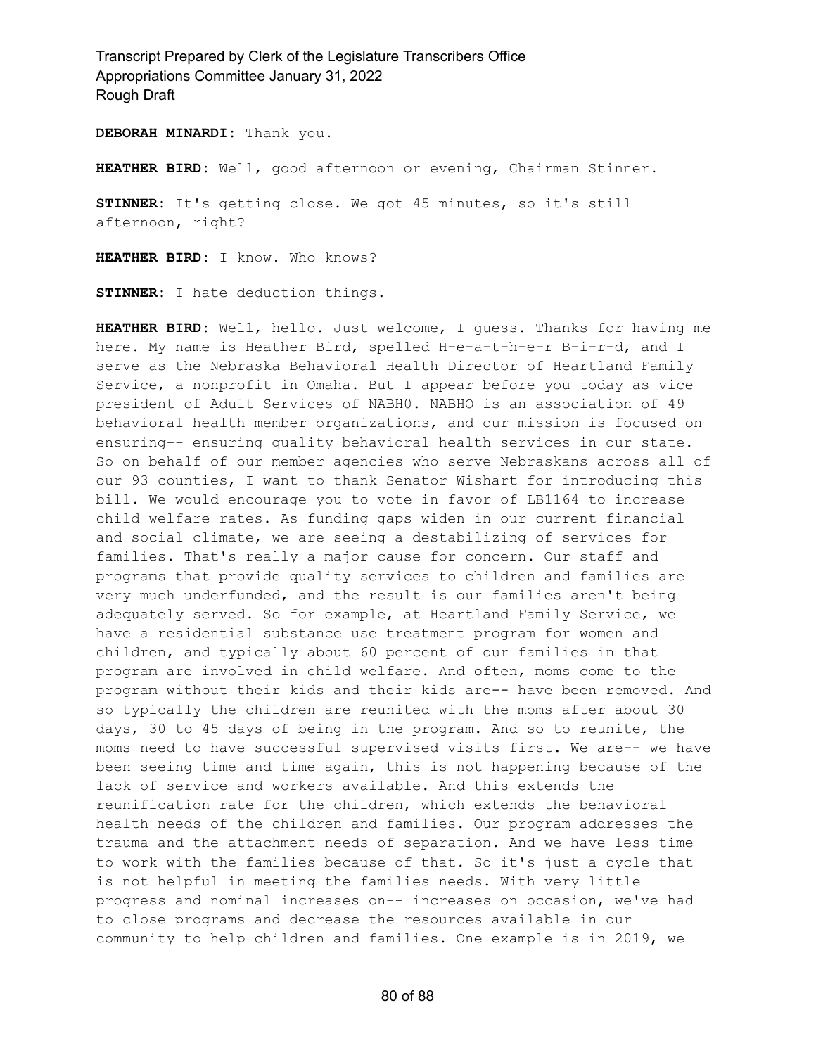**DEBORAH MINARDI:** Thank you.

**HEATHER BIRD:** Well, good afternoon or evening, Chairman Stinner.

**STINNER:** It's getting close. We got 45 minutes, so it's still afternoon, right?

**HEATHER BIRD:** I know. Who knows?

**STINNER:** I hate deduction things.

**HEATHER BIRD:** Well, hello. Just welcome, I guess. Thanks for having me here. My name is Heather Bird, spelled H-e-a-t-h-e-r B-i-r-d, and I serve as the Nebraska Behavioral Health Director of Heartland Family Service, a nonprofit in Omaha. But I appear before you today as vice president of Adult Services of NABH0. NABHO is an association of 49 behavioral health member organizations, and our mission is focused on ensuring-- ensuring quality behavioral health services in our state. So on behalf of our member agencies who serve Nebraskans across all of our 93 counties, I want to thank Senator Wishart for introducing this bill. We would encourage you to vote in favor of LB1164 to increase child welfare rates. As funding gaps widen in our current financial and social climate, we are seeing a destabilizing of services for families. That's really a major cause for concern. Our staff and programs that provide quality services to children and families are very much underfunded, and the result is our families aren't being adequately served. So for example, at Heartland Family Service, we have a residential substance use treatment program for women and children, and typically about 60 percent of our families in that program are involved in child welfare. And often, moms come to the program without their kids and their kids are-- have been removed. And so typically the children are reunited with the moms after about 30 days, 30 to 45 days of being in the program. And so to reunite, the moms need to have successful supervised visits first. We are-- we have been seeing time and time again, this is not happening because of the lack of service and workers available. And this extends the reunification rate for the children, which extends the behavioral health needs of the children and families. Our program addresses the trauma and the attachment needs of separation. And we have less time to work with the families because of that. So it's just a cycle that is not helpful in meeting the families needs. With very little progress and nominal increases on-- increases on occasion, we've had to close programs and decrease the resources available in our community to help children and families. One example is in 2019, we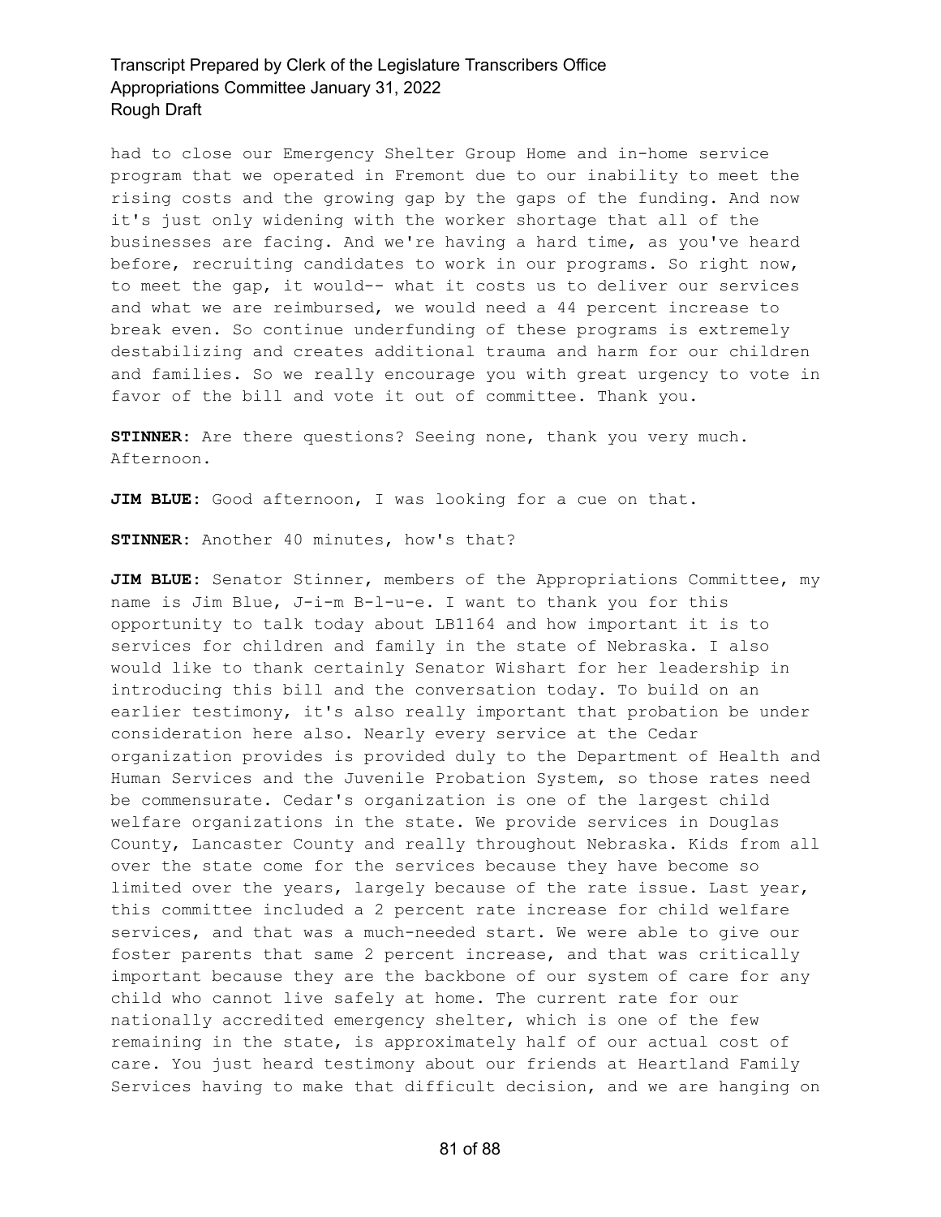had to close our Emergency Shelter Group Home and in-home service program that we operated in Fremont due to our inability to meet the rising costs and the growing gap by the gaps of the funding. And now it's just only widening with the worker shortage that all of the businesses are facing. And we're having a hard time, as you've heard before, recruiting candidates to work in our programs. So right now, to meet the gap, it would-- what it costs us to deliver our services and what we are reimbursed, we would need a 44 percent increase to break even. So continue underfunding of these programs is extremely destabilizing and creates additional trauma and harm for our children and families. So we really encourage you with great urgency to vote in favor of the bill and vote it out of committee. Thank you.

**STINNER:** Are there questions? Seeing none, thank you very much. Afternoon.

**JIM BLUE:** Good afternoon, I was looking for a cue on that.

**STINNER:** Another 40 minutes, how's that?

**JIM BLUE:** Senator Stinner, members of the Appropriations Committee, my name is Jim Blue, J-i-m B-l-u-e. I want to thank you for this opportunity to talk today about LB1164 and how important it is to services for children and family in the state of Nebraska. I also would like to thank certainly Senator Wishart for her leadership in introducing this bill and the conversation today. To build on an earlier testimony, it's also really important that probation be under consideration here also. Nearly every service at the Cedar organization provides is provided duly to the Department of Health and Human Services and the Juvenile Probation System, so those rates need be commensurate. Cedar's organization is one of the largest child welfare organizations in the state. We provide services in Douglas County, Lancaster County and really throughout Nebraska. Kids from all over the state come for the services because they have become so limited over the years, largely because of the rate issue. Last year, this committee included a 2 percent rate increase for child welfare services, and that was a much-needed start. We were able to give our foster parents that same 2 percent increase, and that was critically important because they are the backbone of our system of care for any child who cannot live safely at home. The current rate for our nationally accredited emergency shelter, which is one of the few remaining in the state, is approximately half of our actual cost of care. You just heard testimony about our friends at Heartland Family Services having to make that difficult decision, and we are hanging on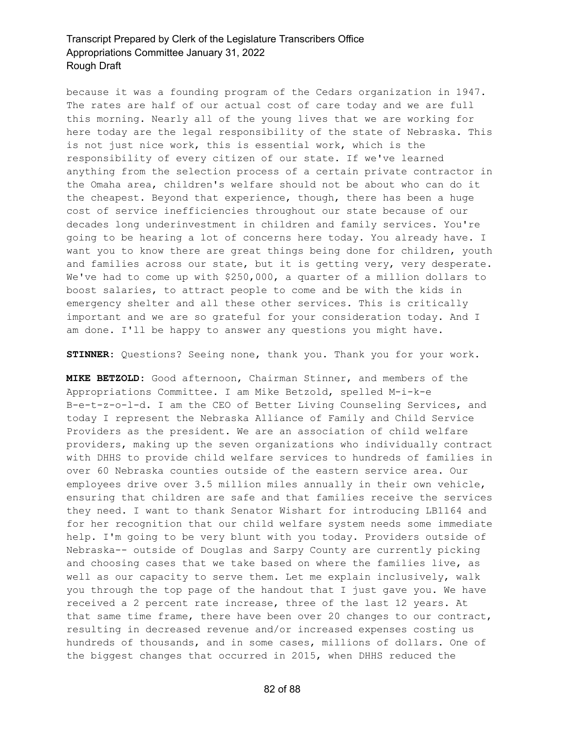because it was a founding program of the Cedars organization in 1947. The rates are half of our actual cost of care today and we are full this morning. Nearly all of the young lives that we are working for here today are the legal responsibility of the state of Nebraska. This is not just nice work, this is essential work, which is the responsibility of every citizen of our state. If we've learned anything from the selection process of a certain private contractor in the Omaha area, children's welfare should not be about who can do it the cheapest. Beyond that experience, though, there has been a huge cost of service inefficiencies throughout our state because of our decades long underinvestment in children and family services. You're going to be hearing a lot of concerns here today. You already have. I want you to know there are great things being done for children, youth and families across our state, but it is getting very, very desperate. We've had to come up with $250,000, a quarter of a million dollars to boost salaries, to attract people to come and be with the kids in emergency shelter and all these other services. This is critically important and we are so grateful for your consideration today. And I am done. I'll be happy to answer any questions you might have.

**STINNER:** Questions? Seeing none, thank you. Thank you for your work.

**MIKE BETZOLD:** Good afternoon, Chairman Stinner, and members of the Appropriations Committee. I am Mike Betzold, spelled M-i-k-e B-e-t-z-o-l-d. I am the CEO of Better Living Counseling Services, and today I represent the Nebraska Alliance of Family and Child Service Providers as the president. We are an association of child welfare providers, making up the seven organizations who individually contract with DHHS to provide child welfare services to hundreds of families in over 60 Nebraska counties outside of the eastern service area. Our employees drive over 3.5 million miles annually in their own vehicle, ensuring that children are safe and that families receive the services they need. I want to thank Senator Wishart for introducing LB1164 and for her recognition that our child welfare system needs some immediate help. I'm going to be very blunt with you today. Providers outside of Nebraska-- outside of Douglas and Sarpy County are currently picking and choosing cases that we take based on where the families live, as well as our capacity to serve them. Let me explain inclusively, walk you through the top page of the handout that I just gave you. We have received a 2 percent rate increase, three of the last 12 years. At that same time frame, there have been over 20 changes to our contract, resulting in decreased revenue and/or increased expenses costing us hundreds of thousands, and in some cases, millions of dollars. One of the biggest changes that occurred in 2015, when DHHS reduced the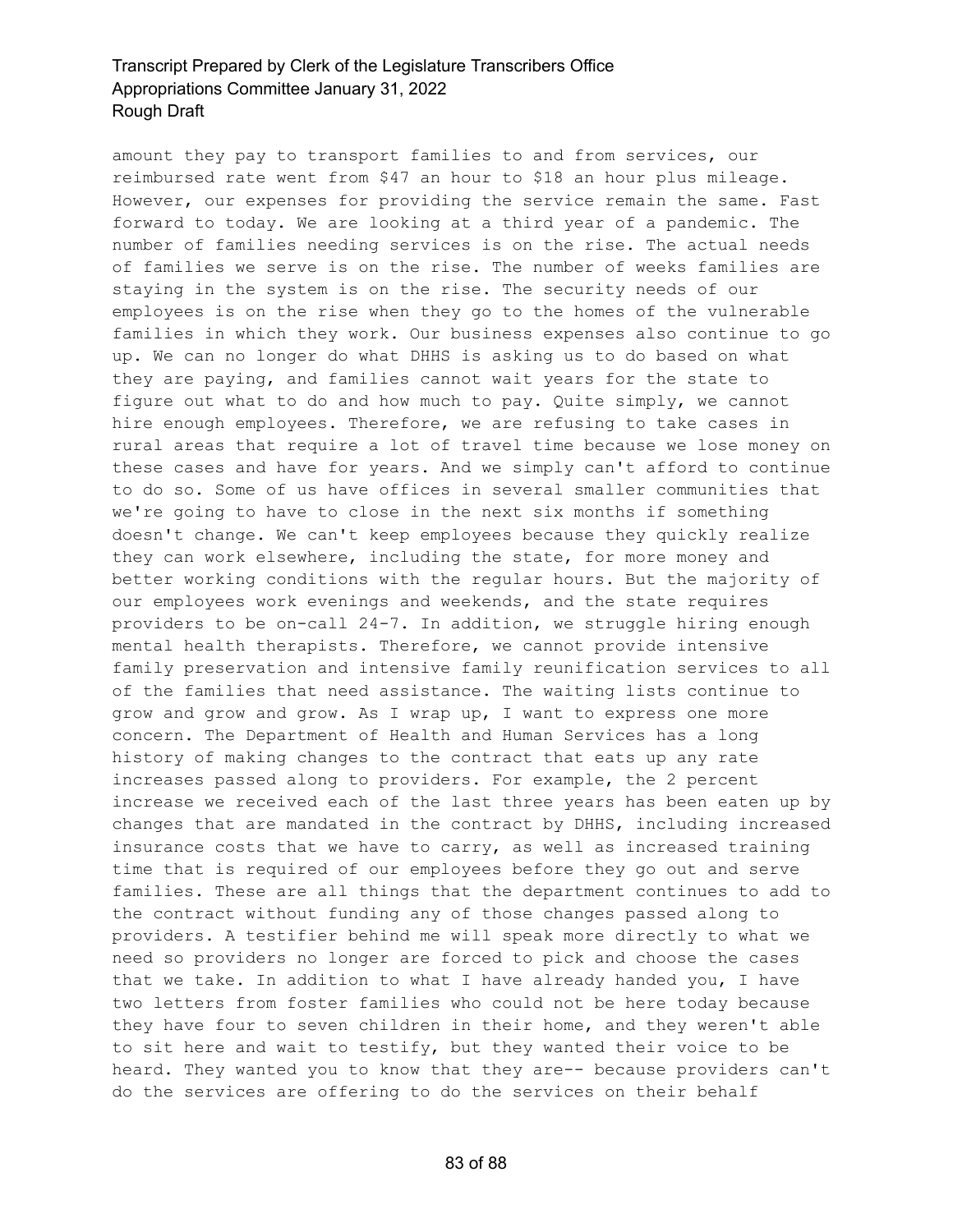amount they pay to transport families to and from services, our reimbursed rate went from $47 an hour to $18 an hour plus mileage. However, our expenses for providing the service remain the same. Fast forward to today. We are looking at a third year of a pandemic. The number of families needing services is on the rise. The actual needs of families we serve is on the rise. The number of weeks families are staying in the system is on the rise. The security needs of our employees is on the rise when they go to the homes of the vulnerable families in which they work. Our business expenses also continue to go up. We can no longer do what DHHS is asking us to do based on what they are paying, and families cannot wait years for the state to figure out what to do and how much to pay. Quite simply, we cannot hire enough employees. Therefore, we are refusing to take cases in rural areas that require a lot of travel time because we lose money on these cases and have for years. And we simply can't afford to continue to do so. Some of us have offices in several smaller communities that we're going to have to close in the next six months if something doesn't change. We can't keep employees because they quickly realize they can work elsewhere, including the state, for more money and better working conditions with the regular hours. But the majority of our employees work evenings and weekends, and the state requires providers to be on-call 24-7. In addition, we struggle hiring enough mental health therapists. Therefore, we cannot provide intensive family preservation and intensive family reunification services to all of the families that need assistance. The waiting lists continue to grow and grow and grow. As I wrap up, I want to express one more concern. The Department of Health and Human Services has a long history of making changes to the contract that eats up any rate increases passed along to providers. For example, the 2 percent increase we received each of the last three years has been eaten up by changes that are mandated in the contract by DHHS, including increased insurance costs that we have to carry, as well as increased training time that is required of our employees before they go out and serve families. These are all things that the department continues to add to the contract without funding any of those changes passed along to providers. A testifier behind me will speak more directly to what we need so providers no longer are forced to pick and choose the cases that we take. In addition to what I have already handed you, I have two letters from foster families who could not be here today because they have four to seven children in their home, and they weren't able to sit here and wait to testify, but they wanted their voice to be heard. They wanted you to know that they are-- because providers can't do the services are offering to do the services on their behalf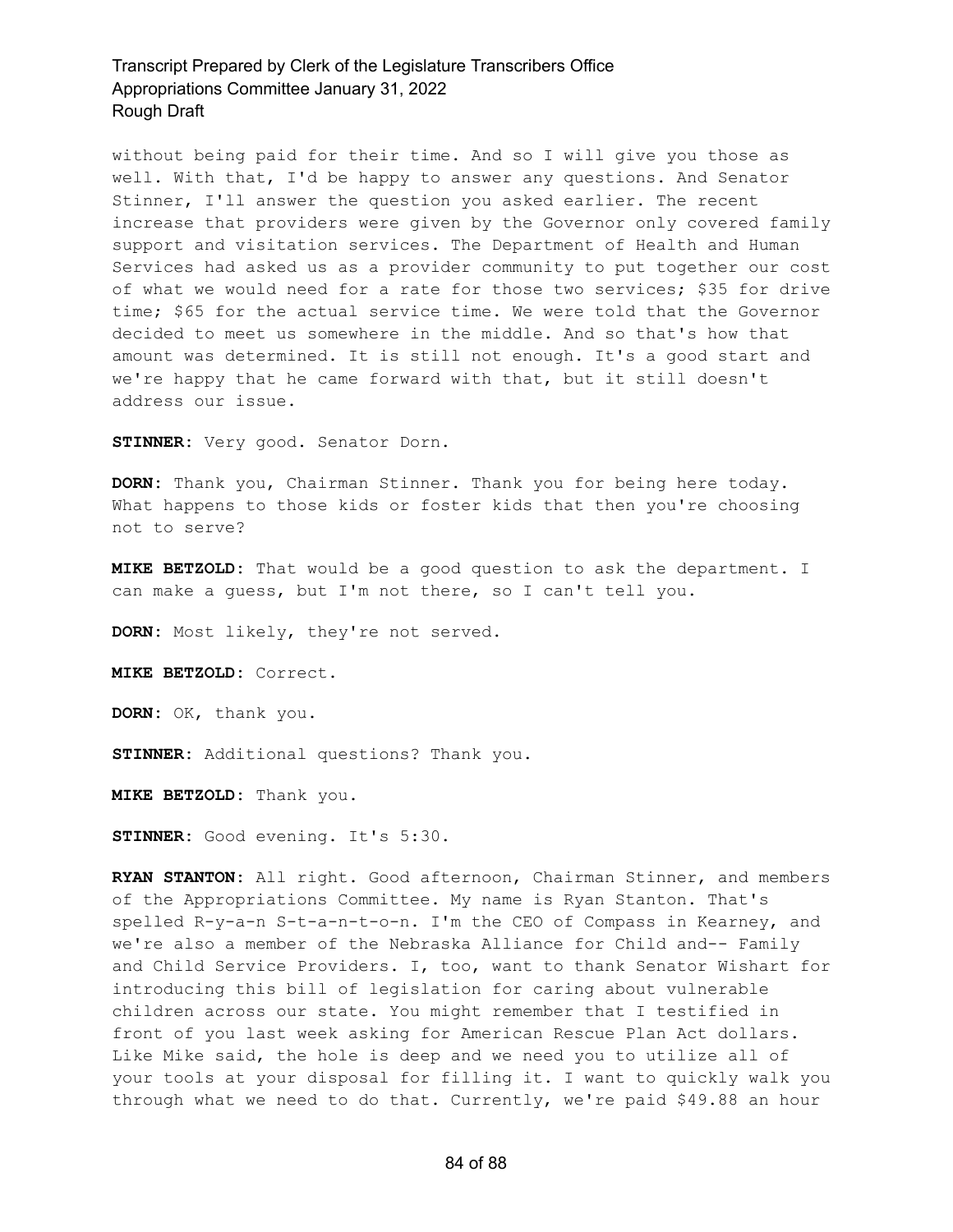without being paid for their time. And so I will give you those as well. With that, I'd be happy to answer any questions. And Senator Stinner, I'll answer the question you asked earlier. The recent increase that providers were given by the Governor only covered family support and visitation services. The Department of Health and Human Services had asked us as a provider community to put together our cost of what we would need for a rate for those two services; $35 for drive time; $65 for the actual service time. We were told that the Governor decided to meet us somewhere in the middle. And so that's how that amount was determined. It is still not enough. It's a good start and we're happy that he came forward with that, but it still doesn't address our issue.

**STINNER:** Very good. Senator Dorn.

**DORN:** Thank you, Chairman Stinner. Thank you for being here today. What happens to those kids or foster kids that then you're choosing not to serve?

**MIKE BETZOLD:** That would be a good question to ask the department. I can make a guess, but I'm not there, so I can't tell you.

**DORN:** Most likely, they're not served.

**MIKE BETZOLD:** Correct.

**DORN:** OK, thank you.

**STINNER:** Additional questions? Thank you.

**MIKE BETZOLD:** Thank you.

**STINNER:** Good evening. It's 5:30.

**RYAN STANTON:** All right. Good afternoon, Chairman Stinner, and members of the Appropriations Committee. My name is Ryan Stanton. That's spelled R-y-a-n S-t-a-n-t-o-n. I'm the CEO of Compass in Kearney, and we're also a member of the Nebraska Alliance for Child and-- Family and Child Service Providers. I, too, want to thank Senator Wishart for introducing this bill of legislation for caring about vulnerable children across our state. You might remember that I testified in front of you last week asking for American Rescue Plan Act dollars. Like Mike said, the hole is deep and we need you to utilize all of your tools at your disposal for filling it. I want to quickly walk you through what we need to do that. Currently, we're paid $49.88 an hour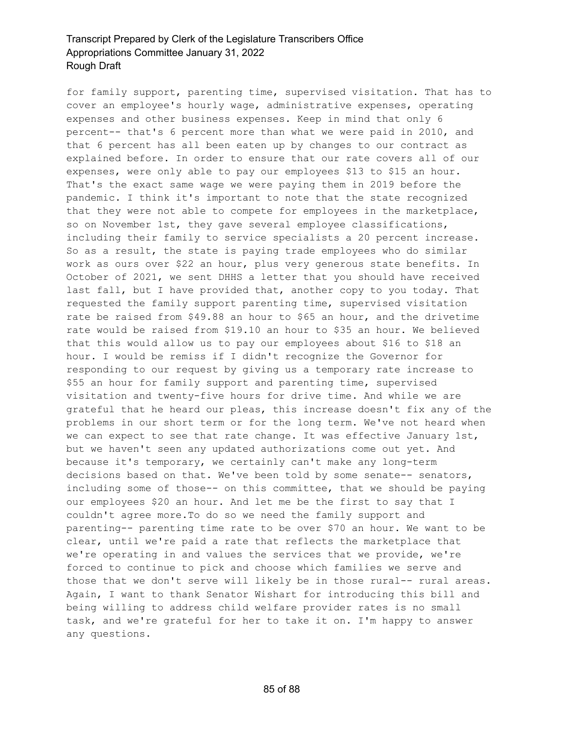for family support, parenting time, supervised visitation. That has to cover an employee's hourly wage, administrative expenses, operating expenses and other business expenses. Keep in mind that only 6 percent-- that's 6 percent more than what we were paid in 2010, and that 6 percent has all been eaten up by changes to our contract as explained before. In order to ensure that our rate covers all of our expenses, were only able to pay our employees $13 to $15 an hour. That's the exact same wage we were paying them in 2019 before the pandemic. I think it's important to note that the state recognized that they were not able to compete for employees in the marketplace, so on November 1st, they gave several employee classifications, including their family to service specialists a 20 percent increase. So as a result, the state is paying trade employees who do similar work as ours over $22 an hour, plus very generous state benefits. In October of 2021, we sent DHHS a letter that you should have received last fall, but I have provided that, another copy to you today. That requested the family support parenting time, supervised visitation rate be raised from $49.88 an hour to $65 an hour, and the drivetime rate would be raised from $19.10 an hour to $35 an hour. We believed that this would allow us to pay our employees about $16 to $18 an hour. I would be remiss if I didn't recognize the Governor for responding to our request by giving us a temporary rate increase to $55 an hour for family support and parenting time, supervised visitation and twenty-five hours for drive time. And while we are grateful that he heard our pleas, this increase doesn't fix any of the problems in our short term or for the long term. We've not heard when we can expect to see that rate change. It was effective January 1st, but we haven't seen any updated authorizations come out yet. And because it's temporary, we certainly can't make any long-term decisions based on that. We've been told by some senate-- senators, including some of those-- on this committee, that we should be paying our employees $20 an hour. And let me be the first to say that I couldn't agree more.To do so we need the family support and parenting-- parenting time rate to be over $70 an hour. We want to be clear, until we're paid a rate that reflects the marketplace that we're operating in and values the services that we provide, we're forced to continue to pick and choose which families we serve and those that we don't serve will likely be in those rural-- rural areas. Again, I want to thank Senator Wishart for introducing this bill and being willing to address child welfare provider rates is no small task, and we're grateful for her to take it on. I'm happy to answer any questions.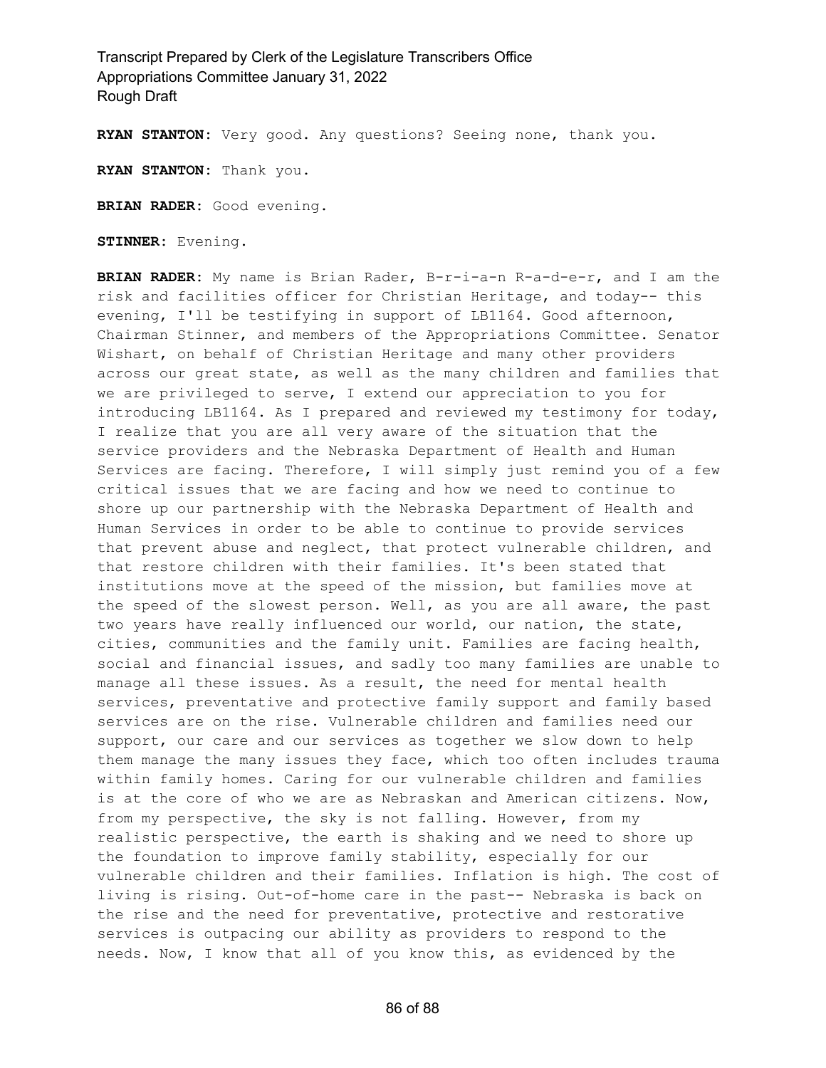**RYAN STANTON:** Very good. Any questions? Seeing none, thank you.

**RYAN STANTON:** Thank you.

**BRIAN RADER:** Good evening.

**STINNER:** Evening.

**BRIAN RADER:** My name is Brian Rader, B-r-i-a-n R-a-d-e-r, and I am the risk and facilities officer for Christian Heritage, and today-- this evening, I'll be testifying in support of LB1164. Good afternoon, Chairman Stinner, and members of the Appropriations Committee. Senator Wishart, on behalf of Christian Heritage and many other providers across our great state, as well as the many children and families that we are privileged to serve, I extend our appreciation to you for introducing LB1164. As I prepared and reviewed my testimony for today, I realize that you are all very aware of the situation that the service providers and the Nebraska Department of Health and Human Services are facing. Therefore, I will simply just remind you of a few critical issues that we are facing and how we need to continue to shore up our partnership with the Nebraska Department of Health and Human Services in order to be able to continue to provide services that prevent abuse and neglect, that protect vulnerable children, and that restore children with their families. It's been stated that institutions move at the speed of the mission, but families move at the speed of the slowest person. Well, as you are all aware, the past two years have really influenced our world, our nation, the state, cities, communities and the family unit. Families are facing health, social and financial issues, and sadly too many families are unable to manage all these issues. As a result, the need for mental health services, preventative and protective family support and family based services are on the rise. Vulnerable children and families need our support, our care and our services as together we slow down to help them manage the many issues they face, which too often includes trauma within family homes. Caring for our vulnerable children and families is at the core of who we are as Nebraskan and American citizens. Now, from my perspective, the sky is not falling. However, from my realistic perspective, the earth is shaking and we need to shore up the foundation to improve family stability, especially for our vulnerable children and their families. Inflation is high. The cost of living is rising. Out-of-home care in the past-- Nebraska is back on the rise and the need for preventative, protective and restorative services is outpacing our ability as providers to respond to the needs. Now, I know that all of you know this, as evidenced by the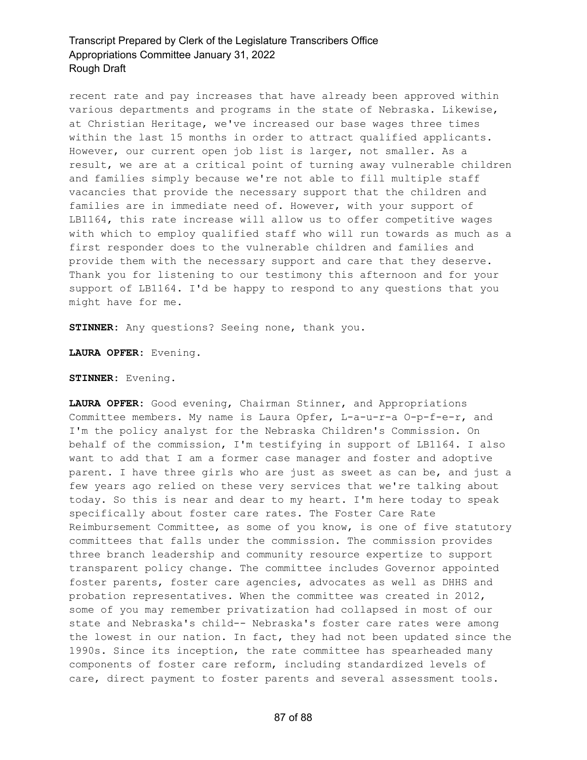recent rate and pay increases that have already been approved within various departments and programs in the state of Nebraska. Likewise, at Christian Heritage, we've increased our base wages three times within the last 15 months in order to attract qualified applicants. However, our current open job list is larger, not smaller. As a result, we are at a critical point of turning away vulnerable children and families simply because we're not able to fill multiple staff vacancies that provide the necessary support that the children and families are in immediate need of. However, with your support of LB1164, this rate increase will allow us to offer competitive wages with which to employ qualified staff who will run towards as much as a first responder does to the vulnerable children and families and provide them with the necessary support and care that they deserve. Thank you for listening to our testimony this afternoon and for your support of LB1164. I'd be happy to respond to any questions that you might have for me.

**STINNER:** Any questions? Seeing none, thank you.

**LAURA OPFER:** Evening.

**STINNER:** Evening.

**LAURA OPFER:** Good evening, Chairman Stinner, and Appropriations Committee members. My name is Laura Opfer, L-a-u-r-a O-p-f-e-r, and I'm the policy analyst for the Nebraska Children's Commission. On behalf of the commission, I'm testifying in support of LB1164. I also want to add that I am a former case manager and foster and adoptive parent. I have three girls who are just as sweet as can be, and just a few years ago relied on these very services that we're talking about today. So this is near and dear to my heart. I'm here today to speak specifically about foster care rates. The Foster Care Rate Reimbursement Committee, as some of you know, is one of five statutory committees that falls under the commission. The commission provides three branch leadership and community resource expertize to support transparent policy change. The committee includes Governor appointed foster parents, foster care agencies, advocates as well as DHHS and probation representatives. When the committee was created in 2012, some of you may remember privatization had collapsed in most of our state and Nebraska's child-- Nebraska's foster care rates were among the lowest in our nation. In fact, they had not been updated since the 1990s. Since its inception, the rate committee has spearheaded many components of foster care reform, including standardized levels of care, direct payment to foster parents and several assessment tools.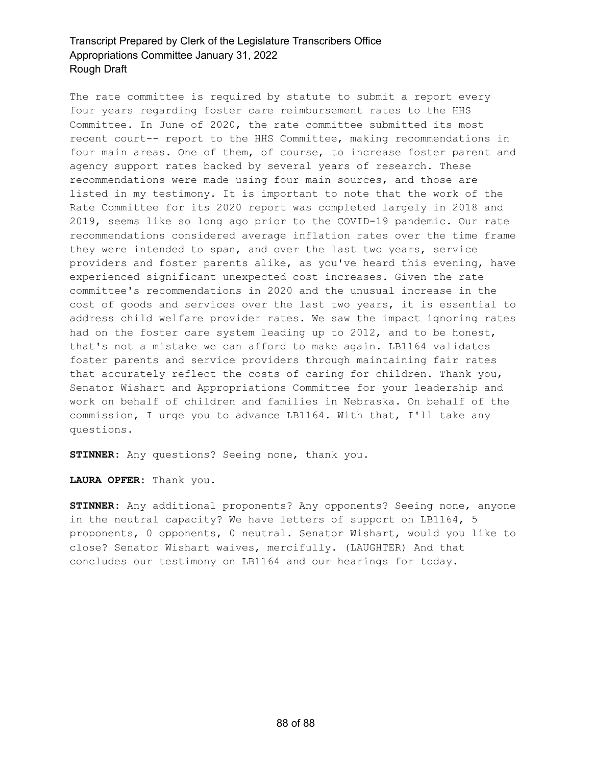The rate committee is required by statute to submit a report every four years regarding foster care reimbursement rates to the HHS Committee. In June of 2020, the rate committee submitted its most recent court-- report to the HHS Committee, making recommendations in four main areas. One of them, of course, to increase foster parent and agency support rates backed by several years of research. These recommendations were made using four main sources, and those are listed in my testimony. It is important to note that the work of the Rate Committee for its 2020 report was completed largely in 2018 and 2019, seems like so long ago prior to the COVID-19 pandemic. Our rate recommendations considered average inflation rates over the time frame they were intended to span, and over the last two years, service providers and foster parents alike, as you've heard this evening, have experienced significant unexpected cost increases. Given the rate committee's recommendations in 2020 and the unusual increase in the cost of goods and services over the last two years, it is essential to address child welfare provider rates. We saw the impact ignoring rates had on the foster care system leading up to 2012, and to be honest, that's not a mistake we can afford to make again. LB1164 validates foster parents and service providers through maintaining fair rates that accurately reflect the costs of caring for children. Thank you, Senator Wishart and Appropriations Committee for your leadership and work on behalf of children and families in Nebraska. On behalf of the commission, I urge you to advance LB1164. With that, I'll take any questions.

**STINNER:** Any questions? Seeing none, thank you.

**LAURA OPFER:** Thank you.

**STINNER:** Any additional proponents? Any opponents? Seeing none, anyone in the neutral capacity? We have letters of support on LB1164, 5 proponents, 0 opponents, 0 neutral. Senator Wishart, would you like to close? Senator Wishart waives, mercifully. (LAUGHTER) And that concludes our testimony on LB1164 and our hearings for today.